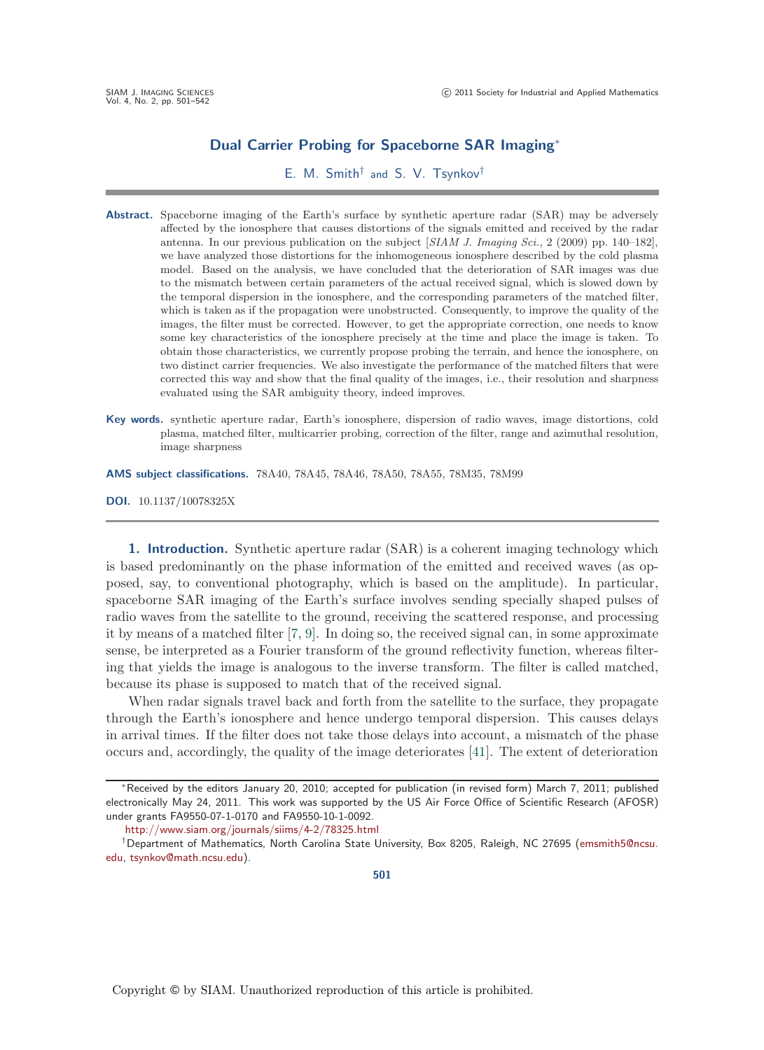# Dual Carrier Probing for Spaceborne SAR Imaging*

E. M. Smith† and S. V. Tsynkov†

**Abstract.** Spaceborne imaging of the Earth's surface by synthetic aperture radar (SAR) may be adversely affected by the ionosphere that causes distortions of the signals emitted and received by the radar antenna. In our previous publication on the subject [*SIAM J. Imaging Sci.*, 2 (2009) pp. 140–182], we have analyzed those distortions for the inhomogeneous ionosphere described by the cold plasma model. Based on the analysis, we have concluded that the deterioration of SAR images was due to the mismatch between certain parameters of the actual received signal, which is slowed down by the temporal dispersion in the ionosphere, and the corresponding parameters of the matched filter, which is taken as if the propagation were unobstructed. Consequently, to improve the quality of the images, the filter must be corrected. However, to get the appropriate correction, one needs to know some key characteristics of the ionosphere precisely at the time and place the image is taken. To obtain those characteristics, we currently propose probing the terrain, and hence the ionosphere, on two distinct carrier frequencies. We also investigate the performance of the matched filters that were corrected this way and show that the final quality of the images, i.e., their resolution and sharpness evaluated using the SAR ambiguity theory, indeed improves.

**Key words.** synthetic aperture radar, Earth's ionosphere, dispersion of radio waves, image distortions, cold plasma, matched filter, multicarrier probing, correction of the filter, range and azimuthal resolution, image sharpness

**AMS subject classifications.** 78A40, 78A45, 78A46, 78A50, 78A55, 78M35, 78M99

**DOI.** 10.1137/10078325X

## 1. Introduction.

Synthetic aperture radar (SAR) is a coherent imaging technology which is based predominantly on the phase information of the emitted and received waves (as opposed, say, to conventional photography, which is based on the amplitude). In particular, spaceborne SAR imaging of the Earth's surface involves sending specially shaped pulses of radio waves from the satellite to the ground, receiving the scattered response, and processing it by means of a matched filter [7, 9]. In doing so, the received signal can, in some approximate sense, be interpreted as a Fourier transform of the ground reflectivity function, whereas filtering that yields the image is analogous to the inverse transform. The filter is called matched, because its phase is supposed to match that of the received signal.

When radar signals travel back and forth from the satellite to the surface, they propagate through the Earth's ionosphere and hence undergo temporal dispersion. This causes delays in arrival times. If the filter does not take those delays into account, a mismatch of the phase occurs and, accordingly, the quality of the image deteriorates [41]. The extent of deterioration

---

*Received by the editors January 20, 2010; accepted for publication (in revised form) March 7, 2011; published electronically May 24, 2011. This work was supported by the US Air Force Office of Scientific Research (AFOSR) under grants FA9550-07-1-0170 and FA9550-10-1-0092.

http://www.siam.org/journals/siims/4-2/78325.html

†Department of Mathematics, North Carolina State University, Box 8205, Raleigh, NC 27695 (emsmith5@ncsu.edu, tsynkov@math.ncsu.edu).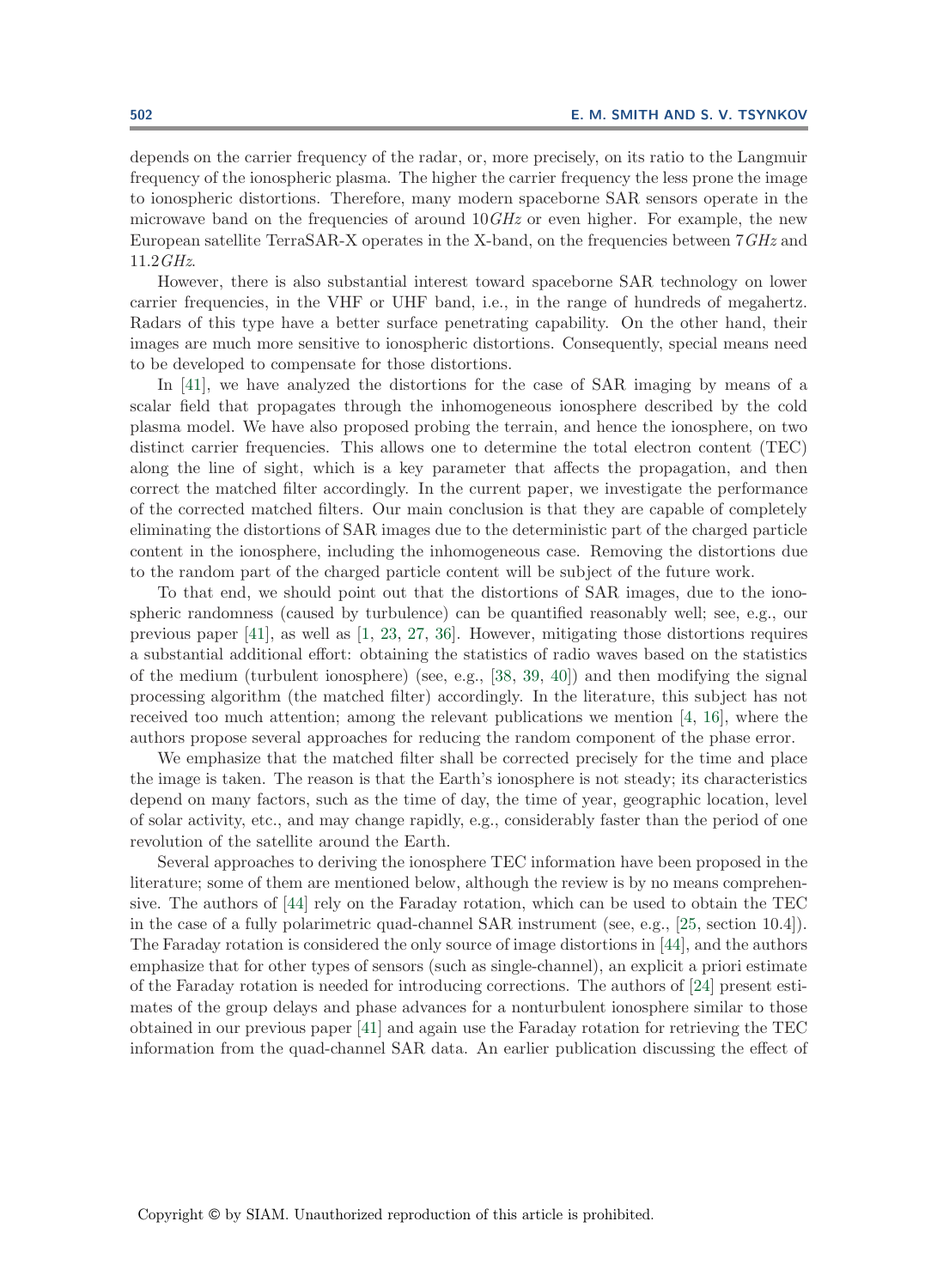depends on the carrier frequency of the radar, or, more precisely, on its ratio to the Langmuir frequency of the ionospheric plasma. The higher the carrier frequency the less prone the image to ionospheric distortions. Therefore, many modern spaceborne SAR sensors operate in the microwave band on the frequencies of around $10GHz$ or even higher. For example, the new European satellite TerraSAR-X operates in the X-band, on the frequencies between $7GHz$ and $11.2GHz$.

However, there is also substantial interest toward spaceborne SAR technology on lower carrier frequencies, in the VHF or UHF band, i.e., in the range of hundreds of megahertz. Radars of this type have a better surface penetrating capability. On the other hand, their images are much more sensitive to ionospheric distortions. Consequently, special means need to be developed to compensate for those distortions.

In [41], we have analyzed the distortions for the case of SAR imaging by means of a scalar field that propagates through the inhomogeneous ionosphere described by the cold plasma model. We have also proposed probing the terrain, and hence the ionosphere, on two distinct carrier frequencies. This allows one to determine the total electron content (TEC) along the line of sight, which is a key parameter that affects the propagation, and then correct the matched filter accordingly. In the current paper, we investigate the performance of the corrected matched filters. Our main conclusion is that they are capable of completely eliminating the distortions of SAR images due to the deterministic part of the charged particle content in the ionosphere, including the inhomogeneous case. Removing the distortions due to the random part of the charged particle content will be subject of the future work.

To that end, we should point out that the distortions of SAR images, due to the ionospheric randomness (caused by turbulence) can be quantified reasonably well; see, e.g., our previous paper [41], as well as [1, 23, 27, 36]. However, mitigating those distortions requires a substantial additional effort: obtaining the statistics of radio waves based on the statistics of the medium (turbulent ionosphere) (see, e.g., [38, 39, 40]) and then modifying the signal processing algorithm (the matched filter) accordingly. In the literature, this subject has not received too much attention; among the relevant publications we mention [4, 16], where the authors propose several approaches for reducing the random component of the phase error.

We emphasize that the matched filter shall be corrected precisely for the time and place the image is taken. The reason is that the Earth's ionosphere is not steady; its characteristics depend on many factors, such as the time of day, the time of year, geographic location, level of solar activity, etc., and may change rapidly, e.g., considerably faster than the period of one revolution of the satellite around the Earth.

Several approaches to deriving the ionosphere TEC information have been proposed in the literature; some of them are mentioned below, although the review is by no means comprehensive. The authors of [44] rely on the Faraday rotation, which can be used to obtain the TEC in the case of a fully polarimetric quad-channel SAR instrument (see, e.g., [25, section 10.4]). The Faraday rotation is considered the only source of image distortions in [44], and the authors emphasize that for other types of sensors (such as single-channel), an explicit a priori estimate of the Faraday rotation is needed for introducing corrections. The authors of [24] present estimates of the group delays and phase advances for a nonturbulent ionosphere similar to those obtained in our previous paper [41] and again use the Faraday rotation for retrieving the TEC information from the quad-channel SAR data. An earlier publication discussing the effect of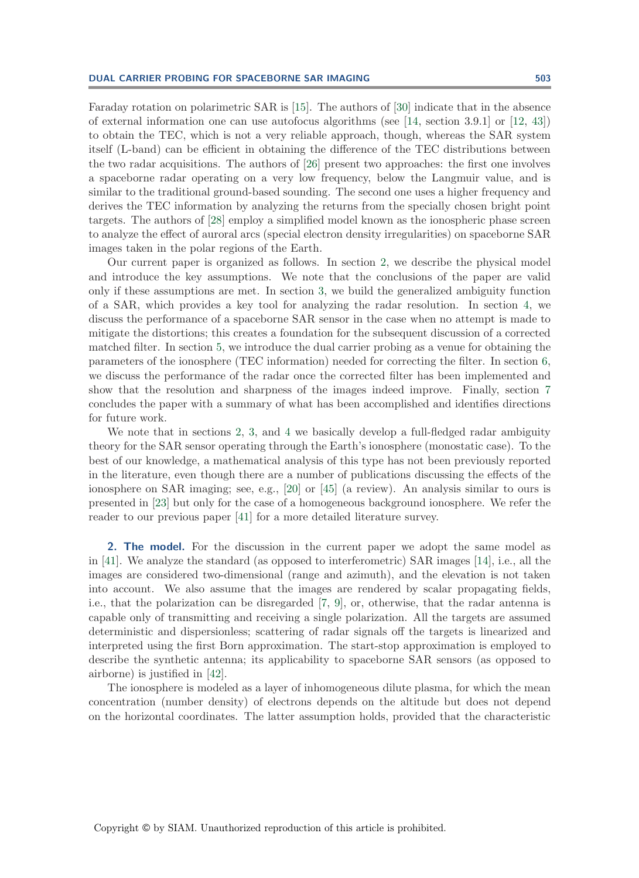Faraday rotation on polarimetric SAR is [15]. The authors of [30] indicate that in the absence of external information one can use autofocus algorithms (see [14, section 3.9.1] or [12, 43]) to obtain the TEC, which is not a very reliable approach, though, whereas the SAR system itself (L-band) can be efficient in obtaining the difference of the TEC distributions between the two radar acquisitions. The authors of [26] present two approaches: the first one involves a spaceborne radar operating on a very low frequency, below the Langmuir value, and is similar to the traditional ground-based sounding. The second one uses a higher frequency and derives the TEC information by analyzing the returns from the specially chosen bright point targets. The authors of [28] employ a simplified model known as the ionospheric phase screen to analyze the effect of auroral arcs (special electron density irregularities) on spaceborne SAR images taken in the polar regions of the Earth.

Our current paper is organized as follows. In section 2, we describe the physical model and introduce the key assumptions. We note that the conclusions of the paper are valid only if these assumptions are met. In section 3, we build the generalized ambiguity function of a SAR, which provides a key tool for analyzing the radar resolution. In section 4, we discuss the performance of a spaceborne SAR sensor in the case when no attempt is made to mitigate the distortions; this creates a foundation for the subsequent discussion of a corrected matched filter. In section 5, we introduce the dual carrier probing as a venue for obtaining the parameters of the ionosphere (TEC information) needed for correcting the filter. In section 6, we discuss the performance of the radar once the corrected filter has been implemented and show that the resolution and sharpness of the images indeed improve. Finally, section 7 concludes the paper with a summary of what has been accomplished and identifies directions for future work.

We note that in sections 2, 3, and 4 we basically develop a full-fledged radar ambiguity theory for the SAR sensor operating through the Earth's ionosphere (monostatic case). To the best of our knowledge, a mathematical analysis of this type has not been previously reported in the literature, even though there are a number of publications discussing the effects of the ionosphere on SAR imaging; see, e.g., [20] or [45] (a review). An analysis similar to ours is presented in [23] but only for the case of a homogeneous background ionosphere. We refer the reader to our previous paper [41] for a more detailed literature survey.

## 2. The model.

For the discussion in the current paper we adopt the same model as in [41]. We analyze the standard (as opposed to interferometric) SAR images [14], i.e., all the images are considered two-dimensional (range and azimuth), and the elevation is not taken into account. We also assume that the images are rendered by scalar propagating fields, i.e., that the polarization can be disregarded [7, 9], or, otherwise, that the radar antenna is capable only of transmitting and receiving a single polarization. All the targets are assumed deterministic and dispersionless; scattering of radar signals off the targets is linearized and interpreted using the first Born approximation. The start-stop approximation is employed to describe the synthetic antenna; its applicability to spaceborne SAR sensors (as opposed to airborne) is justified in [42].

The ionosphere is modeled as a layer of inhomogeneous dilute plasma, for which the mean concentration (number density) of electrons depends on the altitude but does not depend on the horizontal coordinates. The latter assumption holds, provided that the characteristic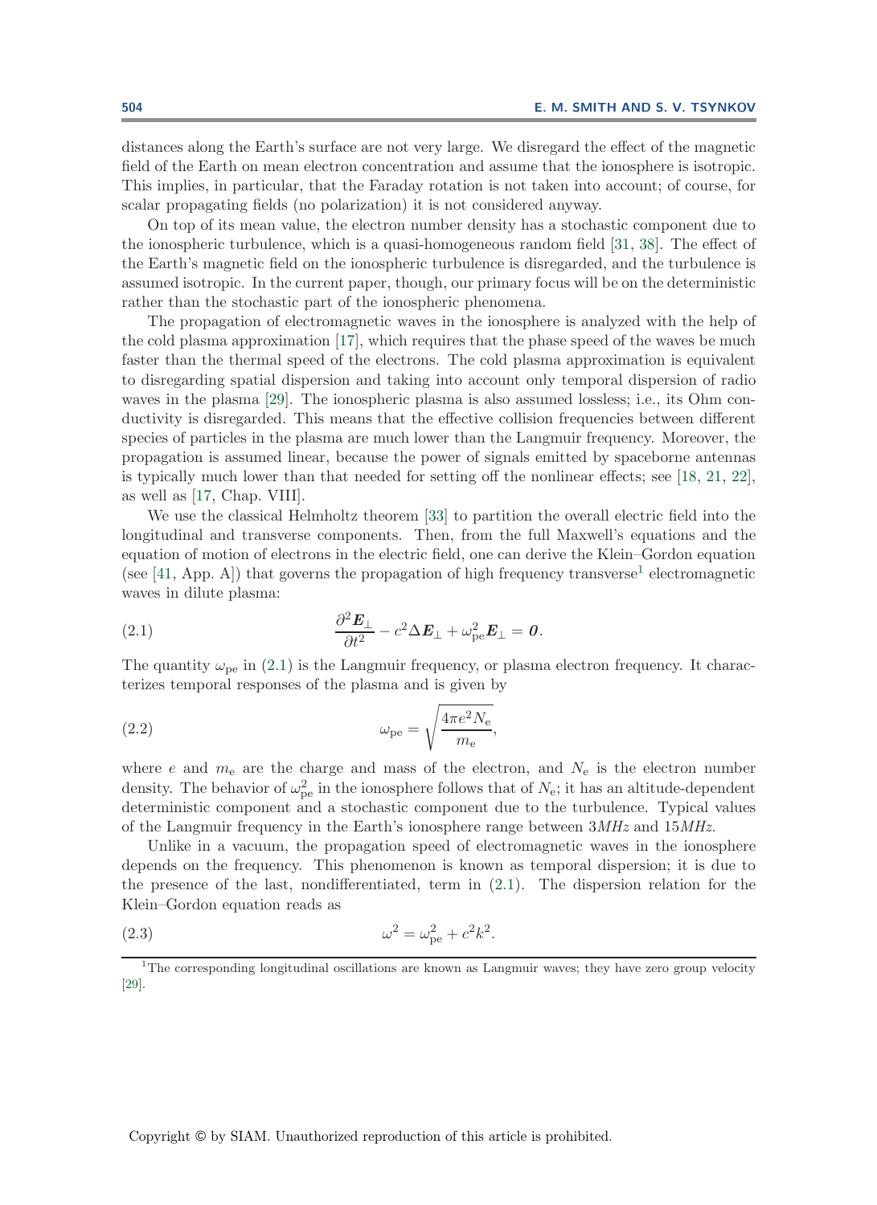distances along the Earth's surface are not very large. We disregard the effect of the magnetic field of the Earth on mean electron concentration and assume that the ionosphere is isotropic. This implies, in particular, that the Faraday rotation is not taken into account; of course, for scalar propagating fields (no polarization) it is not considered anyway.

On top of its mean value, the electron number density has a stochastic component due to the ionospheric turbulence, which is a quasi-homogeneous random field [31, 38]. The effect of the Earth's magnetic field on the ionospheric turbulence is disregarded, and the turbulence is assumed isotropic. In the current paper, though, our primary focus will be on the deterministic rather than the stochastic part of the ionospheric phenomena.

The propagation of electromagnetic waves in the ionosphere is analyzed with the help of the cold plasma approximation [17], which requires that the phase speed of the waves be much faster than the thermal speed of the electrons. The cold plasma approximation is equivalent to disregarding spatial dispersion and taking into account only temporal dispersion of radio waves in the plasma [29]. The ionospheric plasma is also assumed lossless; i.e., its Ohm conductivity is disregarded. This means that the effective collision frequencies between different species of particles in the plasma are much lower than the Langmuir frequency. Moreover, the propagation is assumed linear, because the power of signals emitted by spaceborne antennas is typically much lower than that needed for setting off the nonlinear effects; see [18, 21, 22], as well as [17, Chap. VIII].

We use the classical Helmholtz theorem [33] to partition the overall electric field into the longitudinal and transverse components. Then, from the full Maxwell's equations and the equation of motion of electrons in the electric field, one can derive the Klein–Gordon equation (see [41, App. A]) that governs the propagation of high frequency transverse[1] electromagnetic waves in dilute plasma:

$$\frac{\partial^2 \boldsymbol{E}_\perp}{\partial t^2} - c^2 \Delta \boldsymbol{E}_\perp + \omega_{\text{pe}}^2 \boldsymbol{E}_\perp = \boldsymbol{0}. \tag{2.1}$$

The quantity $\omega_{\text{pe}}$ in (2.1) is the Langmuir frequency, or plasma electron frequency. It characterizes temporal responses of the plasma and is given by

$$\omega_{\text{pe}} = \sqrt{\frac{4\pi e^2 N_{\text{e}}}{m_{\text{e}}}}, \tag{2.2}$$

where $e$ and $m_{\text{e}}$ are the charge and mass of the electron, and $N_{\text{e}}$ is the electron number density. The behavior of $\omega_{\text{pe}}^2$ in the ionosphere follows that of $N_{\text{e}}$; it has an altitude-dependent deterministic component and a stochastic component due to the turbulence. Typical values of the Langmuir frequency in the Earth's ionosphere range between $3MHz$ and $15MHz$.

Unlike in a vacuum, the propagation speed of electromagnetic waves in the ionosphere depends on the frequency. This phenomenon is known as temporal dispersion; it is due to the presence of the last, nondifferentiated, term in (2.1). The dispersion relation for the Klein–Gordon equation reads as

$$\omega^2 = \omega_{\text{pe}}^2 + c^2 k^2. \tag{2.3}$$

---

[1] The corresponding longitudinal oscillations are known as Langmuir waves; they have zero group velocity [29].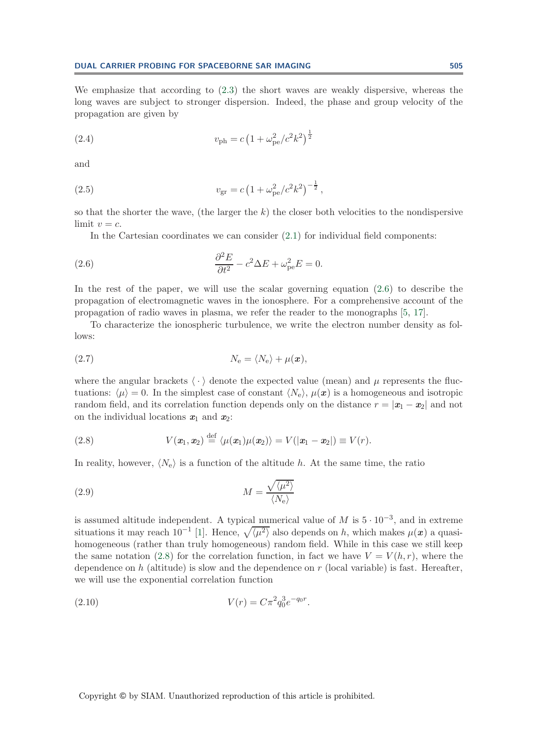We emphasize that according to (2.3) the short waves are weakly dispersive, whereas the long waves are subject to stronger dispersion. Indeed, the phase and group velocity of the propagation are given by

$$v_{\text{ph}} = c\left(1 + \omega_{\text{pe}}^2/c^2k^2\right)^{\frac{1}{2}} \tag{2.4}$$

and

$$v_{\text{gr}} = c\left(1 + \omega_{\text{pe}}^2/c^2k^2\right)^{-\frac{1}{2}}, \tag{2.5}$$

so that the shorter the wave, (the larger the $k$) the closer both velocities to the nondispersive limit $v = c$.

In the Cartesian coordinates we can consider (2.1) for individual field components:

$$\frac{\partial^2 E}{\partial t^2} - c^2 \Delta E + \omega_{\text{pe}}^2 E = 0. \tag{2.6}$$

In the rest of the paper, we will use the scalar governing equation (2.6) to describe the propagation of electromagnetic waves in the ionosphere. For a comprehensive account of the propagation of radio waves in plasma, we refer the reader to the monographs [5, 17].

To characterize the ionospheric turbulence, we write the electron number density as follows:

$$N_{\text{e}} = \langle N_{\text{e}} \rangle + \mu(\boldsymbol{x}), \tag{2.7}$$

where the angular brackets $\langle \cdot \rangle$ denote the expected value (mean) and $\mu$ represents the fluctuations: $\langle \mu \rangle = 0$. In the simplest case of constant $\langle N_{\text{e}} \rangle$, $\mu(\boldsymbol{x})$ is a homogeneous and isotropic random field, and its correlation function depends only on the distance $r = |\boldsymbol{x}_1 - \boldsymbol{x}_2|$ and not on the individual locations $\boldsymbol{x}_1$ and $\boldsymbol{x}_2$:

$$V(\boldsymbol{x}_1, \boldsymbol{x}_2) \stackrel{\text{def}}{=} \langle \mu(\boldsymbol{x}_1)\mu(\boldsymbol{x}_2) \rangle = V(|\boldsymbol{x}_1 - \boldsymbol{x}_2|) \equiv V(r). \tag{2.8}$$

In reality, however, $\langle N_{\text{e}} \rangle$ is a function of the altitude $h$. At the same time, the ratio

$$M = \frac{\sqrt{\langle \mu^2 \rangle}}{\langle N_{\text{e}} \rangle} \tag{2.9}$$

is assumed altitude independent. A typical numerical value of $M$ is $5 \cdot 10^{-3}$, and in extreme situations it may reach $10^{-1}$ [1]. Hence, $\sqrt{\langle \mu^2 \rangle}$ also depends on $h$, which makes $\mu(\boldsymbol{x})$ a quasi-homogeneous (rather than truly homogeneous) random field. While in this case we still keep the same notation (2.8) for the correlation function, in fact we have $V = V(h, r)$, where the dependence on $h$ (altitude) is slow and the dependence on $r$ (local variable) is fast. Hereafter, we will use the exponential correlation function

$$V(r) = C\pi^2 q_0^3 e^{-q_0 r}. \tag{2.10}$$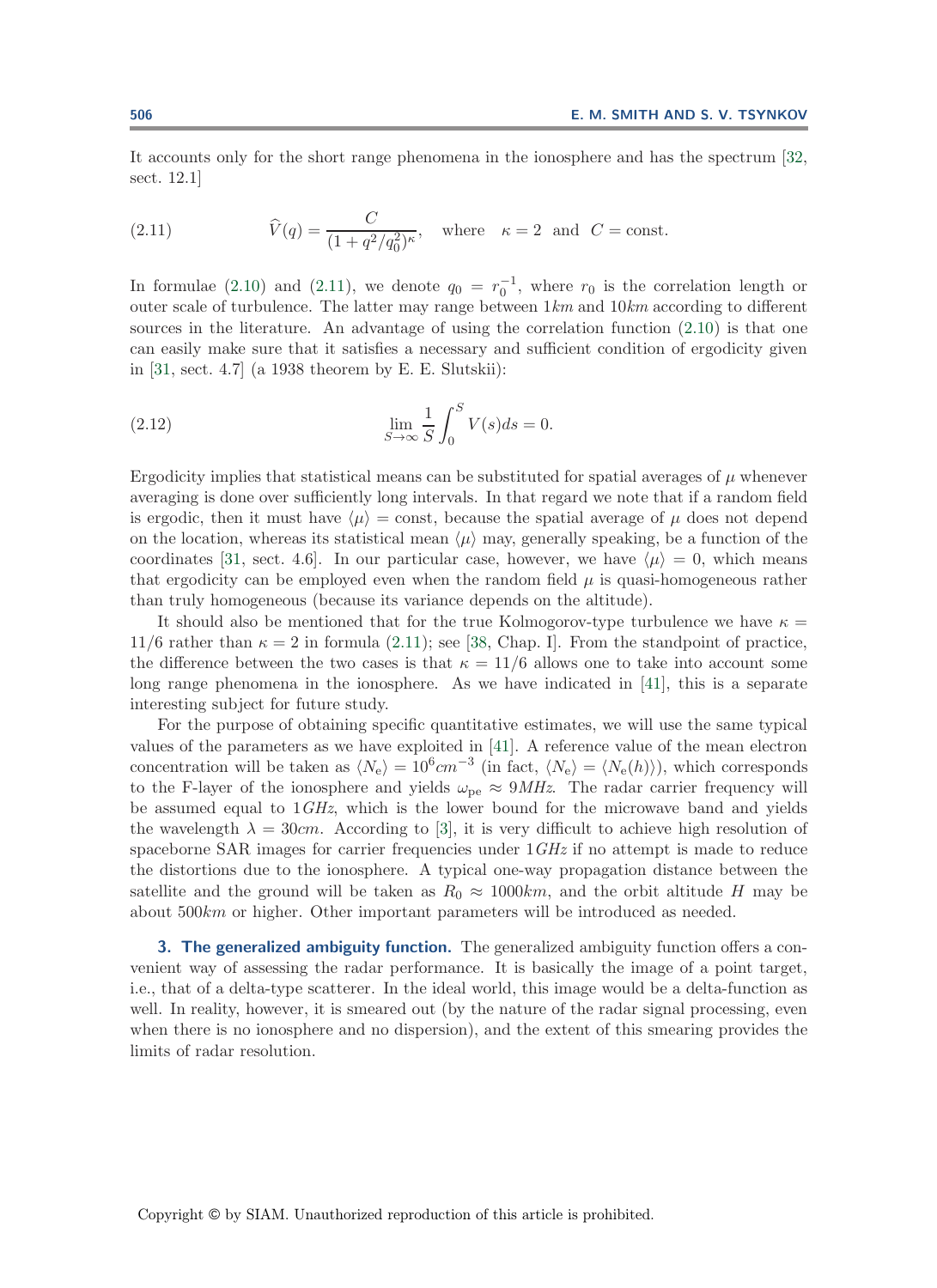It accounts only for the short range phenomena in the ionosphere and has the spectrum [32, sect. 12.1]

$$\widehat{V}(q) = \frac{C}{(1 + q^2/q_0^2)^\kappa}, \quad \text{where} \quad \kappa = 2 \quad \text{and} \quad C = \text{const.} \tag{2.11}$$

In formulae (2.10) and (2.11), we denote $q_0 = r_0^{-1}$, where $r_0$ is the correlation length or outer scale of turbulence. The latter may range between $1km$ and $10km$ according to different sources in the literature. An advantage of using the correlation function (2.10) is that one can easily make sure that it satisfies a necessary and sufficient condition of ergodicity given in [31, sect. 4.7] (a 1938 theorem by E. E. Slutskii):

$$\lim_{S \to \infty} \frac{1}{S} \int_0^S V(s) ds = 0. \tag{2.12}$$

Ergodicity implies that statistical means can be substituted for spatial averages of $\mu$ whenever averaging is done over sufficiently long intervals. In that regard we note that if a random field is ergodic, then it must have $\langle \mu \rangle = \text{const}$, because the spatial average of $\mu$ does not depend on the location, whereas its statistical mean $\langle \mu \rangle$ may, generally speaking, be a function of the coordinates [31, sect. 4.6]. In our particular case, however, we have $\langle \mu \rangle = 0$, which means that ergodicity can be employed even when the random field $\mu$ is quasi-homogeneous rather than truly homogeneous (because its variance depends on the altitude).

It should also be mentioned that for the true Kolmogorov-type turbulence we have $\kappa = 11/6$ rather than $\kappa = 2$ in formula (2.11); see [38, Chap. I]. From the standpoint of practice, the difference between the two cases is that $\kappa = 11/6$ allows one to take into account some long range phenomena in the ionosphere. As we have indicated in [41], this is a separate interesting subject for future study.

For the purpose of obtaining specific quantitative estimates, we will use the same typical values of the parameters as we have exploited in [41]. A reference value of the mean electron concentration will be taken as $\langle N_{\rm e} \rangle = 10^6 cm^{-3}$ (in fact, $\langle N_{\rm e} \rangle = \langle N_{\rm e}(h) \rangle$), which corresponds to the F-layer of the ionosphere and yields $\omega_{\rm pe} \approx 9MHz$. The radar carrier frequency will be assumed equal to $1GHz$, which is the lower bound for the microwave band and yields the wavelength $\lambda = 30cm$. According to [3], it is very difficult to achieve high resolution of spaceborne SAR images for carrier frequencies under $1GHz$ if no attempt is made to reduce the distortions due to the ionosphere. A typical one-way propagation distance between the satellite and the ground will be taken as $R_0 \approx 1000km$, and the orbit altitude $H$ may be about $500km$ or higher. Other important parameters will be introduced as needed.

## 3. The generalized ambiguity function.

The generalized ambiguity function offers a convenient way of assessing the radar performance. It is basically the image of a point target, i.e., that of a delta-type scatterer. In the ideal world, this image would be a delta-function as well. In reality, however, it is smeared out (by the nature of the radar signal processing, even when there is no ionosphere and no dispersion), and the extent of this smearing provides the limits of radar resolution.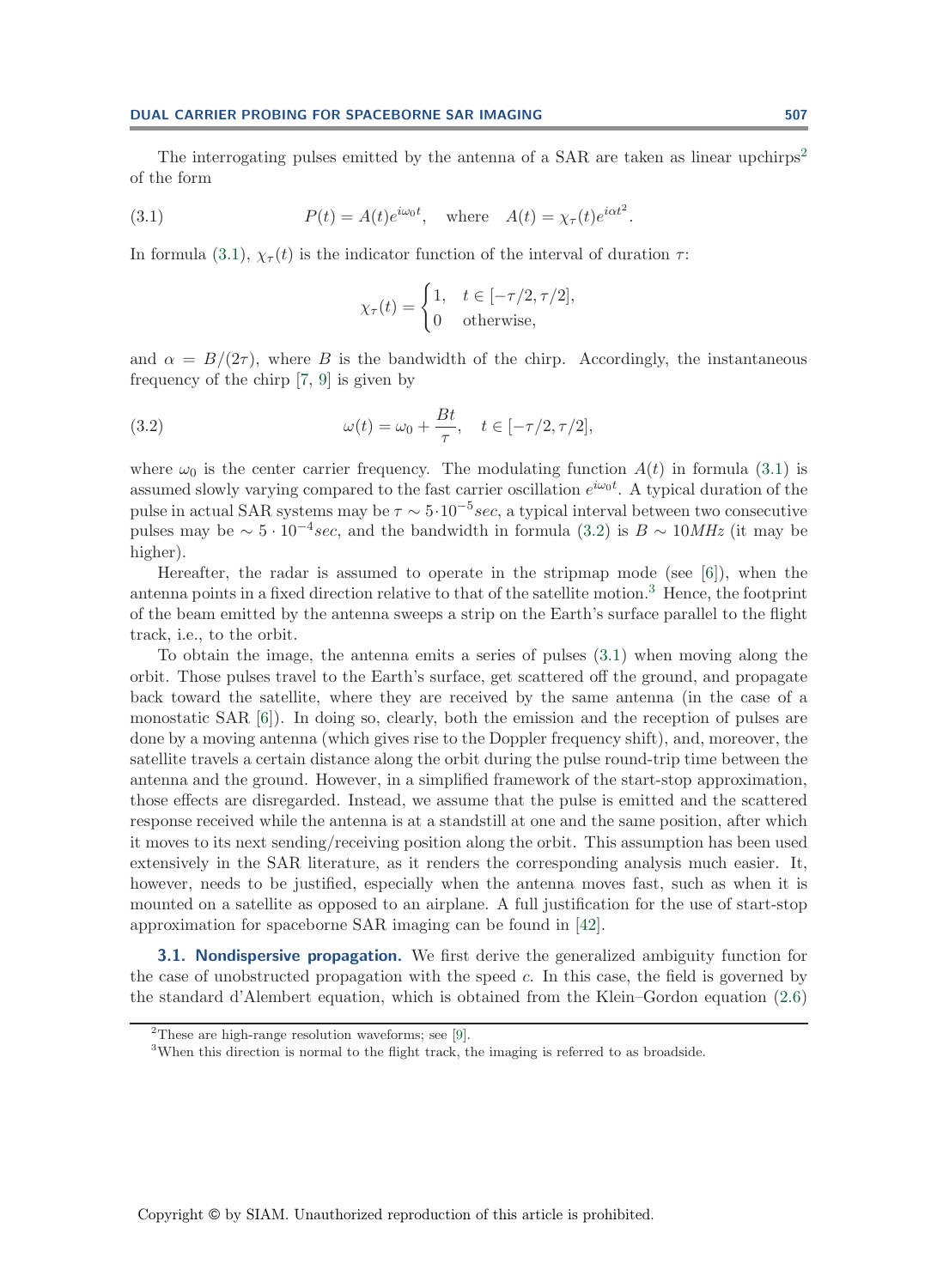The interrogating pulses emitted by the antenna of a SAR are taken as linear upchirps[2] of the form

$$P(t) = A(t)e^{i\omega_0 t}, \quad \text{where} \quad A(t) = \chi_\tau(t)e^{i\alpha t^2}. \tag{3.1}$$

In formula (3.1), $\chi_\tau(t)$ is the indicator function of the interval of duration $\tau$:

$$\chi_\tau(t) = \begin{cases} 1, & t \in [-\tau/2, \tau/2], \\ 0 & \text{otherwise}, \end{cases}$$

and $\alpha = B/(2\tau)$, where $B$ is the bandwidth of the chirp. Accordingly, the instantaneous frequency of the chirp [7, 9] is given by

$$\omega(t) = \omega_0 + \frac{Bt}{\tau}, \quad t \in [-\tau/2, \tau/2], \tag{3.2}$$

where $\omega_0$ is the center carrier frequency. The modulating function $A(t)$ in formula (3.1) is assumed slowly varying compared to the fast carrier oscillation $e^{i\omega_0 t}$. A typical duration of the pulse in actual SAR systems may be $\tau \sim 5 \cdot 10^{-5} sec$, a typical interval between two consecutive pulses may be $\sim 5 \cdot 10^{-4} sec$, and the bandwidth in formula (3.2) is $B \sim 10MHz$ (it may be higher).

Hereafter, the radar is assumed to operate in the stripmap mode (see [6]), when the antenna points in a fixed direction relative to that of the satellite motion.[3] Hence, the footprint of the beam emitted by the antenna sweeps a strip on the Earth's surface parallel to the flight track, i.e., to the orbit.

To obtain the image, the antenna emits a series of pulses (3.1) when moving along the orbit. Those pulses travel to the Earth's surface, get scattered off the ground, and propagate back toward the satellite, where they are received by the same antenna (in the case of a monostatic SAR [6]). In doing so, clearly, both the emission and the reception of pulses are done by a moving antenna (which gives rise to the Doppler frequency shift), and, moreover, the satellite travels a certain distance along the orbit during the pulse round-trip time between the antenna and the ground. However, in a simplified framework of the start-stop approximation, those effects are disregarded. Instead, we assume that the pulse is emitted and the scattered response received while the antenna is at a standstill at one and the same position, after which it moves to its next sending/receiving position along the orbit. This assumption has been used extensively in the SAR literature, as it renders the corresponding analysis much easier. It, however, needs to be justified, especially when the antenna moves fast, such as when it is mounted on a satellite as opposed to an airplane. A full justification for the use of start-stop approximation for spaceborne SAR imaging can be found in [42].

### 3.1. Nondispersive propagation.

We first derive the generalized ambiguity function for the case of unobstructed propagation with the speed $c$. In this case, the field is governed by the standard d'Alembert equation, which is obtained from the Klein–Gordon equation (2.6)

---

[2] These are high-range resolution waveforms; see [9].

[3] When this direction is normal to the flight track, the imaging is referred to as broadside.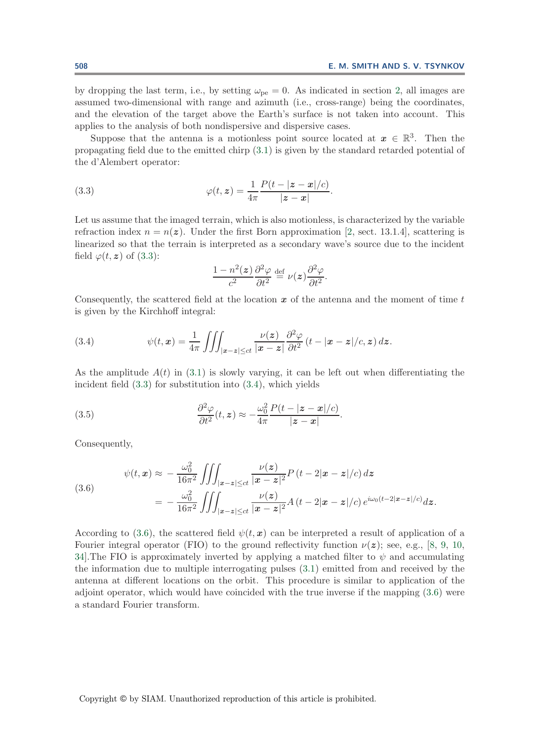by dropping the last term, i.e., by setting $\omega_{\text{pe}} = 0$. As indicated in section 2, all images are assumed two-dimensional with range and azimuth (i.e., cross-range) being the coordinates, and the elevation of the target above the Earth's surface is not taken into account. This applies to the analysis of both nondispersive and dispersive cases.

Suppose that the antenna is a motionless point source located at $\boldsymbol{x} \in \mathbb{R}^3$. Then the propagating field due to the emitted chirp (3.1) is given by the standard retarded potential of the d'Alembert operator:

$$\varphi(t, \boldsymbol{z}) = \frac{1}{4\pi} \frac{P(t - |\boldsymbol{z} - \boldsymbol{x}|/c)}{|\boldsymbol{z} - \boldsymbol{x}|}. \tag{3.3}$$

Let us assume that the imaged terrain, which is also motionless, is characterized by the variable refraction index $n = n(\boldsymbol{z})$. Under the first Born approximation [2, sect. 13.1.4], scattering is linearized so that the terrain is interpreted as a secondary wave's source due to the incident field $\varphi(t, \boldsymbol{z})$ of (3.3):

$$\frac{1 - n^2(\boldsymbol{z})}{c^2} \frac{\partial^2 \varphi}{\partial t^2} \stackrel{\text{def}}{=} \nu(\boldsymbol{z}) \frac{\partial^2 \varphi}{\partial t^2}.$$

Consequently, the scattered field at the location $\boldsymbol{x}$ of the antenna and the moment of time $t$ is given by the Kirchhoff integral:

$$\psi(t, \boldsymbol{x}) = \frac{1}{4\pi} \iiint_{|\boldsymbol{x}-\boldsymbol{z}| \le ct} \frac{\nu(\boldsymbol{z})}{|\boldsymbol{x} - \boldsymbol{z}|} \frac{\partial^2 \varphi}{\partial t^2} (t - |\boldsymbol{x} - \boldsymbol{z}|/c, \boldsymbol{z})\, d\boldsymbol{z}. \tag{3.4}$$

As the amplitude $A(t)$ in (3.1) is slowly varying, it can be left out when differentiating the incident field (3.3) for substitution into (3.4), which yields

$$\frac{\partial^2 \varphi}{\partial t^2}(t, \boldsymbol{z}) \approx -\frac{\omega_0^2}{4\pi} \frac{P(t - |\boldsymbol{z} - \boldsymbol{x}|/c)}{|\boldsymbol{z} - \boldsymbol{x}|}. \tag{3.5}$$

Consequently,

$$\begin{aligned} \psi(t, \boldsymbol{x}) \approx & -\frac{\omega_0^2}{16\pi^2} \iiint_{|\boldsymbol{x}-\boldsymbol{z}| \le ct} \frac{\nu(\boldsymbol{z})}{|\boldsymbol{x} - \boldsymbol{z}|^2} P\left(t - 2|\boldsymbol{x} - \boldsymbol{z}|/c\right) d\boldsymbol{z} \\ = & -\frac{\omega_0^2}{16\pi^2} \iiint_{|\boldsymbol{x}-\boldsymbol{z}| \le ct} \frac{\nu(\boldsymbol{z})}{|\boldsymbol{x} - \boldsymbol{z}|^2} A\left(t - 2|\boldsymbol{x} - \boldsymbol{z}|/c\right) e^{i\omega_0 (t - 2|\boldsymbol{x}-\boldsymbol{z}|/c)} d\boldsymbol{z}. \end{aligned} \tag{3.6}$$

According to (3.6), the scattered field $\psi(t, \boldsymbol{x})$ can be interpreted a result of application of a Fourier integral operator (FIO) to the ground reflectivity function $\nu(\boldsymbol{z})$; see, e.g., [8, 9, 10, 34].The FIO is approximately inverted by applying a matched filter to $\psi$ and accumulating the information due to multiple interrogating pulses (3.1) emitted from and received by the antenna at different locations on the orbit. This procedure is similar to application of the adjoint operator, which would have coincided with the true inverse if the mapping (3.6) were a standard Fourier transform.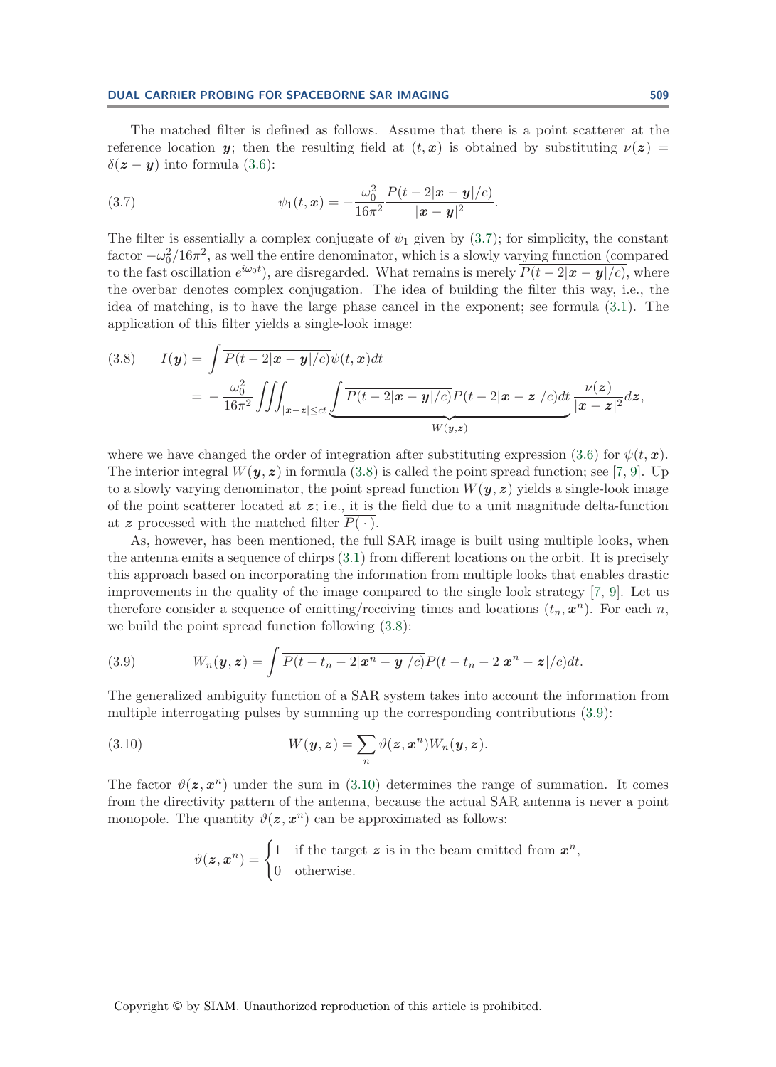The matched filter is defined as follows. Assume that there is a point scatterer at the reference location $\boldsymbol{y}$; then the resulting field at $(t, \boldsymbol{x})$ is obtained by substituting $\nu(\boldsymbol{z}) = \delta(\boldsymbol{z} - \boldsymbol{y})$ into formula (3.6):

$$\psi_1(t, \boldsymbol{x}) = -\frac{\omega_0^2}{16\pi^2} \frac{P(t - 2|\boldsymbol{x} - \boldsymbol{y}|/c)}{|\boldsymbol{x} - \boldsymbol{y}|^2}. \tag{3.7}$$

The filter is essentially a complex conjugate of $\psi_1$ given by (3.7); for simplicity, the constant factor $-\omega_0^2/16\pi^2$, as well the entire denominator, which is a slowly varying function (compared to the fast oscillation $e^{i\omega_0 t}$), are disregarded. What remains is merely $\overline{P(t - 2|\boldsymbol{x} - \boldsymbol{y}|/c)}$, where the overbar denotes complex conjugation. The idea of building the filter this way, i.e., the idea of matching, is to have the large phase cancel in the exponent; see formula (3.1). The application of this filter yields a single-look image:

$$\begin{aligned} I(\boldsymbol{y}) &= \int \overline{P(t - 2|\boldsymbol{x} - \boldsymbol{y}|/c)} \psi(t, \boldsymbol{x}) dt \\ &= -\frac{\omega_0^2}{16\pi^2} \iiint_{|\boldsymbol{x} - \boldsymbol{z}| \le ct} \underbrace{\int \overline{P(t - 2|\boldsymbol{x} - \boldsymbol{y}|/c)} P(t - 2|\boldsymbol{x} - \boldsymbol{z}|/c) dt}_{W(\boldsymbol{y}, \boldsymbol{z})} \frac{\nu(\boldsymbol{z})}{|\boldsymbol{x} - \boldsymbol{z}|^2} d\boldsymbol{z}, \end{aligned} \tag{3.8}$$

where we have changed the order of integration after substituting expression (3.6) for $\psi(t, \boldsymbol{x})$. The interior integral $W(\boldsymbol{y}, \boldsymbol{z})$ in formula (3.8) is called the point spread function; see [7, 9]. Up to a slowly varying denominator, the point spread function $W(\boldsymbol{y}, \boldsymbol{z})$ yields a single-look image of the point scatterer located at $\boldsymbol{z}$; i.e., it is the field due to a unit magnitude delta-function at $\boldsymbol{z}$ processed with the matched filter $\overline{P(\,\cdot\,)}$.

As, however, has been mentioned, the full SAR image is built using multiple looks, when the antenna emits a sequence of chirps (3.1) from different locations on the orbit. It is precisely this approach based on incorporating the information from multiple looks that enables drastic improvements in the quality of the image compared to the single look strategy [7, 9]. Let us therefore consider a sequence of emitting/receiving times and locations $(t_n, \boldsymbol{x}^n)$. For each $n$, we build the point spread function following (3.8):

$$W_n(\boldsymbol{y}, \boldsymbol{z}) = \int \overline{P(t - t_n - 2|\boldsymbol{x}^n - \boldsymbol{y}|/c)} P(t - t_n - 2|\boldsymbol{x}^n - \boldsymbol{z}|/c) dt. \tag{3.9}$$

The generalized ambiguity function of a SAR system takes into account the information from multiple interrogating pulses by summing up the corresponding contributions (3.9):

$$W(\boldsymbol{y}, \boldsymbol{z}) = \sum_n \vartheta(\boldsymbol{z}, \boldsymbol{x}^n) W_n(\boldsymbol{y}, \boldsymbol{z}). \tag{3.10}$$

The factor $\vartheta(\boldsymbol{z}, \boldsymbol{x}^n)$ under the sum in (3.10) determines the range of summation. It comes from the directivity pattern of the antenna, because the actual SAR antenna is never a point monopole. The quantity $\vartheta(\boldsymbol{z}, \boldsymbol{x}^n)$ can be approximated as follows:

$$\vartheta(\boldsymbol{z}, \boldsymbol{x}^n) = \begin{cases} 1 & \text{if the target } \boldsymbol{z} \text{ is in the beam emitted from } \boldsymbol{x}^n, \\ 0 & \text{otherwise.} \end{cases}$$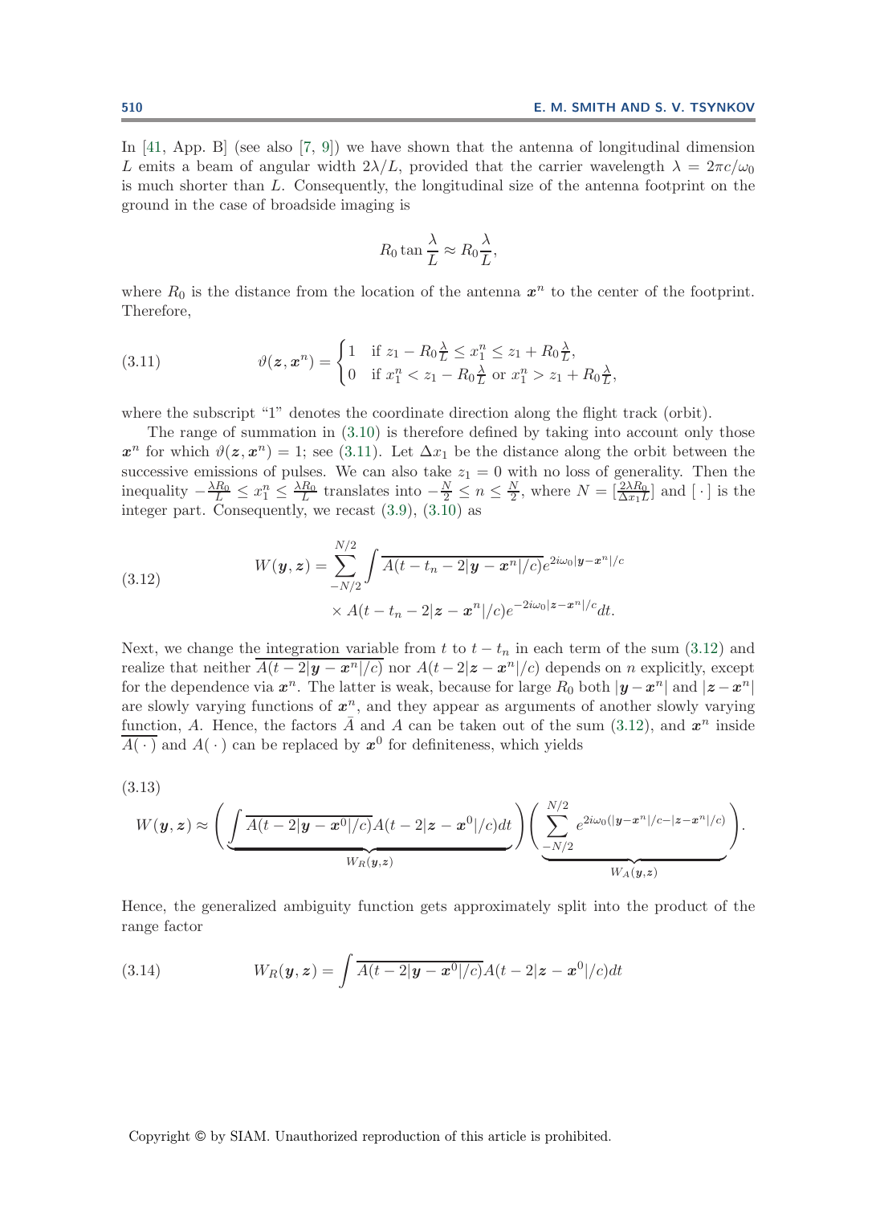In [41, App. B] (see also [7, 9]) we have shown that the antenna of longitudinal dimension $L$ emits a beam of angular width $2\lambda/L$, provided that the carrier wavelength $\lambda = 2\pi c/\omega_0$ is much shorter than $L$. Consequently, the longitudinal size of the antenna footprint on the ground in the case of broadside imaging is

$$R_0 \tan\frac{\lambda}{L} \approx R_0 \frac{\lambda}{L},$$

where $R_0$ is the distance from the location of the antenna $\boldsymbol{x}^n$ to the center of the footprint. Therefore,

$$\vartheta(\boldsymbol{z}, \boldsymbol{x}^n) = \begin{cases} 1 & \text{if } z_1 - R_0\frac{\lambda}{L} \le x_1^n \le z_1 + R_0\frac{\lambda}{L}, \\ 0 & \text{if } x_1^n < z_1 - R_0\frac{\lambda}{L} \text{ or } x_1^n > z_1 + R_0\frac{\lambda}{L}, \end{cases} \tag{3.11}$$

where the subscript "1" denotes the coordinate direction along the flight track (orbit).

The range of summation in (3.10) is therefore defined by taking into account only those $\boldsymbol{x}^n$ for which $\vartheta(\boldsymbol{z}, \boldsymbol{x}^n) = 1$; see (3.11). Let $\Delta x_1$ be the distance along the orbit between the successive emissions of pulses. We can also take $z_1 = 0$ with no loss of generality. Then the inequality $-\frac{\lambda R_0}{L} \le x_1^n \le \frac{\lambda R_0}{L}$ translates into $-\frac{N}{2} \le n \le \frac{N}{2}$, where $N = [\frac{2\lambda R_0}{\Delta x_1 L}]$ and $[\,\cdot\,]$ is the integer part. Consequently, we recast (3.9), (3.10) as

$$W(\boldsymbol{y}, \boldsymbol{z}) = \sum_{-N/2}^{N/2} \int \overline{A(t - t_n - 2|\boldsymbol{y} - \boldsymbol{x}^n|/c) e^{2i\omega_0|\boldsymbol{y}-\boldsymbol{x}^n|/c}} \times A(t - t_n - 2|\boldsymbol{z} - \boldsymbol{x}^n|/c) e^{-2i\omega_0|\boldsymbol{z}-\boldsymbol{x}^n|/c} dt. \tag{3.12}$$

Next, we change the integration variable from $t$ to $t - t_n$ in each term of the sum (3.12) and realize that neither $\overline{A(t - 2|\boldsymbol{y} - \boldsymbol{x}^n|/c)}$ nor $A(t - 2|\boldsymbol{z} - \boldsymbol{x}^n|/c)$ depends on $n$ explicitly, except for the dependence via $\boldsymbol{x}^n$. The latter is weak, because for large $R_0$ both $|\boldsymbol{y} - \boldsymbol{x}^n|$ and $|\boldsymbol{z} - \boldsymbol{x}^n|$ are slowly varying functions of $\boldsymbol{x}^n$, and they appear as arguments of another slowly varying function, $A$. Hence, the factors $\bar{A}$ and $A$ can be taken out of the sum (3.12), and $\boldsymbol{x}^n$ inside $\overline{A(\,\cdot\,)}$ and $A(\,\cdot\,)$ can be replaced by $\boldsymbol{x}^0$ for definiteness, which yields

$$W(\boldsymbol{y}, \boldsymbol{z}) \approx \Bigg( \underbrace{\int \overline{A(t - 2|\boldsymbol{y} - \boldsymbol{x}^0|/c)} A(t - 2|\boldsymbol{z} - \boldsymbol{x}^0|/c) dt}_{W_R(\boldsymbol{y},\boldsymbol{z})} \Bigg) \Bigg( \underbrace{\sum_{-N/2}^{N/2} e^{2i\omega_0(|\boldsymbol{y}-\boldsymbol{x}^n|/c - |\boldsymbol{z}-\boldsymbol{x}^n|/c)}}_{W_A(\boldsymbol{y},\boldsymbol{z})} \Bigg). \tag{3.13}$$

Hence, the generalized ambiguity function gets approximately split into the product of the range factor

$$W_R(\boldsymbol{y}, \boldsymbol{z}) = \int \overline{A(t - 2|\boldsymbol{y} - \boldsymbol{x}^0|/c)} A(t - 2|\boldsymbol{z} - \boldsymbol{x}^0|/c) dt \tag{3.14}$$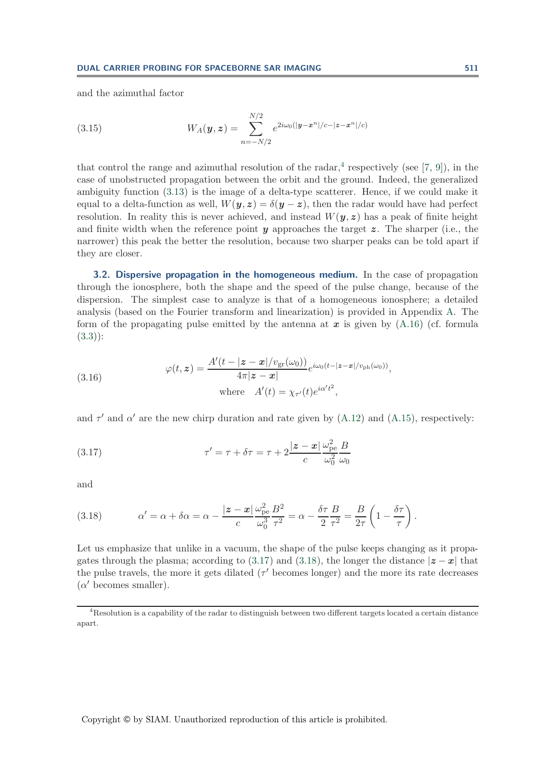and the azimuthal factor

$$W_A(\boldsymbol{y}, \boldsymbol{z}) = \sum_{n=-N/2}^{N/2} e^{2i\omega_0(|\boldsymbol{y}-\boldsymbol{x}^n|/c - |\boldsymbol{z}-\boldsymbol{x}^n|/c)} \tag{3.15}$$

that control the range and azimuthal resolution of the radar,[4] respectively (see [7, 9]), in the case of unobstructed propagation between the orbit and the ground. Indeed, the generalized ambiguity function (3.13) is the image of a delta-type scatterer. Hence, if we could make it equal to a delta-function as well, $W(\boldsymbol{y}, \boldsymbol{z}) = \delta(\boldsymbol{y} - \boldsymbol{z})$, then the radar would have had perfect resolution. In reality this is never achieved, and instead $W(\boldsymbol{y}, \boldsymbol{z})$ has a peak of finite height and finite width when the reference point $\boldsymbol{y}$ approaches the target $\boldsymbol{z}$. The sharper (i.e., the narrower) this peak the better the resolution, because two sharper peaks can be told apart if they are closer.

**3.2. Dispersive propagation in the homogeneous medium.** In the case of propagation through the ionosphere, both the shape and the speed of the pulse change, because of the dispersion. The simplest case to analyze is that of a homogeneous ionosphere; a detailed analysis (based on the Fourier transform and linearization) is provided in Appendix A. The form of the propagating pulse emitted by the antenna at $\boldsymbol{x}$ is given by (A.16) (cf. formula (3.3)):

$$\varphi(t, \boldsymbol{z}) = \frac{A'(t - |\boldsymbol{z}-\boldsymbol{x}|/v_{\rm gr}(\omega_0))}{4\pi|\boldsymbol{z}-\boldsymbol{x}|} e^{i\omega_0(t-|\boldsymbol{z}-\boldsymbol{x}|/v_{\rm ph}(\omega_0))}, \quad \text{where} \quad A'(t) = \chi_{\tau'}(t)e^{i\alpha' t^2}, \tag{3.16}$$

and $\tau'$ and $\alpha'$ are the new chirp duration and rate given by (A.12) and (A.15), respectively:

$$\tau' = \tau + \delta\tau = \tau + 2\frac{|\boldsymbol{z}-\boldsymbol{x}|}{c}\frac{\omega_{\rm pe}^2}{\omega_0^2}\frac{B}{\omega_0} \tag{3.17}$$

and

$$\alpha' = \alpha + \delta\alpha = \alpha - \frac{|\boldsymbol{z}-\boldsymbol{x}|}{c}\frac{\omega_{\rm pe}^2}{\omega_0^3}\frac{B^2}{\tau^2} = \alpha - \frac{\delta\tau}{2}\frac{B}{\tau^2} = \frac{B}{2\tau}\left(1 - \frac{\delta\tau}{\tau}\right). \tag{3.18}$$

Let us emphasize that unlike in a vacuum, the shape of the pulse keeps changing as it propagates through the plasma; according to (3.17) and (3.18), the longer the distance $|\boldsymbol{z}-\boldsymbol{x}|$ that the pulse travels, the more it gets dilated ($\tau'$ becomes longer) and the more its rate decreases ($\alpha'$ becomes smaller).

[4] Resolution is a capability of the radar to distinguish between two different targets located a certain distance apart.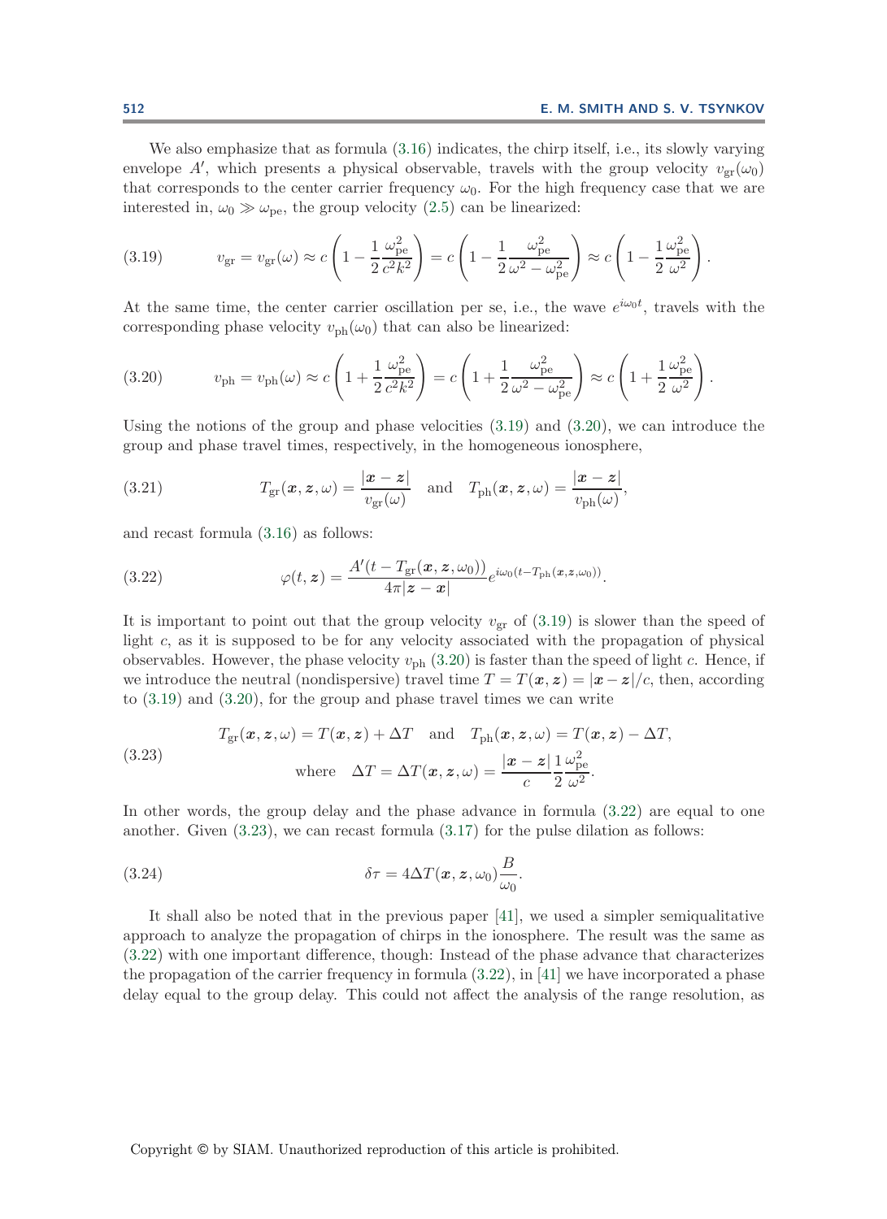We also emphasize that as formula (3.16) indicates, the chirp itself, i.e., its slowly varying envelope $A'$, which presents a physical observable, travels with the group velocity $v_{\rm gr}(\omega_0)$ that corresponds to the center carrier frequency $\omega_0$. For the high frequency case that we are interested in, $\omega_0 \gg \omega_{\rm pe}$, the group velocity (2.5) can be linearized:

$$v_{\rm gr} = v_{\rm gr}(\omega) \approx c\left(1 - \frac{1}{2}\frac{\omega_{\rm pe}^2}{c^2k^2}\right) = c\left(1 - \frac{1}{2}\frac{\omega_{\rm pe}^2}{\omega^2 - \omega_{\rm pe}^2}\right) \approx c\left(1 - \frac{1}{2}\frac{\omega_{\rm pe}^2}{\omega^2}\right). \tag{3.19}$$

At the same time, the center carrier oscillation per se, i.e., the wave $e^{i\omega_0 t}$, travels with the corresponding phase velocity $v_{\rm ph}(\omega_0)$ that can also be linearized:

$$v_{\rm ph} = v_{\rm ph}(\omega) \approx c\left(1 + \frac{1}{2}\frac{\omega_{\rm pe}^2}{c^2k^2}\right) = c\left(1 + \frac{1}{2}\frac{\omega_{\rm pe}^2}{\omega^2 - \omega_{\rm pe}^2}\right) \approx c\left(1 + \frac{1}{2}\frac{\omega_{\rm pe}^2}{\omega^2}\right). \tag{3.20}$$

Using the notions of the group and phase velocities (3.19) and (3.20), we can introduce the group and phase travel times, respectively, in the homogeneous ionosphere,

$$T_{\rm gr}(\boldsymbol{x}, \boldsymbol{z}, \omega) = \frac{|\boldsymbol{x} - \boldsymbol{z}|}{v_{\rm gr}(\omega)} \quad \text{and} \quad T_{\rm ph}(\boldsymbol{x}, \boldsymbol{z}, \omega) = \frac{|\boldsymbol{x} - \boldsymbol{z}|}{v_{\rm ph}(\omega)}, \tag{3.21}$$

and recast formula (3.16) as follows:

$$\varphi(t, \boldsymbol{z}) = \frac{A'(t - T_{\rm gr}(\boldsymbol{x}, \boldsymbol{z}, \omega_0))}{4\pi|\boldsymbol{z} - \boldsymbol{x}|} e^{i\omega_0(t - T_{\rm ph}(\boldsymbol{x}, \boldsymbol{z}, \omega_0))}. \tag{3.22}$$

It is important to point out that the group velocity $v_{\rm gr}$ of (3.19) is slower than the speed of light $c$, as it is supposed to be for any velocity associated with the propagation of physical observables. However, the phase velocity $v_{\rm ph}$ (3.20) is faster than the speed of light $c$. Hence, if we introduce the neutral (nondispersive) travel time $T = T(\boldsymbol{x}, \boldsymbol{z}) = |\boldsymbol{x} - \boldsymbol{z}|/c$, then, according to (3.19) and (3.20), for the group and phase travel times we can write

$$\begin{aligned} &T_{\rm gr}(\boldsymbol{x}, \boldsymbol{z}, \omega) = T(\boldsymbol{x}, \boldsymbol{z}) + \Delta T \quad \text{and} \quad T_{\rm ph}(\boldsymbol{x}, \boldsymbol{z}, \omega) = T(\boldsymbol{x}, \boldsymbol{z}) - \Delta T, \\ &\qquad \text{where} \quad \Delta T = \Delta T(\boldsymbol{x}, \boldsymbol{z}, \omega) = \frac{|\boldsymbol{x} - \boldsymbol{z}|}{c}\frac{1}{2}\frac{\omega_{\rm pe}^2}{\omega^2}. \end{aligned} \tag{3.23}$$

In other words, the group delay and the phase advance in formula (3.22) are equal to one another. Given (3.23), we can recast formula (3.17) for the pulse dilation as follows:

$$\delta\tau = 4\Delta T(\boldsymbol{x}, \boldsymbol{z}, \omega_0)\frac{B}{\omega_0}. \tag{3.24}$$

It shall also be noted that in the previous paper [41], we used a simpler semiqualitative approach to analyze the propagation of chirps in the ionosphere. The result was the same as (3.22) with one important difference, though: Instead of the phase advance that characterizes the propagation of the carrier frequency in formula (3.22), in [41] we have incorporated a phase delay equal to the group delay. This could not affect the analysis of the range resolution, as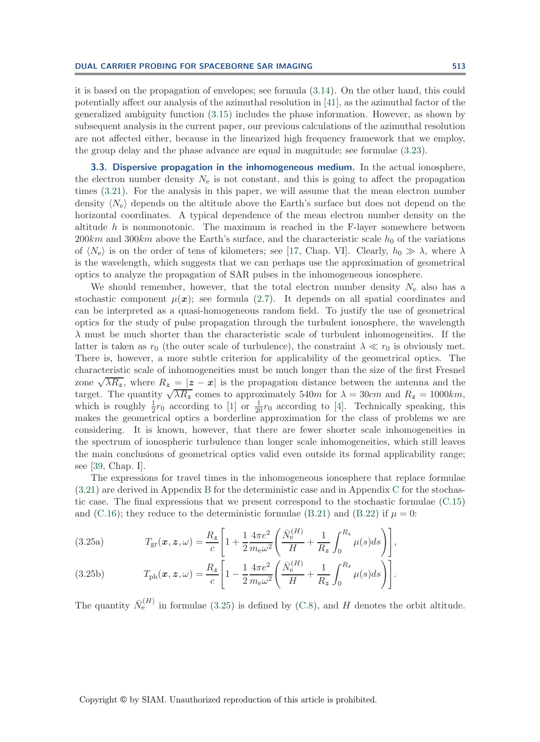it is based on the propagation of envelopes; see formula (3.14). On the other hand, this could potentially affect our analysis of the azimuthal resolution in [41], as the azimuthal factor of the generalized ambiguity function (3.15) includes the phase information. However, as shown by subsequent analysis in the current paper, our previous calculations of the azimuthal resolution are not affected either, because in the linearized high frequency framework that we employ, the group delay and the phase advance are equal in magnitude; see formulae (3.23).

**3.3. Dispersive propagation in the inhomogeneous medium.** In the actual ionosphere, the electron number density $N_e$ is not constant, and this is going to affect the propagation times (3.21). For the analysis in this paper, we will assume that the mean electron number density $\langle N_e \rangle$ depends on the altitude above the Earth's surface but does not depend on the horizontal coordinates. A typical dependence of the mean electron number density on the altitude $h$ is nonmonotonic. The maximum is reached in the F-layer somewhere between $200km$ and $300km$ above the Earth's surface, and the characteristic scale $h_0$ of the variations of $\langle N_e \rangle$ is on the order of tens of kilometers; see [17, Chap. VI]. Clearly, $h_0 \gg \lambda$, where $\lambda$ is the wavelength, which suggests that we can perhaps use the approximation of geometrical optics to analyze the propagation of SAR pulses in the inhomogeneous ionosphere.

We should remember, however, that the total electron number density $N_e$ also has a stochastic component $\mu(\boldsymbol{x})$; see formula (2.7). It depends on all spatial coordinates and can be interpreted as a quasi-homogeneous random field. To justify the use of geometrical optics for the study of pulse propagation through the turbulent ionosphere, the wavelength $\lambda$ must be much shorter than the characteristic scale of turbulent inhomogeneities. If the latter is taken as $r_0$ (the outer scale of turbulence), the constraint $\lambda \ll r_0$ is obviously met. There is, however, a more subtle criterion for applicability of the geometrical optics. The characteristic scale of inhomogeneities must be much longer than the size of the first Fresnel zone $\sqrt{\lambda R_z}$, where $R_z = |\boldsymbol{z} - \boldsymbol{x}|$ is the propagation distance between the antenna and the target. The quantity $\sqrt{\lambda R_z}$ comes to approximately $540m$ for $\lambda = 30cm$ and $R_z = 1000km$, which is roughly $\frac{1}{2}r_0$ according to [1] or $\frac{1}{20}r_0$ according to [4]. Technically speaking, this makes the geometrical optics a borderline approximation for the class of problems we are considering. It is known, however, that there are fewer shorter scale inhomogeneities in the spectrum of ionospheric turbulence than longer scale inhomogeneities, which still leaves the main conclusions of geometrical optics valid even outside its formal applicability range; see [39, Chap. I].

The expressions for travel times in the inhomogeneous ionosphere that replace formulae (3.21) are derived in Appendix B for the deterministic case and in Appendix C for the stochastic case. The final expressions that we present correspond to the stochastic formulae (C.15) and (C.16); they reduce to the deterministic formulae (B.21) and (B.22) if $\mu = 0$:

$$T_{\mathrm{gr}}(\boldsymbol{x}, \boldsymbol{z}, \omega) = \frac{R_z}{c}\left[1 + \frac{1}{2}\frac{4\pi e^2}{m_e \omega^2}\left(\frac{\bar{N}_e^{(H)}}{H} + \frac{1}{R_z}\int_0^{R_z} \mu(s)ds\right)\right], \tag{3.25a}$$

$$T_{\mathrm{ph}}(\boldsymbol{x}, \boldsymbol{z}, \omega) = \frac{R_z}{c}\left[1 - \frac{1}{2}\frac{4\pi e^2}{m_e \omega^2}\left(\frac{\bar{N}_e^{(H)}}{H} + \frac{1}{R_z}\int_0^{R_z} \mu(s)ds\right)\right]. \tag{3.25b}$$

The quantity $\bar{N}_e^{(H)}$ in formulae (3.25) is defined by (C.8), and $H$ denotes the orbit altitude.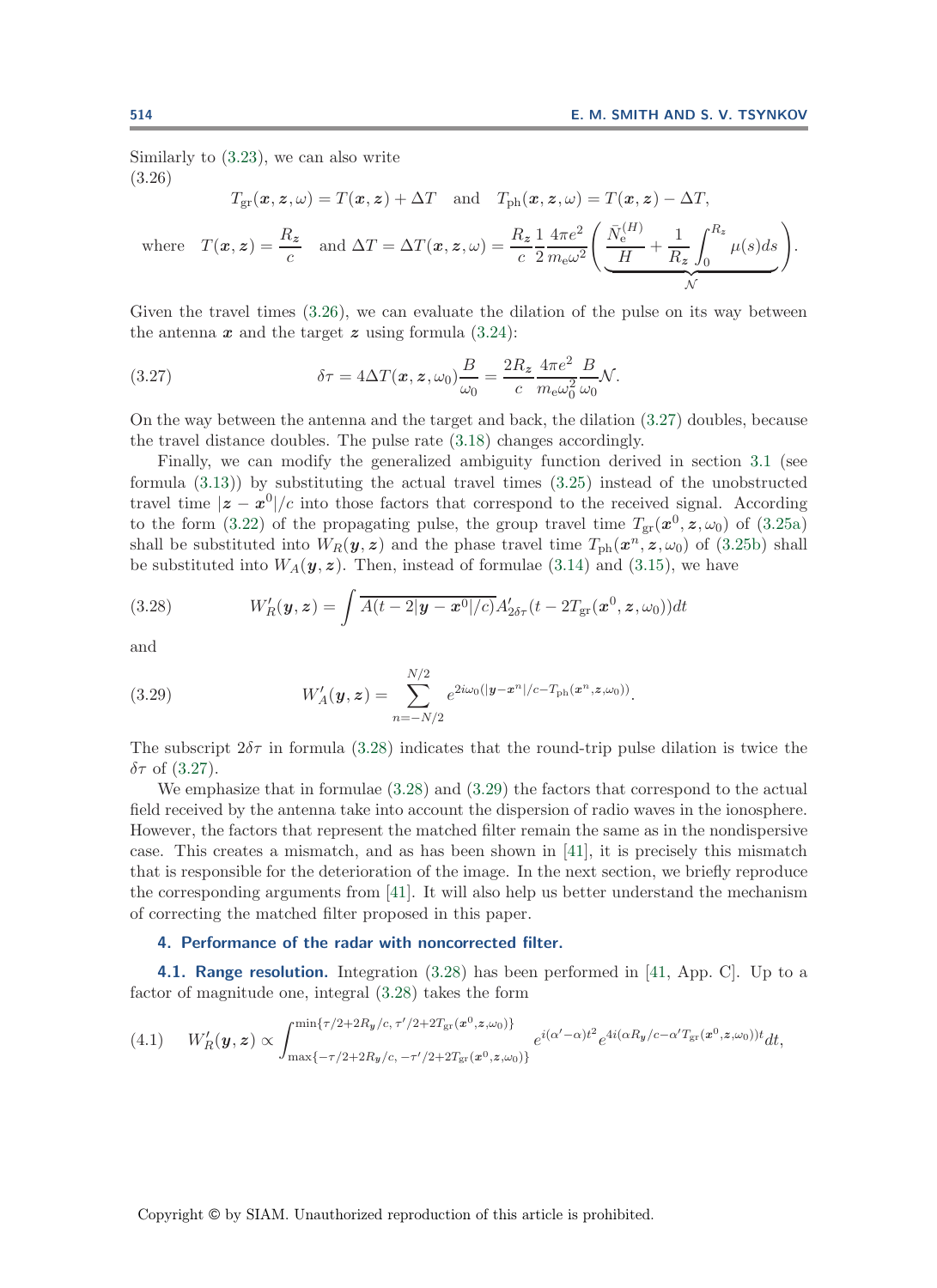Similarly to (3.23), we can also write

(3.26)
$$T_{\text{gr}}(\boldsymbol{x},\boldsymbol{z},\omega) = T(\boldsymbol{x},\boldsymbol{z}) + \Delta T \quad \text{and} \quad T_{\text{ph}}(\boldsymbol{x},\boldsymbol{z},\omega) = T(\boldsymbol{x},\boldsymbol{z}) - \Delta T,$$

$$\text{where} \quad T(\boldsymbol{x},\boldsymbol{z}) = \frac{R_z}{c} \quad \text{and } \Delta T = \Delta T(\boldsymbol{x},\boldsymbol{z},\omega) = \frac{R_z}{c}\frac{1}{2}\frac{4\pi e^2}{m_{\text{e}}\omega^2}\Bigg(\underbrace{\frac{\bar{N}_{\text{e}}^{(H)}}{H} + \frac{1}{R_z}\int_0^{R_z}\mu(s)ds}_{\mathcal{N}}\Bigg).$$

Given the travel times (3.26), we can evaluate the dilation of the pulse on its way between the antenna $\boldsymbol{x}$ and the target $\boldsymbol{z}$ using formula (3.24):

$$\delta\tau = 4\Delta T(\boldsymbol{x},\boldsymbol{z},\omega_0)\frac{B}{\omega_0} = \frac{2R_z}{c}\frac{4\pi e^2}{m_{\text{e}}\omega_0^2}\frac{B}{\omega_0}\mathcal{N}. \tag{3.27}$$

On the way between the antenna and the target and back, the dilation (3.27) doubles, because the travel distance doubles. The pulse rate (3.18) changes accordingly.

Finally, we can modify the generalized ambiguity function derived in section 3.1 (see formula (3.13)) by substituting the actual travel times (3.25) instead of the unobstructed travel time $|\boldsymbol{z}-\boldsymbol{x}^0|/c$ into those factors that correspond to the received signal. According to the form (3.22) of the propagating pulse, the group travel time $T_{\text{gr}}(\boldsymbol{x}^0,\boldsymbol{z},\omega_0)$ of (3.25a) shall be substituted into $W_R(\boldsymbol{y},\boldsymbol{z})$ and the phase travel time $T_{\text{ph}}(\boldsymbol{x}^n,\boldsymbol{z},\omega_0)$ of (3.25b) shall be substituted into $W_A(\boldsymbol{y},\boldsymbol{z})$. Then, instead of formulae (3.14) and (3.15), we have

$$W_R'(\boldsymbol{y},\boldsymbol{z}) = \int \overline{A(t-2|\boldsymbol{y}-\boldsymbol{x}^0|/c)}A'_{2\delta\tau}(t-2T_{\text{gr}}(\boldsymbol{x}^0,\boldsymbol{z},\omega_0))dt \tag{3.28}$$

and

$$W_A'(\boldsymbol{y},\boldsymbol{z}) = \sum_{n=-N/2}^{N/2} e^{2i\omega_0(|\boldsymbol{y}-\boldsymbol{x}^n|/c - T_{\text{ph}}(\boldsymbol{x}^n,\boldsymbol{z},\omega_0))}. \tag{3.29}$$

The subscript $2\delta\tau$ in formula (3.28) indicates that the round-trip pulse dilation is twice the $\delta\tau$ of (3.27).

We emphasize that in formulae (3.28) and (3.29) the factors that correspond to the actual field received by the antenna take into account the dispersion of radio waves in the ionosphere. However, the factors that represent the matched filter remain the same as in the nondispersive case. This creates a mismatch, and as has been shown in [41], it is precisely this mismatch that is responsible for the deterioration of the image. In the next section, we briefly reproduce the corresponding arguments from [41]. It will also help us better understand the mechanism of correcting the matched filter proposed in this paper.

## 4. Performance of the radar with noncorrected filter.

### 4.1. Range resolution.

Integration (3.28) has been performed in [41, App. C]. Up to a factor of magnitude one, integral (3.28) takes the form

$$W_R'(\boldsymbol{y},\boldsymbol{z}) \propto \int_{\max\{-\tau/2+2R_y/c,\, -\tau'/2+2T_{\text{gr}}(\boldsymbol{x}^0,\boldsymbol{z},\omega_0)\}}^{\min\{\tau/2+2R_y/c,\, \tau'/2+2T_{\text{gr}}(\boldsymbol{x}^0,\boldsymbol{z},\omega_0)\}} e^{i(\alpha'-\alpha)t^2} e^{4i(\alpha R_y/c - \alpha' T_{\text{gr}}(\boldsymbol{x}^0,\boldsymbol{z},\omega_0))t}dt, \tag{4.1}$$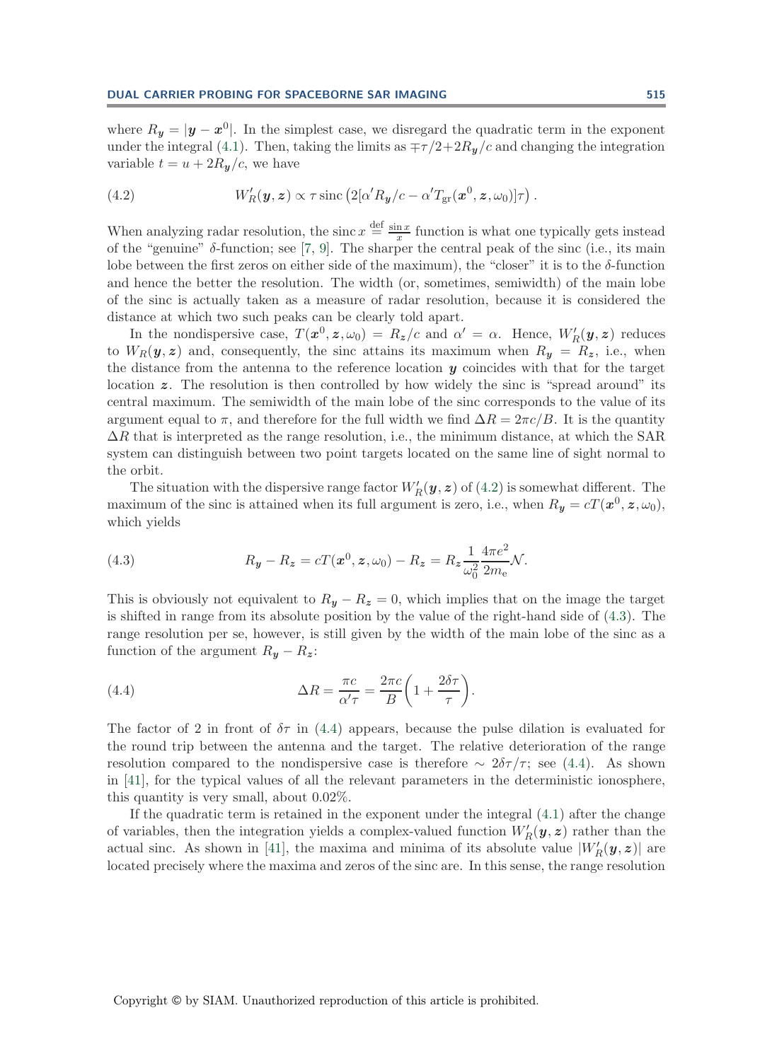where $R_{\boldsymbol{y}} = |\boldsymbol{y} - \boldsymbol{x}^0|$. In the simplest case, we disregard the quadratic term in the exponent under the integral (4.1). Then, taking the limits as $\mp\tau/2 + 2R_{\boldsymbol{y}}/c$ and changing the integration variable $t = u + 2R_{\boldsymbol{y}}/c$, we have

$$W'_R(\boldsymbol{y}, \boldsymbol{z}) \propto \tau \operatorname{sinc}\left(2[\alpha' R_{\boldsymbol{y}}/c - \alpha' T_{\mathrm{gr}}(\boldsymbol{x}^0, \boldsymbol{z}, \omega_0)]\tau\right). \tag{4.2}$$

When analyzing radar resolution, the $\operatorname{sinc} x \stackrel{\text{def}}{=} \frac{\sin x}{x}$ function is what one typically gets instead of the "genuine" $\delta$-function; see [7, 9]. The sharper the central peak of the sinc (i.e., its main lobe between the first zeros on either side of the maximum), the "closer" it is to the $\delta$-function and hence the better the resolution. The width (or, sometimes, semiwidth) of the main lobe of the sinc is actually taken as a measure of radar resolution, because it is considered the distance at which two such peaks can be clearly told apart.

In the nondispersive case, $T(\boldsymbol{x}^0, \boldsymbol{z}, \omega_0) = R_{\boldsymbol{z}}/c$ and $\alpha' = \alpha$. Hence, $W'_R(\boldsymbol{y}, \boldsymbol{z})$ reduces to $W_R(\boldsymbol{y}, \boldsymbol{z})$ and, consequently, the sinc attains its maximum when $R_{\boldsymbol{y}} = R_{\boldsymbol{z}}$, i.e., when the distance from the antenna to the reference location $\boldsymbol{y}$ coincides with that for the target location $\boldsymbol{z}$. The resolution is then controlled by how widely the sinc is "spread around" its central maximum. The semiwidth of the main lobe of the sinc corresponds to the value of its argument equal to $\pi$, and therefore for the full width we find $\Delta R = 2\pi c/B$. It is the quantity $\Delta R$ that is interpreted as the range resolution, i.e., the minimum distance, at which the SAR system can distinguish between two point targets located on the same line of sight normal to the orbit.

The situation with the dispersive range factor $W'_R(\boldsymbol{y}, \boldsymbol{z})$ of (4.2) is somewhat different. The maximum of the sinc is attained when its full argument is zero, i.e., when $R_{\boldsymbol{y}} = cT(\boldsymbol{x}^0, \boldsymbol{z}, \omega_0)$, which yields

$$R_{\boldsymbol{y}} - R_{\boldsymbol{z}} = cT(\boldsymbol{x}^0, \boldsymbol{z}, \omega_0) - R_{\boldsymbol{z}} = R_{\boldsymbol{z}} \frac{1}{\omega_0^2} \frac{4\pi e^2}{2m_{\mathrm{e}}} \mathcal{N}. \tag{4.3}$$

This is obviously not equivalent to $R_{\boldsymbol{y}} - R_{\boldsymbol{z}} = 0$, which implies that on the image the target is shifted in range from its absolute position by the value of the right-hand side of (4.3). The range resolution per se, however, is still given by the width of the main lobe of the sinc as a function of the argument $R_{\boldsymbol{y}} - R_{\boldsymbol{z}}$:

$$\Delta R = \frac{\pi c}{\alpha' \tau} = \frac{2\pi c}{B}\left(1 + \frac{2\delta\tau}{\tau}\right). \tag{4.4}$$

The factor of 2 in front of $\delta\tau$ in (4.4) appears, because the pulse dilation is evaluated for the round trip between the antenna and the target. The relative deterioration of the range resolution compared to the nondispersive case is therefore $\sim 2\delta\tau/\tau$; see (4.4). As shown in [41], for the typical values of all the relevant parameters in the deterministic ionosphere, this quantity is very small, about 0.02%.

If the quadratic term is retained in the exponent under the integral (4.1) after the change of variables, then the integration yields a complex-valued function $W'_R(\boldsymbol{y}, \boldsymbol{z})$ rather than the actual sinc. As shown in [41], the maxima and minima of its absolute value $|W'_R(\boldsymbol{y}, \boldsymbol{z})|$ are located precisely where the maxima and zeros of the sinc are. In this sense, the range resolution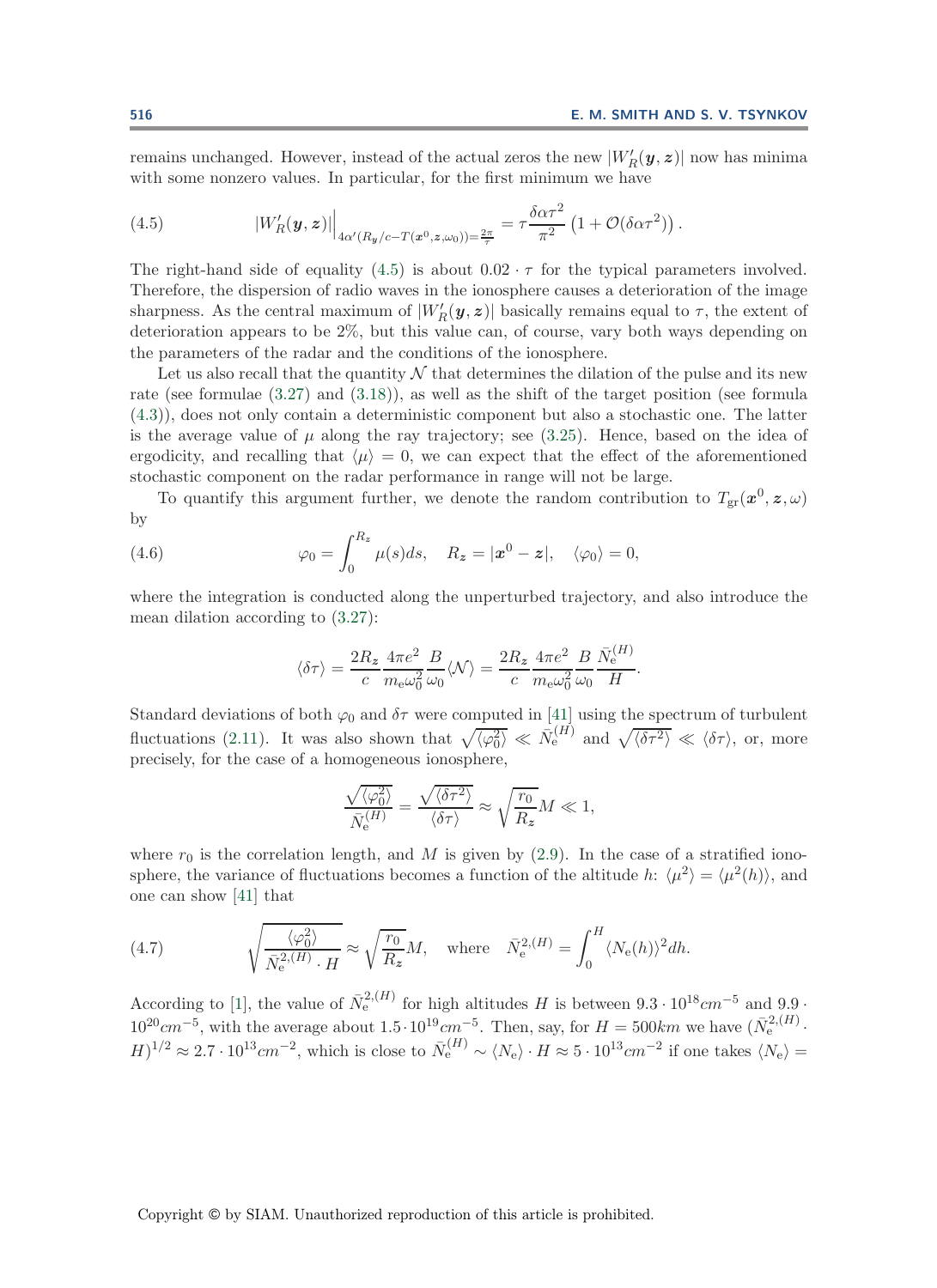remains unchanged. However, instead of the actual zeros the new $|W'_R(\boldsymbol{y},\boldsymbol{z})|$ now has minima with some nonzero values. In particular, for the first minimum we have

$$
|W'_R(\boldsymbol{y},\boldsymbol{z})|\Big|_{4\alpha'(R_y/c - T(\boldsymbol{x}^0,\boldsymbol{z},\omega_0))=\frac{2\pi}{\tau}} = \tau\frac{\delta\alpha\tau^2}{\pi^2}\left(1+\mathcal{O}(\delta\alpha\tau^2)\right). \tag{4.5}
$$

The right-hand side of equality (4.5) is about $0.02\cdot\tau$ for the typical parameters involved. Therefore, the dispersion of radio waves in the ionosphere causes a deterioration of the image sharpness. As the central maximum of $|W'_R(\boldsymbol{y},\boldsymbol{z})|$ basically remains equal to $\tau$, the extent of deterioration appears to be 2%, but this value can, of course, vary both ways depending on the parameters of the radar and the conditions of the ionosphere.

Let us also recall that the quantity $\mathcal{N}$ that determines the dilation of the pulse and its new rate (see formulae (3.27) and (3.18)), as well as the shift of the target position (see formula (4.3)), does not only contain a deterministic component but also a stochastic one. The latter is the average value of $\mu$ along the ray trajectory; see (3.25). Hence, based on the idea of ergodicity, and recalling that $\langle\mu\rangle = 0$, we can expect that the effect of the aforementioned stochastic component on the radar performance in range will not be large.

To quantify this argument further, we denote the random contribution to $T_{\text{gr}}(\boldsymbol{x}^0,\boldsymbol{z},\omega)$ by

$$
\varphi_0 = \int_0^{R_{\boldsymbol{z}}}\mu(s)ds, \quad R_{\boldsymbol{z}} = |\boldsymbol{x}^0 - \boldsymbol{z}|, \quad \langle\varphi_0\rangle = 0, \tag{4.6}
$$

where the integration is conducted along the unperturbed trajectory, and also introduce the mean dilation according to (3.27):

$$
\langle\delta\tau\rangle = \frac{2R_{\boldsymbol{z}}}{c}\frac{4\pi e^2}{m_{\text{e}}\omega_0^2}\frac{B}{\omega_0}\langle\mathcal{N}\rangle = \frac{2R_{\boldsymbol{z}}}{c}\frac{4\pi e^2}{m_{\text{e}}\omega_0^2}\frac{B}{\omega_0}\frac{\bar{N}_{\text{e}}^{(H)}}{H}.
$$

Standard deviations of both $\varphi_0$ and $\delta\tau$ were computed in [41] using the spectrum of turbulent fluctuations (2.11). It was also shown that $\sqrt{\langle\varphi_0^2\rangle} \ll \bar{N}_{\text{e}}^{(H)}$ and $\sqrt{\langle\delta\tau^2\rangle} \ll \langle\delta\tau\rangle$, or, more precisely, for the case of a homogeneous ionosphere,

$$
\frac{\sqrt{\langle\varphi_0^2\rangle}}{\bar{N}_{\text{e}}^{(H)}} = \frac{\sqrt{\langle\delta\tau^2\rangle}}{\langle\delta\tau\rangle} \approx \sqrt{\frac{r_0}{R_{\boldsymbol{z}}}}M \ll 1,
$$

where $r_0$ is the correlation length, and $M$ is given by (2.9). In the case of a stratified ionosphere, the variance of fluctuations becomes a function of the altitude $h$: $\langle\mu^2\rangle = \langle\mu^2(h)\rangle$, and one can show [41] that

$$
\sqrt{\frac{\langle\varphi_0^2\rangle}{\bar{N}_{\text{e}}^{2,(H)}\cdot H}} \approx \sqrt{\frac{r_0}{R_{\boldsymbol{z}}}}M, \quad \text{where} \quad \bar{N}_{\text{e}}^{2,(H)} = \int_0^H \langle N_{\text{e}}(h)\rangle^2 dh. \tag{4.7}
$$

According to [1], the value of $\bar{N}_{\text{e}}^{2,(H)}$ for high altitudes $H$ is between $9.3\cdot 10^{18} cm^{-5}$ and $9.9\cdot 10^{20} cm^{-5}$, with the average about $1.5\cdot 10^{19} cm^{-5}$. Then, say, for $H = 500 km$ we have $(\bar{N}_{\text{e}}^{2,(H)}\cdot H)^{1/2} \approx 2.7\cdot 10^{13} cm^{-2}$, which is close to $\bar{N}_{\text{e}}^{(H)} \sim \langle N_{\text{e}}\rangle\cdot H \approx 5\cdot 10^{13} cm^{-2}$ if one takes $\langle N_{\text{e}}\rangle =$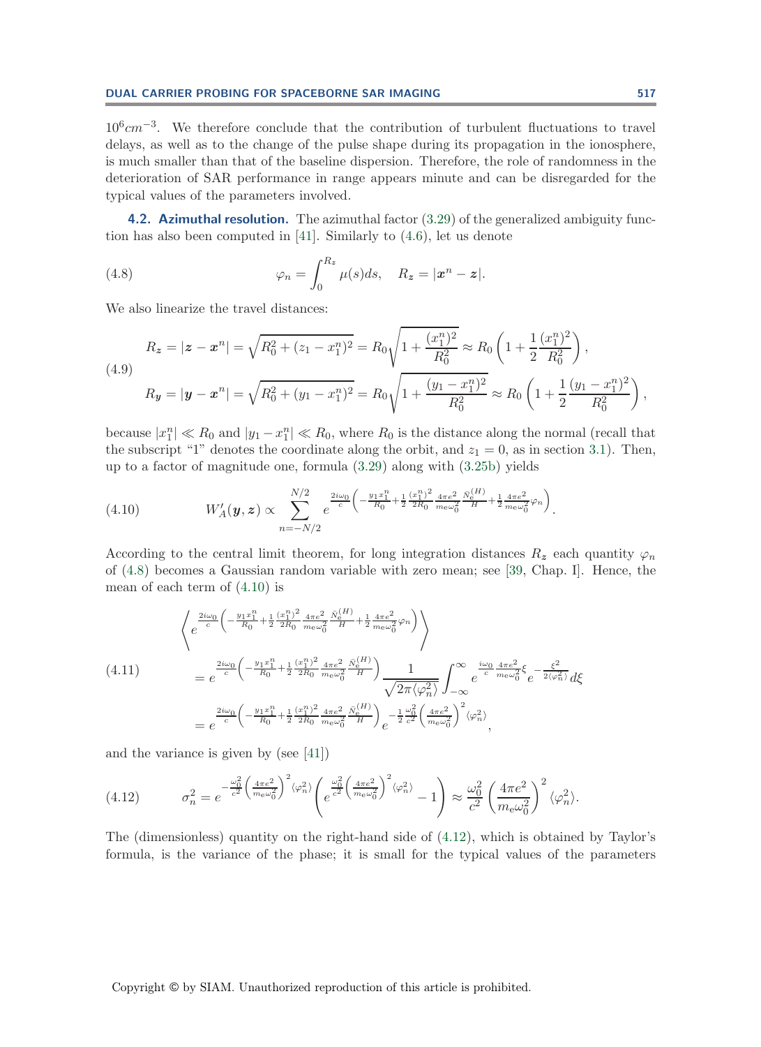$10^6 cm^{-3}$. We therefore conclude that the contribution of turbulent fluctuations to travel delays, as well as to the change of the pulse shape during its propagation in the ionosphere, is much smaller than that of the baseline dispersion. Therefore, the role of randomness in the deterioration of SAR performance in range appears minute and can be disregarded for the typical values of the parameters involved.

**4.2. Azimuthal resolution.** The azimuthal factor (3.29) of the generalized ambiguity function has also been computed in [41]. Similarly to (4.6), let us denote

$$\varphi_n = \int_0^{R_{\boldsymbol{z}}} \mu(s) ds, \quad R_{\boldsymbol{z}} = |\boldsymbol{x}^n - \boldsymbol{z}|. \tag{4.8}$$

We also linearize the travel distances:

$$\begin{aligned} R_{\boldsymbol{z}} &= |\boldsymbol{z} - \boldsymbol{x}^n| = \sqrt{R_0^2 + (z_1 - x_1^n)^2} = R_0 \sqrt{1 + \frac{(x_1^n)^2}{R_0^2}} \approx R_0 \left(1 + \frac{1}{2}\frac{(x_1^n)^2}{R_0^2}\right), \\ R_{\boldsymbol{y}} &= |\boldsymbol{y} - \boldsymbol{x}^n| = \sqrt{R_0^2 + (y_1 - x_1^n)^2} = R_0 \sqrt{1 + \frac{(y_1 - x_1^n)^2}{R_0^2}} \approx R_0 \left(1 + \frac{1}{2}\frac{(y_1 - x_1^n)^2}{R_0^2}\right), \end{aligned} \tag{4.9}$$

because $|x_1^n| \ll R_0$ and $|y_1 - x_1^n| \ll R_0$, where $R_0$ is the distance along the normal (recall that the subscript "1" denotes the coordinate along the orbit, and $z_1 = 0$, as in section 3.1). Then, up to a factor of magnitude one, formula (3.29) along with (3.25b) yields

$$W_A'(\boldsymbol{y}, \boldsymbol{z}) \propto \sum_{n=-N/2}^{N/2} e^{\frac{2i\omega_0}{c}\left(-\frac{y_1 x_1^n}{R_0} + \frac{1}{2}\frac{(x_1^n)^2}{2R_0}\frac{4\pi e^2}{m_e\omega_0^2}\frac{\bar{N}_e^{(H)}}{H} + \frac{1}{2}\frac{4\pi e^2}{m_e\omega_0^2}\varphi_n\right)}. \tag{4.10}$$

According to the central limit theorem, for long integration distances $R_{\boldsymbol{z}}$ each quantity $\varphi_n$ of (4.8) becomes a Gaussian random variable with zero mean; see [39, Chap. I]. Hence, the mean of each term of (4.10) is

$$\begin{aligned} &\left\langle e^{\frac{2i\omega_0}{c}\left(-\frac{y_1 x_1^n}{R_0} + \frac{1}{2}\frac{(x_1^n)^2}{2R_0}\frac{4\pi e^2}{m_e\omega_0^2}\frac{\bar{N}_e^{(H)}}{H} + \frac{1}{2}\frac{4\pi e^2}{m_e\omega_0^2}\varphi_n\right)} \right\rangle \\ &\quad = e^{\frac{2i\omega_0}{c}\left(-\frac{y_1 x_1^n}{R_0} + \frac{1}{2}\frac{(x_1^n)^2}{2R_0}\frac{4\pi e^2}{m_e\omega_0^2}\frac{\bar{N}_e^{(H)}}{H}\right)} \frac{1}{\sqrt{2\pi\langle\varphi_n^2\rangle}} \int_{-\infty}^{\infty} e^{\frac{i\omega_0}{c}\frac{4\pi e^2}{m_e\omega_0^2}\xi} e^{-\frac{\xi^2}{2\langle\varphi_n^2\rangle}} d\xi \\ &\quad = e^{\frac{2i\omega_0}{c}\left(-\frac{y_1 x_1^n}{R_0} + \frac{1}{2}\frac{(x_1^n)^2}{2R_0}\frac{4\pi e^2}{m_e\omega_0^2}\frac{\bar{N}_e^{(H)}}{H}\right)} e^{-\frac{1}{2}\frac{\omega_0^2}{c^2}\left(\frac{4\pi e^2}{m_e\omega_0^2}\right)^2\langle\varphi_n^2\rangle}, \end{aligned} \tag{4.11}$$

and the variance is given by (see [41])

$$\sigma_n^2 = e^{-\frac{\omega_0^2}{c^2}\left(\frac{4\pi e^2}{m_e\omega_0^2}\right)^2\langle\varphi_n^2\rangle}\left(e^{\frac{\omega_0^2}{c^2}\left(\frac{4\pi e^2}{m_e\omega_0^2}\right)^2\langle\varphi_n^2\rangle} - 1\right) \approx \frac{\omega_0^2}{c^2}\left(\frac{4\pi e^2}{m_e\omega_0^2}\right)^2\langle\varphi_n^2\rangle. \tag{4.12}$$

The (dimensionless) quantity on the right-hand side of (4.12), which is obtained by Taylor's formula, is the variance of the phase; it is small for the typical values of the parameters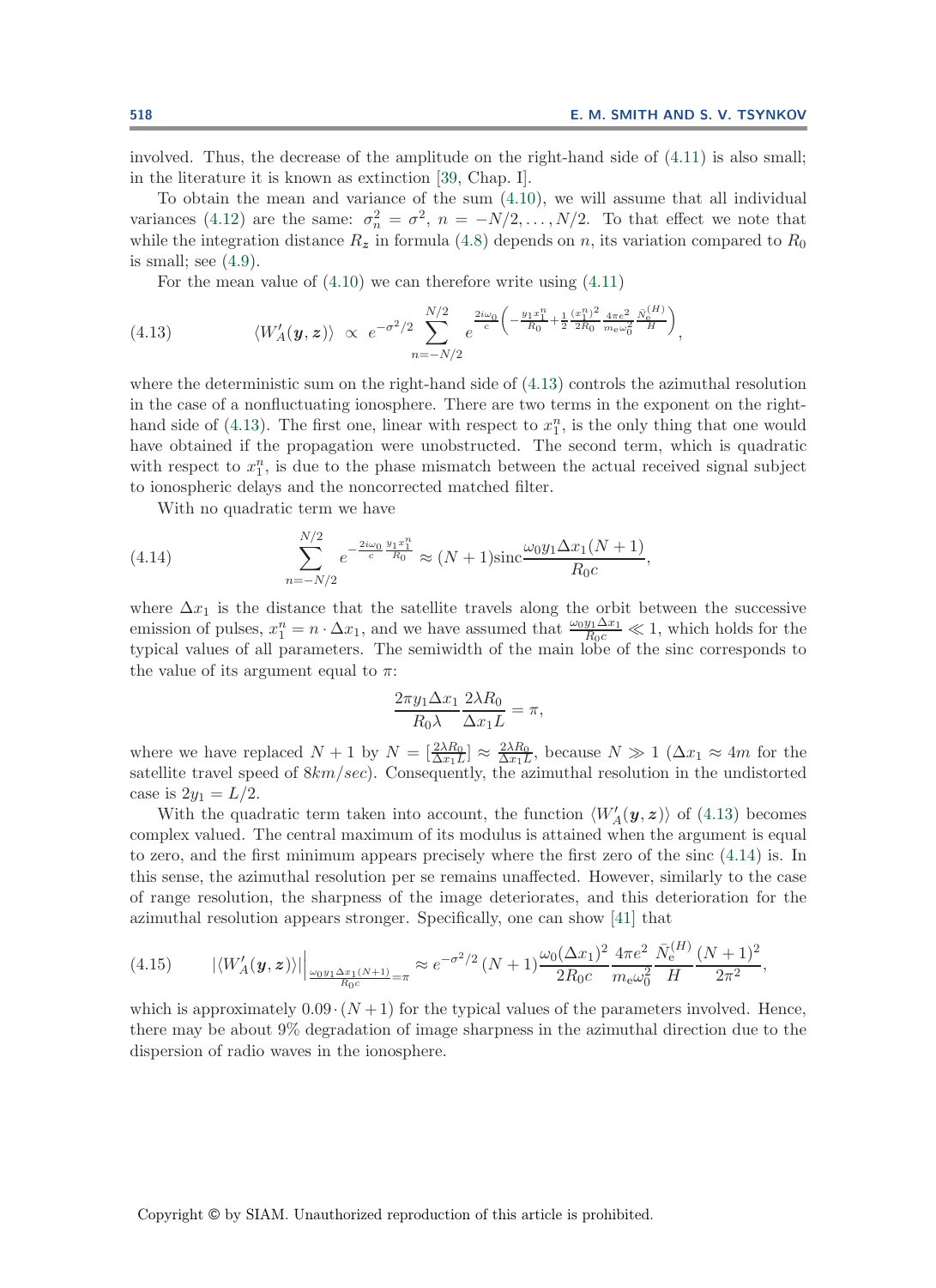involved. Thus, the decrease of the amplitude on the right-hand side of (4.11) is also small; in the literature it is known as extinction [39, Chap. I].

To obtain the mean and variance of the sum (4.10), we will assume that all individual variances (4.12) are the same: $\sigma_n^2 = \sigma^2$, $n = -N/2, \dots, N/2$. To that effect we note that while the integration distance $R_{\boldsymbol{z}}$ in formula (4.8) depends on $n$, its variation compared to $R_0$ is small; see (4.9).

For the mean value of (4.10) we can therefore write using (4.11)

$$\langle W_A'(\boldsymbol{y},\boldsymbol{z})\rangle \;\propto\; e^{-\sigma^2/2} \sum_{n=-N/2}^{N/2} e^{\frac{2i\omega_0}{c}\left(-\frac{y_1 x_1^n}{R_0} + \frac{1}{2}\frac{(x_1^n)^2}{2R_0}\frac{4\pi e^2}{m_e\omega_0^2}\frac{\bar{N}_e^{(H)}}{H}\right)}, \tag{4.13}$$

where the deterministic sum on the right-hand side of (4.13) controls the azimuthal resolution in the case of a nonfluctuating ionosphere. There are two terms in the exponent on the right-hand side of (4.13). The first one, linear with respect to $x_1^n$, is the only thing that one would have obtained if the propagation were unobstructed. The second term, which is quadratic with respect to $x_1^n$, is due to the phase mismatch between the actual received signal subject to ionospheric delays and the noncorrected matched filter.

With no quadratic term we have

$$\sum_{n=-N/2}^{N/2} e^{-\frac{2i\omega_0}{c}\frac{y_1 x_1^n}{R_0}} \approx (N+1)\operatorname{sinc}\frac{\omega_0 y_1 \Delta x_1 (N+1)}{R_0 c}, \tag{4.14}$$

where $\Delta x_1$ is the distance that the satellite travels along the orbit between the successive emission of pulses, $x_1^n = n\cdot\Delta x_1$, and we have assumed that $\frac{\omega_0 y_1 \Delta x_1}{R_0 c} \ll 1$, which holds for the typical values of all parameters. The semiwidth of the main lobe of the sinc corresponds to the value of its argument equal to $\pi$:

$$\frac{2\pi y_1 \Delta x_1}{R_0 \lambda}\frac{2\lambda R_0}{\Delta x_1 L} = \pi,$$

where we have replaced $N+1$ by $N = [\frac{2\lambda R_0}{\Delta x_1 L}] \approx \frac{2\lambda R_0}{\Delta x_1 L}$, because $N \gg 1$ ($\Delta x_1 \approx 4m$ for the satellite travel speed of $8km/sec$). Consequently, the azimuthal resolution in the undistorted case is $2y_1 = L/2$.

With the quadratic term taken into account, the function $\langle W_A'(\boldsymbol{y},\boldsymbol{z})\rangle$ of (4.13) becomes complex valued. The central maximum of its modulus is attained when the argument is equal to zero, and the first minimum appears precisely where the first zero of the sinc (4.14) is. In this sense, the azimuthal resolution per se remains unaffected. However, similarly to the case of range resolution, the sharpness of the image deteriorates, and this deterioration for the azimuthal resolution appears stronger. Specifically, one can show [41] that

$$|\langle W_A'(\boldsymbol{y},\boldsymbol{z})\rangle|\Big|_{\frac{\omega_0 y_1 \Delta x_1 (N+1)}{R_0 c}=\pi} \approx e^{-\sigma^2/2}\,(N+1)\frac{\omega_0(\Delta x_1)^2}{2R_0 c}\frac{4\pi e^2}{m_e\omega_0^2}\frac{\bar{N}_e^{(H)}}{H}\frac{(N+1)^2}{2\pi^2}, \tag{4.15}$$

which is approximately $0.09\cdot(N+1)$ for the typical values of the parameters involved. Hence, there may be about 9% degradation of image sharpness in the azimuthal direction due to the dispersion of radio waves in the ionosphere.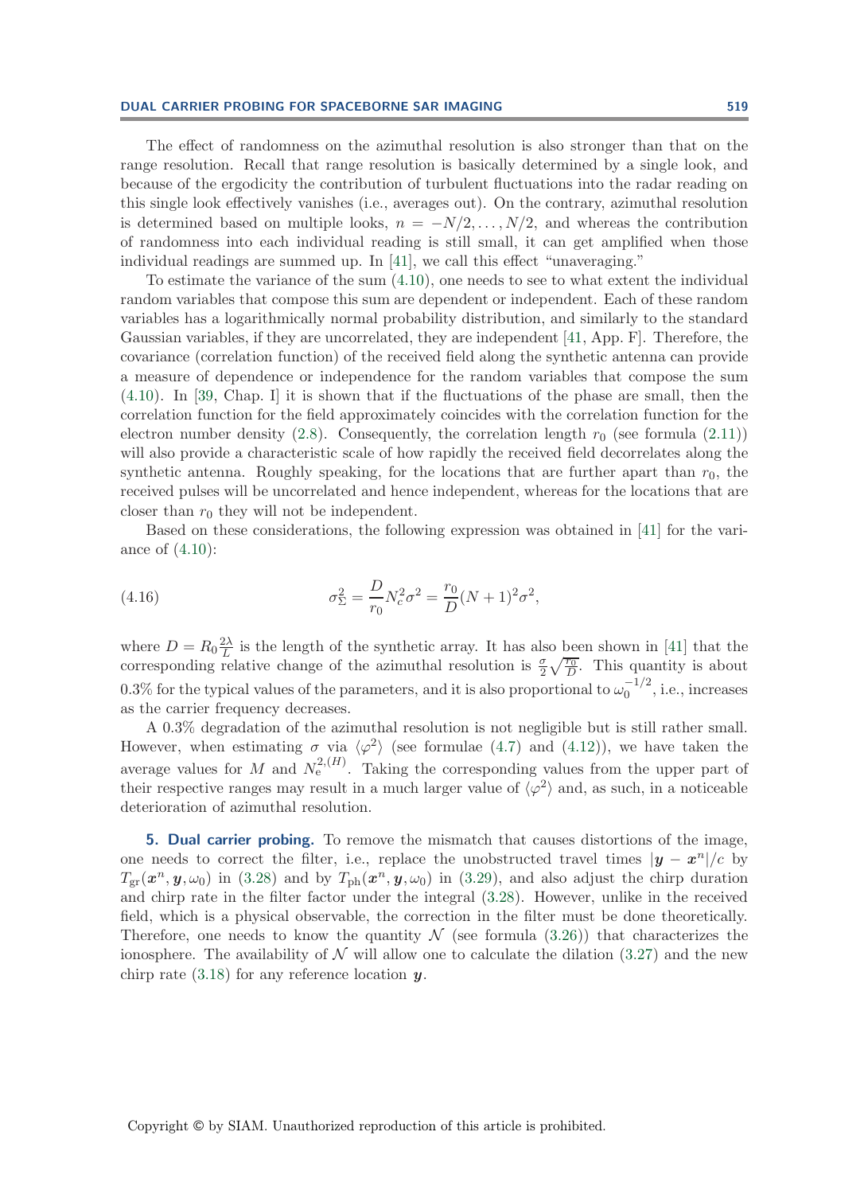The effect of randomness on the azimuthal resolution is also stronger than that on the range resolution. Recall that range resolution is basically determined by a single look, and because of the ergodicity the contribution of turbulent fluctuations into the radar reading on this single look effectively vanishes (i.e., averages out). On the contrary, azimuthal resolution is determined based on multiple looks, $n = -N/2, \dots, N/2$, and whereas the contribution of randomness into each individual reading is still small, it can get amplified when those individual readings are summed up. In [41], we call this effect "unaveraging."

To estimate the variance of the sum (4.10), one needs to see to what extent the individual random variables that compose this sum are dependent or independent. Each of these random variables has a logarithmically normal probability distribution, and similarly to the standard Gaussian variables, if they are uncorrelated, they are independent [41, App. F]. Therefore, the covariance (correlation function) of the received field along the synthetic antenna can provide a measure of dependence or independence for the random variables that compose the sum (4.10). In [39, Chap. I] it is shown that if the fluctuations of the phase are small, then the correlation function for the field approximately coincides with the correlation function for the electron number density (2.8). Consequently, the correlation length $r_0$ (see formula (2.11)) will also provide a characteristic scale of how rapidly the received field decorrelates along the synthetic antenna. Roughly speaking, for the locations that are further apart than $r_0$, the received pulses will be uncorrelated and hence independent, whereas for the locations that are closer than $r_0$ they will not be independent.

Based on these considerations, the following expression was obtained in [41] for the variance of (4.10):

$$\sigma_\Sigma^2 = \frac{D}{r_0} N_c^2 \sigma^2 = \frac{r_0}{D}(N+1)^2 \sigma^2, \tag{4.16}$$

where $D = R_0 \frac{2\lambda}{L}$ is the length of the synthetic array. It has also been shown in [41] that the corresponding relative change of the azimuthal resolution is $\frac{\sigma}{2}\sqrt{\frac{r_0}{D}}$. This quantity is about 0.3% for the typical values of the parameters, and it is also proportional to $\omega_0^{-1/2}$, i.e., increases as the carrier frequency decreases.

A 0.3% degradation of the azimuthal resolution is not negligible but is still rather small. However, when estimating $\sigma$ via $\langle \varphi^2 \rangle$ (see formulae (4.7) and (4.12)), we have taken the average values for $M$ and $N_e^{2,(H)}$. Taking the corresponding values from the upper part of their respective ranges may result in a much larger value of $\langle \varphi^2 \rangle$ and, as such, in a noticeable deterioration of azimuthal resolution.

## 5. Dual carrier probing.

To remove the mismatch that causes distortions of the image, one needs to correct the filter, i.e., replace the unobstructed travel times $|\boldsymbol{y} - \boldsymbol{x}^n|/c$ by $T_{\rm gr}(\boldsymbol{x}^n, \boldsymbol{y}, \omega_0)$ in (3.28) and by $T_{\rm ph}(\boldsymbol{x}^n, \boldsymbol{y}, \omega_0)$ in (3.29), and also adjust the chirp duration and chirp rate in the filter factor under the integral (3.28). However, unlike in the received field, which is a physical observable, the correction in the filter must be done theoretically. Therefore, one needs to know the quantity $\mathcal{N}$ (see formula (3.26)) that characterizes the ionosphere. The availability of $\mathcal{N}$ will allow one to calculate the dilation (3.27) and the new chirp rate (3.18) for any reference location $\boldsymbol{y}$.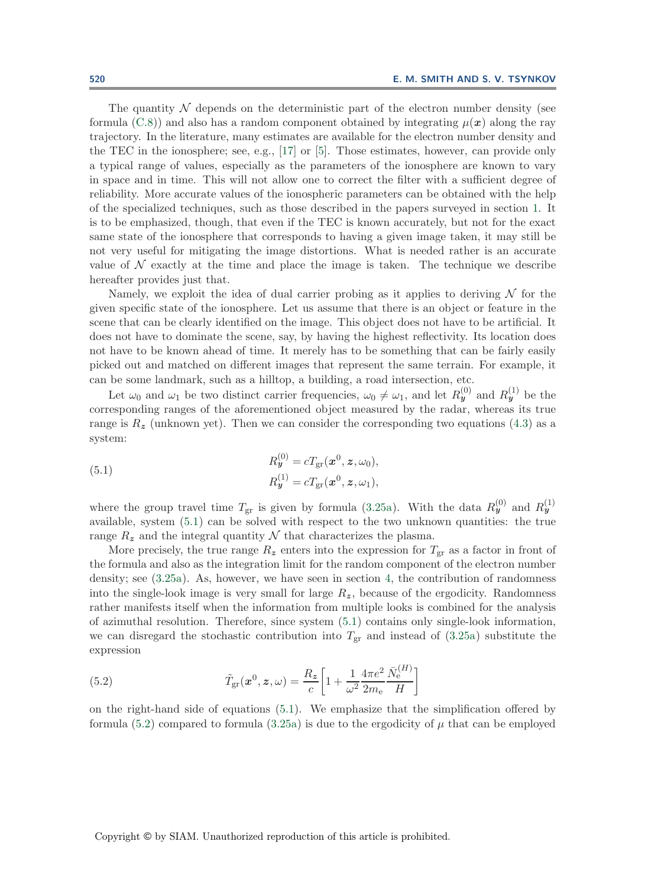The quantity $\mathcal{N}$ depends on the deterministic part of the electron number density (see formula (C.8)) and also has a random component obtained by integrating $\mu(\boldsymbol{x})$ along the ray trajectory. In the literature, many estimates are available for the electron number density and the TEC in the ionosphere; see, e.g., [17] or [5]. Those estimates, however, can provide only a typical range of values, especially as the parameters of the ionosphere are known to vary in space and in time. This will not allow one to correct the filter with a sufficient degree of reliability. More accurate values of the ionospheric parameters can be obtained with the help of the specialized techniques, such as those described in the papers surveyed in section 1. It is to be emphasized, though, that even if the TEC is known accurately, but not for the exact same state of the ionosphere that corresponds to having a given image taken, it may still be not very useful for mitigating the image distortions. What is needed rather is an accurate value of $\mathcal{N}$ exactly at the time and place the image is taken. The technique we describe hereafter provides just that.

Namely, we exploit the idea of dual carrier probing as it applies to deriving $\mathcal{N}$ for the given specific state of the ionosphere. Let us assume that there is an object or feature in the scene that can be clearly identified on the image. This object does not have to be artificial. It does not have to dominate the scene, say, by having the highest reflectivity. Its location does not have to be known ahead of time. It merely has to be something that can be fairly easily picked out and matched on different images that represent the same terrain. For example, it can be some landmark, such as a hilltop, a building, a road intersection, etc.

Let $\omega_0$ and $\omega_1$ be two distinct carrier frequencies, $\omega_0 \neq \omega_1$, and let $R_{\boldsymbol{y}}^{(0)}$ and $R_{\boldsymbol{y}}^{(1)}$ be the corresponding ranges of the aforementioned object measured by the radar, whereas its true range is $R_{\boldsymbol{z}}$ (unknown yet). Then we can consider the corresponding two equations (4.3) as a system:

$$
\begin{aligned}
R_{\boldsymbol{y}}^{(0)} &= cT_{\mathrm{gr}}(\boldsymbol{x}^0, \boldsymbol{z}, \omega_0), \\
R_{\boldsymbol{y}}^{(1)} &= cT_{\mathrm{gr}}(\boldsymbol{x}^0, \boldsymbol{z}, \omega_1),
\end{aligned}
\tag{5.1}
$$

where the group travel time $T_{\mathrm{gr}}$ is given by formula (3.25a). With the data $R_{\boldsymbol{y}}^{(0)}$ and $R_{\boldsymbol{y}}^{(1)}$ available, system (5.1) can be solved with respect to the two unknown quantities: the true range $R_{\boldsymbol{z}}$ and the integral quantity $\mathcal{N}$ that characterizes the plasma.

More precisely, the true range $R_{\boldsymbol{z}}$ enters into the expression for $T_{\mathrm{gr}}$ as a factor in front of the formula and also as the integration limit for the random component of the electron number density; see (3.25a). As, however, we have seen in section 4, the contribution of randomness into the single-look image is very small for large $R_{\boldsymbol{z}}$, because of the ergodicity. Randomness rather manifests itself when the information from multiple looks is combined for the analysis of azimuthal resolution. Therefore, since system (5.1) contains only single-look information, we can disregard the stochastic contribution into $T_{\mathrm{gr}}$ and instead of (3.25a) substitute the expression

$$
\tilde{T}_{\mathrm{gr}}(\boldsymbol{x}^0, \boldsymbol{z}, \omega) = \frac{R_{\boldsymbol{z}}}{c}\left[1 + \frac{1}{\omega^2}\frac{4\pi e^2}{2m_{\mathrm{e}}}\frac{\bar{N}_{\mathrm{e}}^{(H)}}{H}\right]
\tag{5.2}
$$

on the right-hand side of equations (5.1). We emphasize that the simplification offered by formula (5.2) compared to formula (3.25a) is due to the ergodicity of $\mu$ that can be employed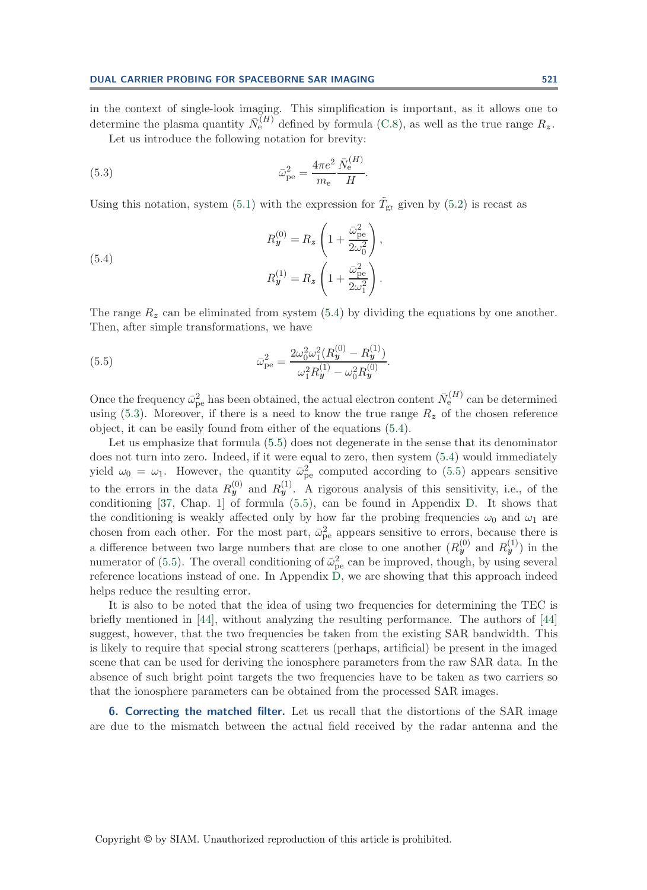in the context of single-look imaging. This simplification is important, as it allows one to determine the plasma quantity $\bar{N}_{\rm e}^{(H)}$ defined by formula (C.8), as well as the true range $R_{\boldsymbol{z}}$.

Let us introduce the following notation for brevity:

$$\bar{\omega}_{\rm pe}^2 = \frac{4\pi e^2}{m_{\rm e}} \frac{\bar{N}_{\rm e}^{(H)}}{H}. \tag{5.3}$$

Using this notation, system (5.1) with the expression for $\tilde{T}_{\rm gr}$ given by (5.2) is recast as

$$\begin{aligned} R_{\boldsymbol{y}}^{(0)} &= R_{\boldsymbol{z}} \left( 1 + \frac{\bar{\omega}_{\rm pe}^2}{2\omega_0^2} \right), \\ R_{\boldsymbol{y}}^{(1)} &= R_{\boldsymbol{z}} \left( 1 + \frac{\bar{\omega}_{\rm pe}^2}{2\omega_1^2} \right). \end{aligned} \tag{5.4}$$

The range $R_{\boldsymbol{z}}$ can be eliminated from system (5.4) by dividing the equations by one another. Then, after simple transformations, we have

$$\bar{\omega}_{\rm pe}^2 = \frac{2\omega_0^2 \omega_1^2 (R_{\boldsymbol{y}}^{(0)} - R_{\boldsymbol{y}}^{(1)})}{\omega_1^2 R_{\boldsymbol{y}}^{(1)} - \omega_0^2 R_{\boldsymbol{y}}^{(0)}}. \tag{5.5}$$

Once the frequency $\bar{\omega}_{\rm pe}^2$ has been obtained, the actual electron content $\bar{N}_{\rm e}^{(H)}$ can be determined using (5.3). Moreover, if there is a need to know the true range $R_{\boldsymbol{z}}$ of the chosen reference object, it can be easily found from either of the equations (5.4).

Let us emphasize that formula (5.5) does not degenerate in the sense that its denominator does not turn into zero. Indeed, if it were equal to zero, then system (5.4) would immediately yield $\omega_0 = \omega_1$. However, the quantity $\bar{\omega}_{\rm pe}^2$ computed according to (5.5) appears sensitive to the errors in the data $R_{\boldsymbol{y}}^{(0)}$ and $R_{\boldsymbol{y}}^{(1)}$. A rigorous analysis of this sensitivity, i.e., of the conditioning [37, Chap. 1] of formula (5.5), can be found in Appendix D. It shows that the conditioning is weakly affected only by how far the probing frequencies $\omega_0$ and $\omega_1$ are chosen from each other. For the most part, $\bar{\omega}_{\rm pe}^2$ appears sensitive to errors, because there is a difference between two large numbers that are close to one another ($R_{\boldsymbol{y}}^{(0)}$ and $R_{\boldsymbol{y}}^{(1)}$) in the numerator of (5.5). The overall conditioning of $\bar{\omega}_{\rm pe}^2$ can be improved, though, by using several reference locations instead of one. In Appendix D, we are showing that this approach indeed helps reduce the resulting error.

It is also to be noted that the idea of using two frequencies for determining the TEC is briefly mentioned in [44], without analyzing the resulting performance. The authors of [44] suggest, however, that the two frequencies be taken from the existing SAR bandwidth. This is likely to require that special strong scatterers (perhaps, artificial) be present in the imaged scene that can be used for deriving the ionosphere parameters from the raw SAR data. In the absence of such bright point targets the two frequencies have to be taken as two carriers so that the ionosphere parameters can be obtained from the processed SAR images.

**6. Correcting the matched filter.** Let us recall that the distortions of the SAR image are due to the mismatch between the actual field received by the radar antenna and the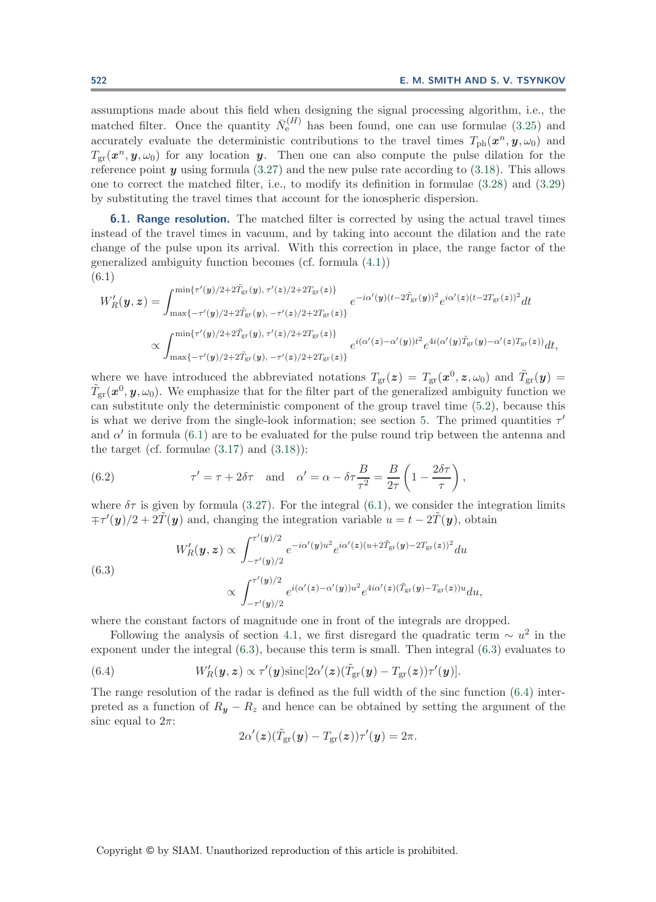assumptions made about this field when designing the signal processing algorithm, i.e., the matched filter. Once the quantity $\bar{N}_{\rm e}^{(H)}$ has been found, one can use formulae (3.25) and accurately evaluate the deterministic contributions to the travel times $T_{\rm ph}(\boldsymbol{x}^n, \boldsymbol{y}, \omega_0)$ and $T_{\rm gr}(\boldsymbol{x}^n, \boldsymbol{y}, \omega_0)$ for any location $\boldsymbol{y}$. Then one can also compute the pulse dilation for the reference point $\boldsymbol{y}$ using formula (3.27) and the new pulse rate according to (3.18). This allows one to correct the matched filter, i.e., to modify its definition in formulae (3.28) and (3.29) by substituting the travel times that account for the ionospheric dispersion.

### 6.1. Range resolution.

The matched filter is corrected by using the actual travel times instead of the travel times in vacuum, and by taking into account the dilation and the rate change of the pulse upon its arrival. With this correction in place, the range factor of the generalized ambiguity function becomes (cf. formula (4.1))

(6.1)
$$
\begin{aligned}
W_R'(\boldsymbol{y},\boldsymbol{z}) &= \int_{\max\{-\tau'(\boldsymbol{y})/2+2\tilde{T}_{\rm gr}(\boldsymbol{y}),\,-\tau'(\boldsymbol{z})/2+2T_{\rm gr}(\boldsymbol{z})\}}^{\min\{\tau'(\boldsymbol{y})/2+2\tilde{T}_{\rm gr}(\boldsymbol{y}),\,\tau'(\boldsymbol{z})/2+2T_{\rm gr}(\boldsymbol{z})\}} e^{-i\alpha'(\boldsymbol{y})(t-2\tilde{T}_{\rm gr}(\boldsymbol{y}))^2} e^{i\alpha'(\boldsymbol{z})(t-2T_{\rm gr}(\boldsymbol{z}))^2}dt\\
&\propto \int_{\max\{-\tau'(\boldsymbol{y})/2+2\tilde{T}_{\rm gr}(\boldsymbol{y}),\,-\tau'(\boldsymbol{z})/2+2T_{\rm gr}(\boldsymbol{z})\}}^{\min\{\tau'(\boldsymbol{y})/2+2\tilde{T}_{\rm gr}(\boldsymbol{y}),\,\tau'(\boldsymbol{z})/2+2T_{\rm gr}(\boldsymbol{z})\}} e^{i(\alpha'(\boldsymbol{z})-\alpha'(\boldsymbol{y}))t^2} e^{4i(\alpha'(\boldsymbol{y})\tilde{T}_{\rm gr}(\boldsymbol{y})-\alpha'(\boldsymbol{z})T_{\rm gr}(\boldsymbol{z}))}dt,
\end{aligned}
$$

where we have introduced the abbreviated notations $T_{\rm gr}(\boldsymbol{z}) = T_{\rm gr}(\boldsymbol{x}^0, \boldsymbol{z}, \omega_0)$ and $\tilde{T}_{\rm gr}(\boldsymbol{y}) = \tilde{T}_{\rm gr}(\boldsymbol{x}^0, \boldsymbol{y}, \omega_0)$. We emphasize that for the filter part of the generalized ambiguity function we can substitute only the deterministic component of the group travel time (5.2), because this is what we derive from the single-look information; see section 5. The primed quantities $\tau'$ and $\alpha'$ in formula (6.1) are to be evaluated for the pulse round trip between the antenna and the target (cf. formulae (3.17) and (3.18)):

$$
\tau' = \tau + 2\delta\tau \quad \text{and} \quad \alpha' = \alpha - \delta\tau\frac{B}{\tau^2} = \frac{B}{2\tau}\left(1 - \frac{2\delta\tau}{\tau}\right), \tag{6.2}
$$

where $\delta\tau$ is given by formula (3.27). For the integral (6.1), we consider the integration limits $\mp\tau'(\boldsymbol{y})/2 + 2\tilde{T}(\boldsymbol{y})$ and, changing the integration variable $u = t - 2\tilde{T}(\boldsymbol{y})$, obtain

(6.3)
$$
\begin{aligned}
W_R'(\boldsymbol{y},\boldsymbol{z}) &\propto \int_{-\tau'(\boldsymbol{y})/2}^{\tau'(\boldsymbol{y})/2} e^{-i\alpha'(\boldsymbol{y})u^2} e^{i\alpha'(\boldsymbol{z})(u+2\tilde{T}_{\rm gr}(\boldsymbol{y})-2T_{\rm gr}(\boldsymbol{z}))^2}du\\
&\propto \int_{-\tau'(\boldsymbol{y})/2}^{\tau'(\boldsymbol{y})/2} e^{i(\alpha'(\boldsymbol{z})-\alpha'(\boldsymbol{y}))u^2} e^{4i\alpha'(\boldsymbol{z})(\tilde{T}_{\rm gr}(\boldsymbol{y})-T_{\rm gr}(\boldsymbol{z}))u}du,
\end{aligned}
$$

where the constant factors of magnitude one in front of the integrals are dropped.

Following the analysis of section 4.1, we first disregard the quadratic term $\sim u^2$ in the exponent under the integral (6.3), because this term is small. Then integral (6.3) evaluates to

$$
W_R'(\boldsymbol{y},\boldsymbol{z}) \propto \tau'(\boldsymbol{y})\text{sinc}[2\alpha'(\boldsymbol{z})(\tilde{T}_{\rm gr}(\boldsymbol{y}) - T_{\rm gr}(\boldsymbol{z}))\tau'(\boldsymbol{y})]. \tag{6.4}
$$

The range resolution of the radar is defined as the full width of the sinc function (6.4) interpreted as a function of $R_{\boldsymbol{y}} - R_z$ and hence can be obtained by setting the argument of the sinc equal to $2\pi$:

$$
2\alpha'(\boldsymbol{z})(\tilde{T}_{\rm gr}(\boldsymbol{y}) - T_{\rm gr}(\boldsymbol{z}))\tau'(\boldsymbol{y}) = 2\pi.
$$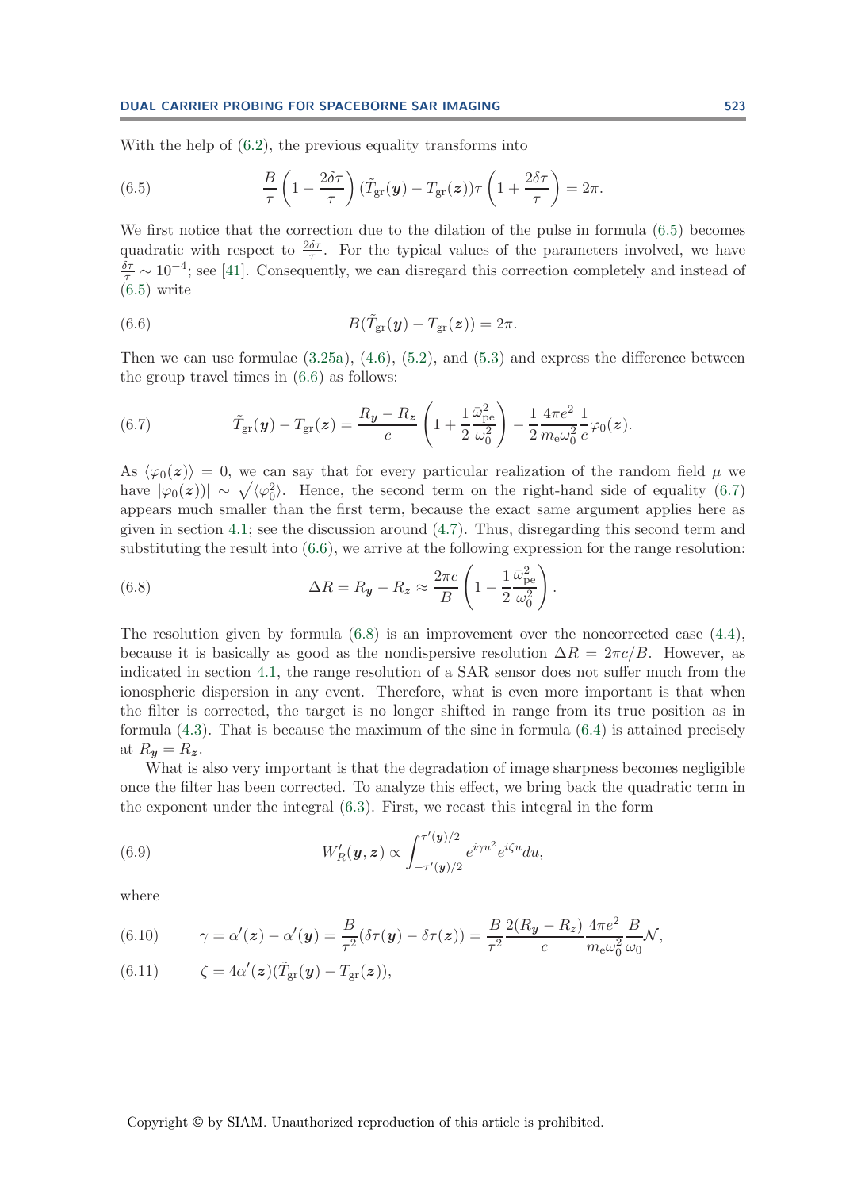With the help of (6.2), the previous equality transforms into

$$\frac{B}{\tau}\left(1-\frac{2\delta\tau}{\tau}\right)(\tilde{T}_{\rm gr}(\boldsymbol{y})-T_{\rm gr}(\boldsymbol{z}))\tau\left(1+\frac{2\delta\tau}{\tau}\right)=2\pi. \tag{6.5}$$

We first notice that the correction due to the dilation of the pulse in formula (6.5) becomes quadratic with respect to $\frac{2\delta\tau}{\tau}$. For the typical values of the parameters involved, we have $\frac{\delta\tau}{\tau}\sim 10^{-4}$; see [41]. Consequently, we can disregard this correction completely and instead of (6.5) write

$$B(\tilde{T}_{\rm gr}(\boldsymbol{y})-T_{\rm gr}(\boldsymbol{z}))=2\pi. \tag{6.6}$$

Then we can use formulae (3.25a), (4.6), (5.2), and (5.3) and express the difference between the group travel times in (6.6) as follows:

$$\tilde{T}_{\rm gr}(\boldsymbol{y})-T_{\rm gr}(\boldsymbol{z})=\frac{R_{\boldsymbol{y}}-R_{\boldsymbol{z}}}{c}\left(1+\frac{1}{2}\frac{\bar{\omega}_{\rm pe}^2}{\omega_0^2}\right)-\frac{1}{2}\frac{4\pi e^2}{m_{\rm e}\omega_0^2}\frac{1}{c}\varphi_0(\boldsymbol{z}). \tag{6.7}$$

As $\langle\varphi_0(\boldsymbol{z})\rangle=0$, we can say that for every particular realization of the random field $\mu$ we have $|\varphi_0(\boldsymbol{z})|\sim\sqrt{\langle\varphi_0^2\rangle}$. Hence, the second term on the right-hand side of equality (6.7) appears much smaller than the first term, because the exact same argument applies here as given in section 4.1; see the discussion around (4.7). Thus, disregarding this second term and substituting the result into (6.6), we arrive at the following expression for the range resolution:

$$\Delta R=R_{\boldsymbol{y}}-R_{\boldsymbol{z}}\approx\frac{2\pi c}{B}\left(1-\frac{1}{2}\frac{\bar{\omega}_{\rm pe}^2}{\omega_0^2}\right). \tag{6.8}$$

The resolution given by formula (6.8) is an improvement over the noncorrected case (4.4), because it is basically as good as the nondispersive resolution $\Delta R=2\pi c/B$. However, as indicated in section 4.1, the range resolution of a SAR sensor does not suffer much from the ionospheric dispersion in any event. Therefore, what is even more important is that when the filter is corrected, the target is no longer shifted in range from its true position as in formula (4.3). That is because the maximum of the sinc in formula (6.4) is attained precisely at $R_{\boldsymbol{y}}=R_{\boldsymbol{z}}$.

What is also very important is that the degradation of image sharpness becomes negligible once the filter has been corrected. To analyze this effect, we bring back the quadratic term in the exponent under the integral (6.3). First, we recast this integral in the form

$$W_R'(\boldsymbol{y},\boldsymbol{z})\propto\int_{-\tau'(\boldsymbol{y})/2}^{\tau'(\boldsymbol{y})/2}e^{i\gamma u^2}e^{i\zeta u}du, \tag{6.9}$$

where

$$\gamma=\alpha'(\boldsymbol{z})-\alpha'(\boldsymbol{y})=\frac{B}{\tau^2}(\delta\tau(\boldsymbol{y})-\delta\tau(\boldsymbol{z}))=\frac{B}{\tau^2}\frac{2(R_{\boldsymbol{y}}-R_{\boldsymbol{z}})}{c}\frac{4\pi e^2}{m_{\rm e}\omega_0^2}\frac{B}{\omega_0}\mathcal{N}, \tag{6.10}$$

$$\zeta=4\alpha'(\boldsymbol{z})(\tilde{T}_{\rm gr}(\boldsymbol{y})-T_{\rm gr}(\boldsymbol{z})), \tag{6.11}$$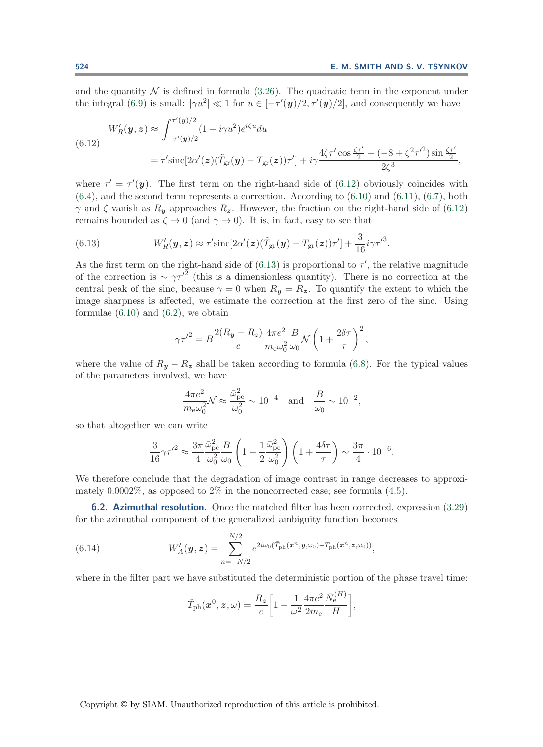and the quantity $\mathcal{N}$ is defined in formula (3.26). The quadratic term in the exponent under the integral (6.9) is small: $|\gamma u^2| \ll 1$ for $u \in [-\tau'(\boldsymbol{y})/2, \tau'(\boldsymbol{y})/2]$, and consequently we have

$$
\begin{aligned}
W'_R(\boldsymbol{y},\boldsymbol{z}) &\approx \int_{-\tau'(\boldsymbol{y})/2}^{\tau'(\boldsymbol{y})/2} (1 + i\gamma u^2) e^{i\zeta u} du \\
&= \tau' \operatorname{sinc}[2\alpha'(\boldsymbol{z})(\tilde{T}_{\rm gr}(\boldsymbol{y}) - T_{\rm gr}(\boldsymbol{z}))\tau'] + i\gamma \frac{4\zeta\tau' \cos\frac{\zeta\tau'}{2} + (-8 + \zeta^2 \tau'^2)\sin\frac{\zeta\tau'}{2}}{2\zeta^3},
\end{aligned}
\tag{6.12}
$$

where $\tau' = \tau'(\boldsymbol{y})$. The first term on the right-hand side of (6.12) obviously coincides with (6.4), and the second term represents a correction. According to (6.10) and (6.11), (6.7), both $\gamma$ and $\zeta$ vanish as $R_{\boldsymbol{y}}$ approaches $R_{\boldsymbol{z}}$. However, the fraction on the right-hand side of (6.12) remains bounded as $\zeta \to 0$ (and $\gamma \to 0$). It is, in fact, easy to see that

$$
W'_R(\boldsymbol{y},\boldsymbol{z}) \approx \tau' \operatorname{sinc}[2\alpha'(\boldsymbol{z})(\tilde{T}_{\rm gr}(\boldsymbol{y}) - T_{\rm gr}(\boldsymbol{z}))\tau'] + \frac{3}{16} i\gamma \tau'^3.
\tag{6.13}
$$

As the first term on the right-hand side of (6.13) is proportional to $\tau'$, the relative magnitude of the correction is $\sim \gamma\tau'^2$ (this is a dimensionless quantity). There is no correction at the central peak of the sinc, because $\gamma = 0$ when $R_{\boldsymbol{y}} = R_{\boldsymbol{z}}$. To quantify the extent to which the image sharpness is affected, we estimate the correction at the first zero of the sinc. Using formulae (6.10) and (6.2), we obtain

$$
\gamma\tau'^2 = B \frac{2(R_{\boldsymbol{y}} - R_{\boldsymbol{z}})}{c} \frac{4\pi e^2}{m_{\rm e}\omega_0^2} \frac{B}{\omega_0} \mathcal{N} \left(1 + \frac{2\delta\tau}{\tau}\right)^2,
$$

where the value of $R_{\boldsymbol{y}} - R_{\boldsymbol{z}}$ shall be taken according to formula (6.8). For the typical values of the parameters involved, we have

$$
\frac{4\pi e^2}{m_{\rm e}\omega_0^2} \mathcal{N} \approx \frac{\bar{\omega}_{\rm pe}^2}{\omega_0^2} \sim 10^{-4} \quad \text{and} \quad \frac{B}{\omega_0} \sim 10^{-2},
$$

so that altogether we can write

$$
\frac{3}{16}\gamma\tau'^2 \approx \frac{3\pi}{4} \frac{\bar{\omega}_{\rm pe}^2}{\omega_0^2} \frac{B}{\omega_0} \left(1 - \frac{1}{2}\frac{\bar{\omega}_{\rm pe}^2}{\omega_0^2}\right)\left(1 + \frac{4\delta\tau}{\tau}\right) \sim \frac{3\pi}{4} \cdot 10^{-6}.
$$

We therefore conclude that the degradation of image contrast in range decreases to approximately 0.0002%, as opposed to 2% in the noncorrected case; see formula (4.5).

### 6.2. Azimuthal resolution.

Once the matched filter has been corrected, expression (3.29) for the azimuthal component of the generalized ambiguity function becomes

$$
W'_A(\boldsymbol{y},\boldsymbol{z}) = \sum_{n=-N/2}^{N/2} e^{2i\omega_0(\tilde{T}_{\rm ph}(\boldsymbol{x}^n,\boldsymbol{y},\omega_0) - T_{\rm ph}(\boldsymbol{x}^n,\boldsymbol{z},\omega_0))},
\tag{6.14}
$$

where in the filter part we have substituted the deterministic portion of the phase travel time:

$$
\tilde{T}_{\rm ph}(\boldsymbol{x}^0,\boldsymbol{z},\omega) = \frac{R_{\boldsymbol{z}}}{c}\left[1 - \frac{1}{\omega^2}\frac{4\pi e^2}{2m_{\rm e}}\frac{\bar{N}_{\rm e}^{(H)}}{H}\right],
$$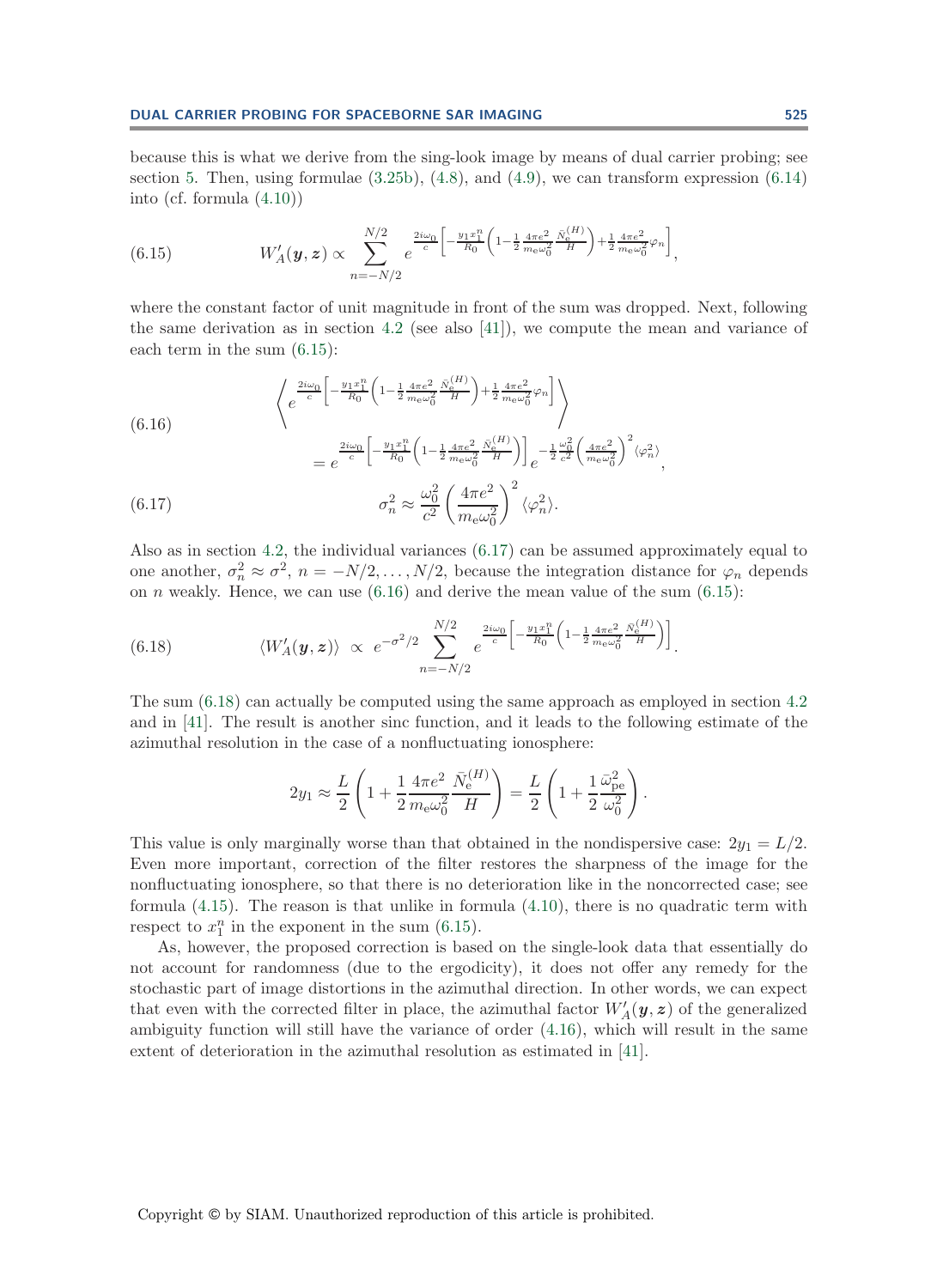because this is what we derive from the sing-look image by means of dual carrier probing; see section 5. Then, using formulae (3.25b), (4.8), and (4.9), we can transform expression (6.14) into (cf. formula (4.10))

$$W'_A(\boldsymbol{y},\boldsymbol{z}) \propto \sum_{n=-N/2}^{N/2} e^{\frac{2i\omega_0}{c}\left[-\frac{y_1 x_1^n}{R_0}\left(1-\frac{1}{2}\frac{4\pi e^2}{m_e\omega_0^2}\frac{\bar{N}_e^{(H)}}{H}\right)+\frac{1}{2}\frac{4\pi e^2}{m_e\omega_0^2}\varphi_n\right]}, \tag{6.15}$$

where the constant factor of unit magnitude in front of the sum was dropped. Next, following the same derivation as in section 4.2 (see also [41]), we compute the mean and variance of each term in the sum (6.15):

$$\left\langle e^{\frac{2i\omega_0}{c}\left[-\frac{y_1 x_1^n}{R_0}\left(1-\frac{1}{2}\frac{4\pi e^2}{m_e\omega_0^2}\frac{\bar{N}_e^{(H)}}{H}\right)+\frac{1}{2}\frac{4\pi e^2}{m_e\omega_0^2}\varphi_n\right]}\right\rangle = e^{\frac{2i\omega_0}{c}\left[-\frac{y_1 x_1^n}{R_0}\left(1-\frac{1}{2}\frac{4\pi e^2}{m_e\omega_0^2}\frac{\bar{N}_e^{(H)}}{H}\right)\right]} e^{-\frac{1}{2}\frac{\omega_0^2}{c^2}\left(\frac{4\pi e^2}{m_e\omega_0^2}\right)^2\langle\varphi_n^2\rangle}, \tag{6.16}$$

$$\sigma_n^2 \approx \frac{\omega_0^2}{c^2}\left(\frac{4\pi e^2}{m_e\omega_0^2}\right)^2\langle\varphi_n^2\rangle. \tag{6.17}$$

Also as in section 4.2, the individual variances (6.17) can be assumed approximately equal to one another, $\sigma_n^2 \approx \sigma^2$, $n = -N/2, \dots, N/2$, because the integration distance for $\varphi_n$ depends on $n$ weakly. Hence, we can use (6.16) and derive the mean value of the sum (6.15):

$$\langle W'_A(\boldsymbol{y},\boldsymbol{z})\rangle \;\propto\; e^{-\sigma^2/2}\sum_{n=-N/2}^{N/2} e^{\frac{2i\omega_0}{c}\left[-\frac{y_1 x_1^n}{R_0}\left(1-\frac{1}{2}\frac{4\pi e^2}{m_e\omega_0^2}\frac{\bar{N}_e^{(H)}}{H}\right)\right]}. \tag{6.18}$$

The sum (6.18) can actually be computed using the same approach as employed in section 4.2 and in [41]. The result is another sinc function, and it leads to the following estimate of the azimuthal resolution in the case of a nonfluctuating ionosphere:

$$2y_1 \approx \frac{L}{2}\left(1+\frac{1}{2}\frac{4\pi e^2}{m_e\omega_0^2}\frac{\bar{N}_e^{(H)}}{H}\right) = \frac{L}{2}\left(1+\frac{1}{2}\frac{\bar{\omega}_{pe}^2}{\omega_0^2}\right).$$

This value is only marginally worse than that obtained in the nondispersive case: $2y_1 = L/2$. Even more important, correction of the filter restores the sharpness of the image for the nonfluctuating ionosphere, so that there is no deterioration like in the noncorrected case; see formula (4.15). The reason is that unlike in formula (4.10), there is no quadratic term with respect to $x_1^n$ in the exponent in the sum (6.15).

As, however, the proposed correction is based on the single-look data that essentially do not account for randomness (due to the ergodicity), it does not offer any remedy for the stochastic part of image distortions in the azimuthal direction. In other words, we can expect that even with the corrected filter in place, the azimuthal factor $W'_A(\boldsymbol{y},\boldsymbol{z})$ of the generalized ambiguity function will still have the variance of order (4.16), which will result in the same extent of deterioration in the azimuthal resolution as estimated in [41].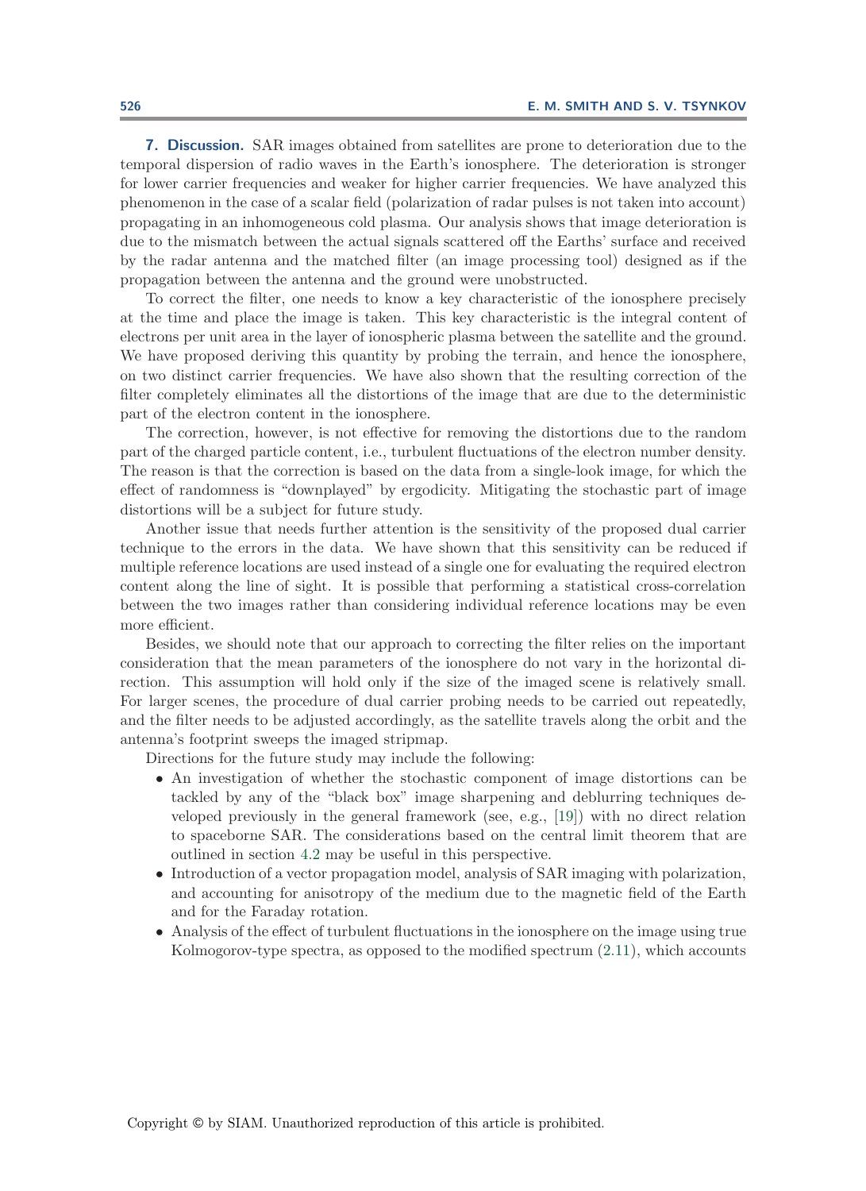## 7. Discussion.

SAR images obtained from satellites are prone to deterioration due to the temporal dispersion of radio waves in the Earth's ionosphere. The deterioration is stronger for lower carrier frequencies and weaker for higher carrier frequencies. We have analyzed this phenomenon in the case of a scalar field (polarization of radar pulses is not taken into account) propagating in an inhomogeneous cold plasma. Our analysis shows that image deterioration is due to the mismatch between the actual signals scattered off the Earths' surface and received by the radar antenna and the matched filter (an image processing tool) designed as if the propagation between the antenna and the ground were unobstructed.

To correct the filter, one needs to know a key characteristic of the ionosphere precisely at the time and place the image is taken. This key characteristic is the integral content of electrons per unit area in the layer of ionospheric plasma between the satellite and the ground. We have proposed deriving this quantity by probing the terrain, and hence the ionosphere, on two distinct carrier frequencies. We have also shown that the resulting correction of the filter completely eliminates all the distortions of the image that are due to the deterministic part of the electron content in the ionosphere.

The correction, however, is not effective for removing the distortions due to the random part of the charged particle content, i.e., turbulent fluctuations of the electron number density. The reason is that the correction is based on the data from a single-look image, for which the effect of randomness is "downplayed" by ergodicity. Mitigating the stochastic part of image distortions will be a subject for future study.

Another issue that needs further attention is the sensitivity of the proposed dual carrier technique to the errors in the data. We have shown that this sensitivity can be reduced if multiple reference locations are used instead of a single one for evaluating the required electron content along the line of sight. It is possible that performing a statistical cross-correlation between the two images rather than considering individual reference locations may be even more efficient.

Besides, we should note that our approach to correcting the filter relies on the important consideration that the mean parameters of the ionosphere do not vary in the horizontal direction. This assumption will hold only if the size of the imaged scene is relatively small. For larger scenes, the procedure of dual carrier probing needs to be carried out repeatedly, and the filter needs to be adjusted accordingly, as the satellite travels along the orbit and the antenna's footprint sweeps the imaged stripmap.

Directions for the future study may include the following:

- An investigation of whether the stochastic component of image distortions can be tackled by any of the "black box" image sharpening and deblurring techniques developed previously in the general framework (see, e.g., [19]) with no direct relation to spaceborne SAR. The considerations based on the central limit theorem that are outlined in section 4.2 may be useful in this perspective.
- Introduction of a vector propagation model, analysis of SAR imaging with polarization, and accounting for anisotropy of the medium due to the magnetic field of the Earth and for the Faraday rotation.
- Analysis of the effect of turbulent fluctuations in the ionosphere on the image using true Kolmogorov-type spectra, as opposed to the modified spectrum (2.11), which accounts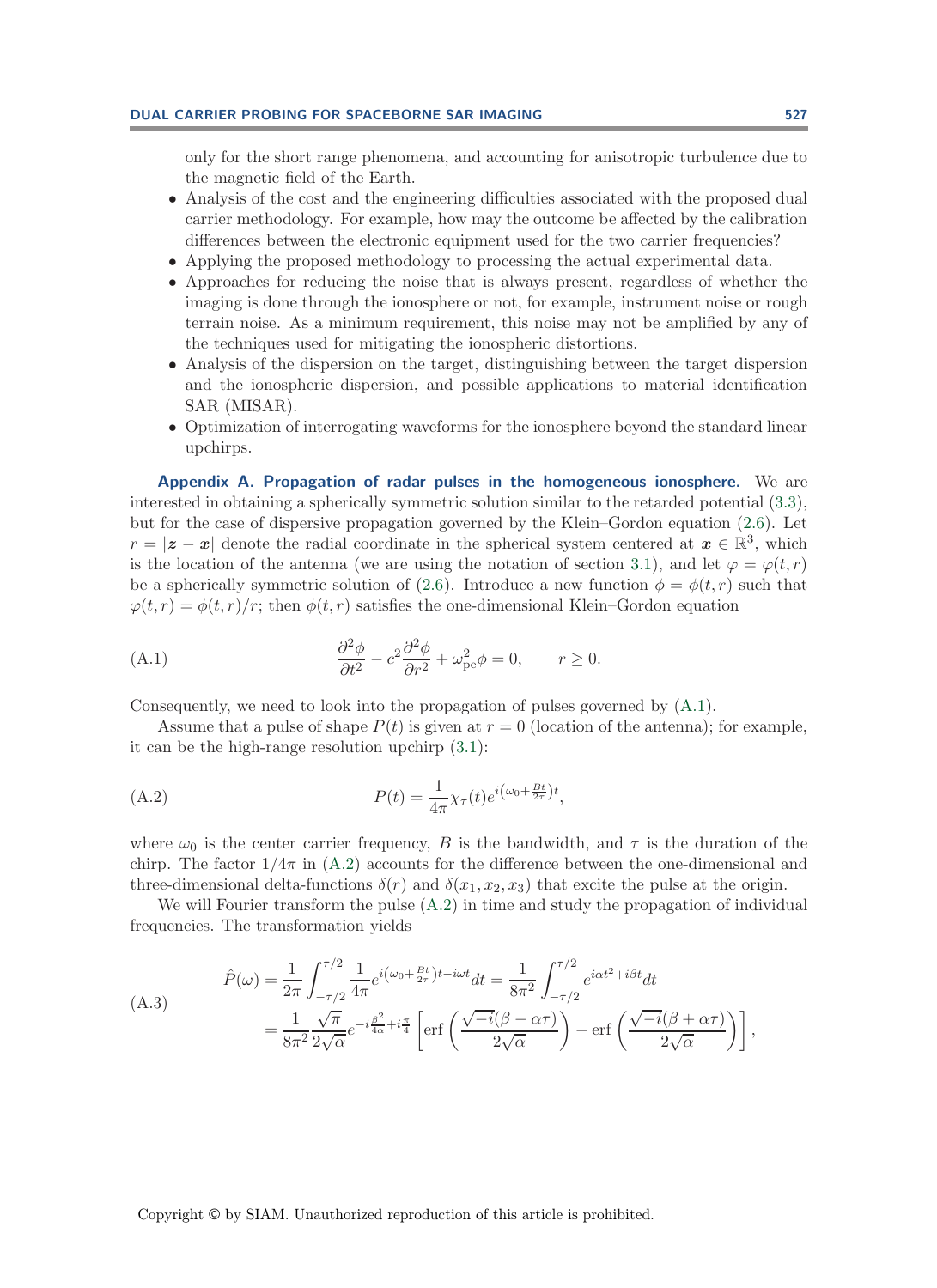only for the short range phenomena, and accounting for anisotropic turbulence due to the magnetic field of the Earth.

- Analysis of the cost and the engineering difficulties associated with the proposed dual carrier methodology. For example, how may the outcome be affected by the calibration differences between the electronic equipment used for the two carrier frequencies?
- Applying the proposed methodology to processing the actual experimental data.
- Approaches for reducing the noise that is always present, regardless of whether the imaging is done through the ionosphere or not, for example, instrument noise or rough terrain noise. As a minimum requirement, this noise may not be amplified by any of the techniques used for mitigating the ionospheric distortions.
- Analysis of the dispersion on the target, distinguishing between the target dispersion and the ionospheric dispersion, and possible applications to material identification SAR (MISAR).
- Optimization of interrogating waveforms for the ionosphere beyond the standard linear upchirps.

**Appendix A. Propagation of radar pulses in the homogeneous ionosphere.** We are interested in obtaining a spherically symmetric solution similar to the retarded potential (3.3), but for the case of dispersive propagation governed by the Klein–Gordon equation (2.6). Let $r = |\boldsymbol{z} - \boldsymbol{x}|$ denote the radial coordinate in the spherical system centered at $\boldsymbol{x} \in \mathbb{R}^3$, which is the location of the antenna (we are using the notation of section 3.1), and let $\varphi = \varphi(t,r)$ be a spherically symmetric solution of (2.6). Introduce a new function $\phi = \phi(t,r)$ such that $\varphi(t,r) = \phi(t,r)/r$; then $\phi(t,r)$ satisfies the one-dimensional Klein–Gordon equation

$$\frac{\partial^2 \phi}{\partial t^2} - c^2 \frac{\partial^2 \phi}{\partial r^2} + \omega_{\text{pe}}^2 \phi = 0, \qquad r \geq 0. \tag{A.1}$$

Consequently, we need to look into the propagation of pulses governed by (A.1).

Assume that a pulse of shape $P(t)$ is given at $r = 0$ (location of the antenna); for example, it can be the high-range resolution upchirp (3.1):

$$P(t) = \frac{1}{4\pi} \chi_\tau(t) e^{i\left(\omega_0 + \frac{Bt}{2\tau}\right)t}, \tag{A.2}$$

where $\omega_0$ is the center carrier frequency, $B$ is the bandwidth, and $\tau$ is the duration of the chirp. The factor $1/4\pi$ in (A.2) accounts for the difference between the one-dimensional and three-dimensional delta-functions $\delta(r)$ and $\delta(x_1, x_2, x_3)$ that excite the pulse at the origin.

We will Fourier transform the pulse (A.2) in time and study the propagation of individual frequencies. The transformation yields

$$\begin{aligned}
\hat{P}(\omega) &= \frac{1}{2\pi} \int_{-\tau/2}^{\tau/2} \frac{1}{4\pi} e^{i\left(\omega_0 + \frac{Bt}{2\tau}\right)t - i\omega t} dt = \frac{1}{8\pi^2} \int_{-\tau/2}^{\tau/2} e^{i\alpha t^2 + i\beta t} dt \\
&= \frac{1}{8\pi^2} \frac{\sqrt{\pi}}{2\sqrt{\alpha}} e^{-i\frac{\beta^2}{4\alpha} + i\frac{\pi}{4}} \left[ \operatorname{erf}\left( \frac{\sqrt{-i}(\beta - \alpha\tau)}{2\sqrt{\alpha}} \right) - \operatorname{erf}\left( \frac{\sqrt{-i}(\beta + \alpha\tau)}{2\sqrt{\alpha}} \right) \right],
\end{aligned} \tag{A.3}$$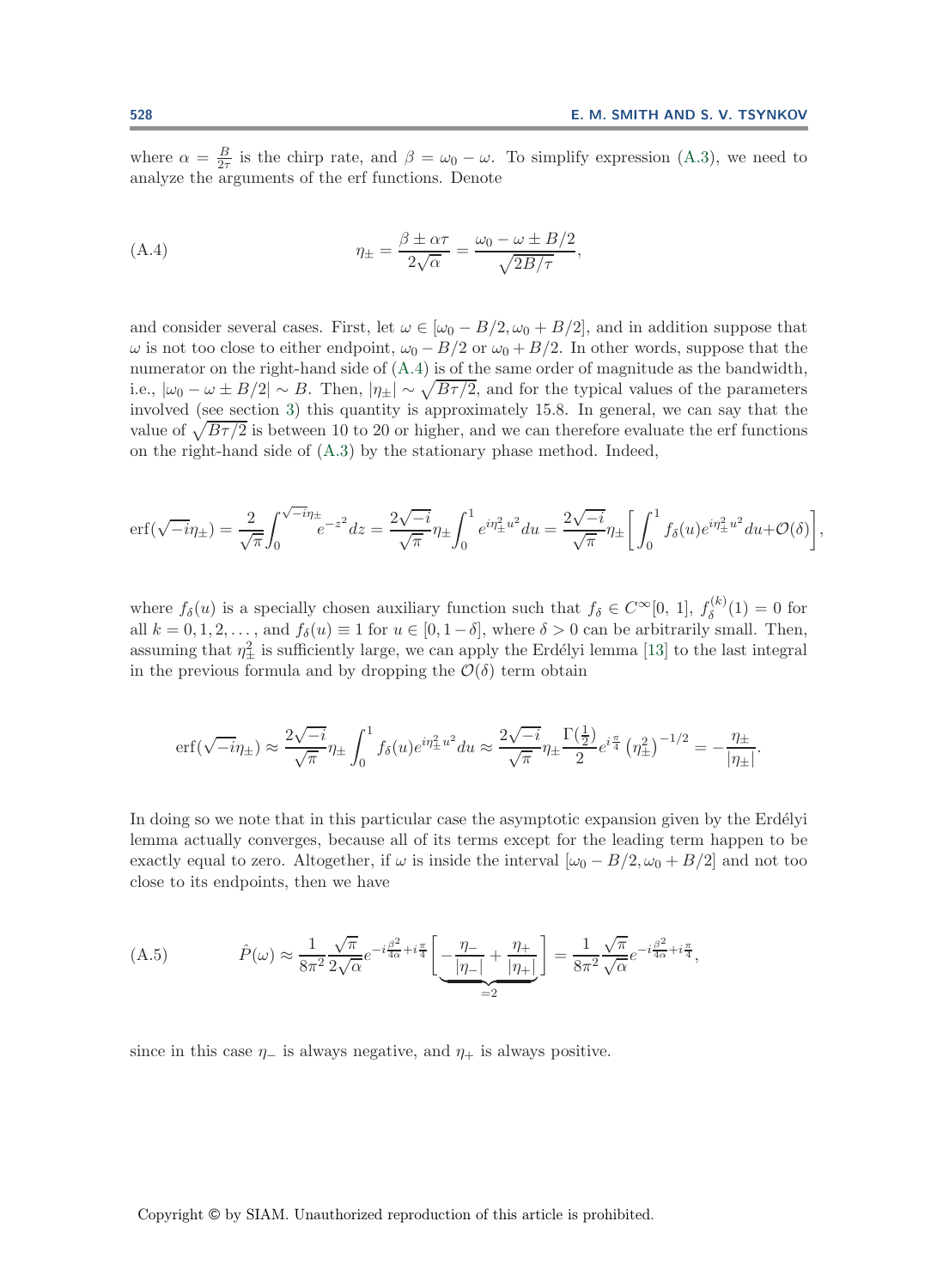where $\alpha = \frac{B}{2\tau}$ is the chirp rate, and $\beta = \omega_0 - \omega$. To simplify expression (A.3), we need to analyze the arguments of the erf functions. Denote

$$\eta_{\pm} = \frac{\beta \pm \alpha\tau}{2\sqrt{\alpha}} = \frac{\omega_0 - \omega \pm B/2}{\sqrt{2B/\tau}}, \tag{A.4}$$

and consider several cases. First, let $\omega \in [\omega_0 - B/2, \omega_0 + B/2]$, and in addition suppose that $\omega$ is not too close to either endpoint, $\omega_0 - B/2$ or $\omega_0 + B/2$. In other words, suppose that the numerator on the right-hand side of (A.4) is of the same order of magnitude as the bandwidth, i.e., $|\omega_0 - \omega \pm B/2| \sim B$. Then, $|\eta_{\pm}| \sim \sqrt{B\tau/2}$, and for the typical values of the parameters involved (see section 3) this quantity is approximately 15.8. In general, we can say that the value of $\sqrt{B\tau/2}$ is between 10 to 20 or higher, and we can therefore evaluate the erf functions on the right-hand side of (A.3) by the stationary phase method. Indeed,

$$\operatorname{erf}(\sqrt{-i}\eta_{\pm}) = \frac{2}{\sqrt{\pi}}\int_0^{\sqrt{-i}\eta_{\pm}} e^{-z^2}dz = \frac{2\sqrt{-i}}{\sqrt{\pi}}\eta_{\pm}\int_0^1 e^{i\eta_{\pm}^2u^2}du = \frac{2\sqrt{-i}}{\sqrt{\pi}}\eta_{\pm}\left[\int_0^1 f_\delta(u)e^{i\eta_{\pm}^2u^2}du + \mathcal{O}(\delta)\right],$$

where $f_\delta(u)$ is a specially chosen auxiliary function such that $f_\delta \in C^\infty[0,\,1]$, $f_\delta^{(k)}(1) = 0$ for all $k = 0, 1, 2, \dots$, and $f_\delta(u) \equiv 1$ for $u \in [0, 1-\delta]$, where $\delta > 0$ can be arbitrarily small. Then, assuming that $\eta_{\pm}^2$ is sufficiently large, we can apply the Erdélyi lemma [13] to the last integral in the previous formula and by dropping the $\mathcal{O}(\delta)$ term obtain

$$\operatorname{erf}(\sqrt{-i}\eta_{\pm}) \approx \frac{2\sqrt{-i}}{\sqrt{\pi}}\eta_{\pm}\int_0^1 f_\delta(u)e^{i\eta_{\pm}^2u^2}du \approx \frac{2\sqrt{-i}}{\sqrt{\pi}}\eta_{\pm}\frac{\Gamma(\frac{1}{2})}{2}e^{i\frac{\pi}{4}}\left(\eta_{\pm}^2\right)^{-1/2} = -\frac{\eta_{\pm}}{|\eta_{\pm}|}.$$

In doing so we note that in this particular case the asymptotic expansion given by the Erdélyi lemma actually converges, because all of its terms except for the leading term happen to be exactly equal to zero. Altogether, if $\omega$ is inside the interval $[\omega_0 - B/2, \omega_0 + B/2]$ and not too close to its endpoints, then we have

$$\hat{P}(\omega) \approx \frac{1}{8\pi^2}\frac{\sqrt{\pi}}{2\sqrt{\alpha}}e^{-i\frac{\beta^2}{4\alpha}+i\frac{\pi}{4}}\underbrace{\left[-\frac{\eta_-}{|\eta_-|} + \frac{\eta_+}{|\eta_+|}\right]}_{=2} = \frac{1}{8\pi^2}\frac{\sqrt{\pi}}{\sqrt{\alpha}}e^{-i\frac{\beta^2}{4\alpha}+i\frac{\pi}{4}}, \tag{A.5}$$

since in this case $\eta_-$ is always negative, and $\eta_+$ is always positive.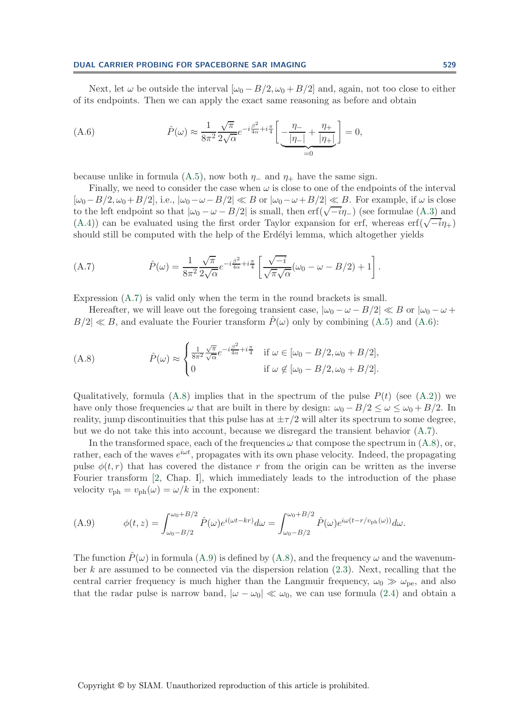Next, let $\omega$ be outside the interval $[\omega_0 - B/2, \omega_0 + B/2]$ and, again, not too close to either of its endpoints. Then we can apply the exact same reasoning as before and obtain

$$\hat{P}(\omega) \approx \frac{1}{8\pi^2} \frac{\sqrt{\pi}}{2\sqrt{\alpha}} e^{-i\frac{\beta^2}{4\alpha} + i\frac{\pi}{4}} \Bigg[ \underbrace{-\frac{\eta_-}{|\eta_-|} + \frac{\eta_+}{|\eta_+|}}_{=0} \Bigg] = 0, \tag{A.6}$$

because unlike in formula (A.5), now both $\eta_-$ and $\eta_+$ have the same sign.

Finally, we need to consider the case when $\omega$ is close to one of the endpoints of the interval $[\omega_0 - B/2, \omega_0 + B/2]$, i.e., $|\omega_0 - \omega - B/2| \ll B$ or $|\omega_0 - \omega + B/2| \ll B$. For example, if $\omega$ is close to the left endpoint so that $|\omega_0 - \omega - B/2|$ is small, then $\operatorname{erf}(\sqrt{-i}\eta_-)$ (see formulae (A.3) and (A.4)) can be evaluated using the first order Taylor expansion for erf, whereas $\operatorname{erf}(\sqrt{-i}\eta_+)$ should still be computed with the help of the Erdélyi lemma, which altogether yields

$$\hat{P}(\omega) = \frac{1}{8\pi^2} \frac{\sqrt{\pi}}{2\sqrt{\alpha}} e^{-i\frac{\beta^2}{4\alpha} + i\frac{\pi}{4}} \left[ \frac{\sqrt{-i}}{\sqrt{\pi}\sqrt{\alpha}} (\omega_0 - \omega - B/2) + 1 \right]. \tag{A.7}$$

Expression (A.7) is valid only when the term in the round brackets is small.

Hereafter, we will leave out the foregoing transient case, $|\omega_0 - \omega - B/2| \ll B$ or $|\omega_0 - \omega + B/2| \ll B$, and evaluate the Fourier transform $\hat{P}(\omega)$ only by combining (A.5) and (A.6):

$$\hat{P}(\omega) \approx \begin{cases} \frac{1}{8\pi^2} \frac{\sqrt{\pi}}{\sqrt{\alpha}} e^{-i\frac{\beta^2}{4\alpha} + i\frac{\pi}{4}} & \text{if } \omega \in [\omega_0 - B/2, \omega_0 + B/2], \\ 0 & \text{if } \omega \notin [\omega_0 - B/2, \omega_0 + B/2]. \end{cases} \tag{A.8}$$

Qualitatively, formula (A.8) implies that in the spectrum of the pulse $P(t)$ (see (A.2)) we have only those frequencies $\omega$ that are built in there by design: $\omega_0 - B/2 \le \omega \le \omega_0 + B/2$. In reality, jump discontinuities that this pulse has at $\pm\tau/2$ will alter its spectrum to some degree, but we do not take this into account, because we disregard the transient behavior (A.7).

In the transformed space, each of the frequencies $\omega$ that compose the spectrum in (A.8), or, rather, each of the waves $e^{i\omega t}$, propagates with its own phase velocity. Indeed, the propagating pulse $\phi(t, r)$ that has covered the distance $r$ from the origin can be written as the inverse Fourier transform [2, Chap. I], which immediately leads to the introduction of the phase velocity $v_{\text{ph}} = v_{\text{ph}}(\omega) = \omega/k$ in the exponent:

$$\phi(t, z) = \int_{\omega_0 - B/2}^{\omega_0 + B/2} \hat{P}(\omega) e^{i(\omega t - kr)} d\omega = \int_{\omega_0 - B/2}^{\omega_0 + B/2} \hat{P}(\omega) e^{i\omega(t - r/v_{\text{ph}}(\omega))} d\omega. \tag{A.9}$$

The function $\hat{P}(\omega)$ in formula (A.9) is defined by (A.8), and the frequency $\omega$ and the wavenumber $k$ are assumed to be connected via the dispersion relation (2.3). Next, recalling that the central carrier frequency is much higher than the Langmuir frequency, $\omega_0 \gg \omega_{\text{pe}}$, and also that the radar pulse is narrow band, $|\omega - \omega_0| \ll \omega_0$, we can use formula (2.4) and obtain a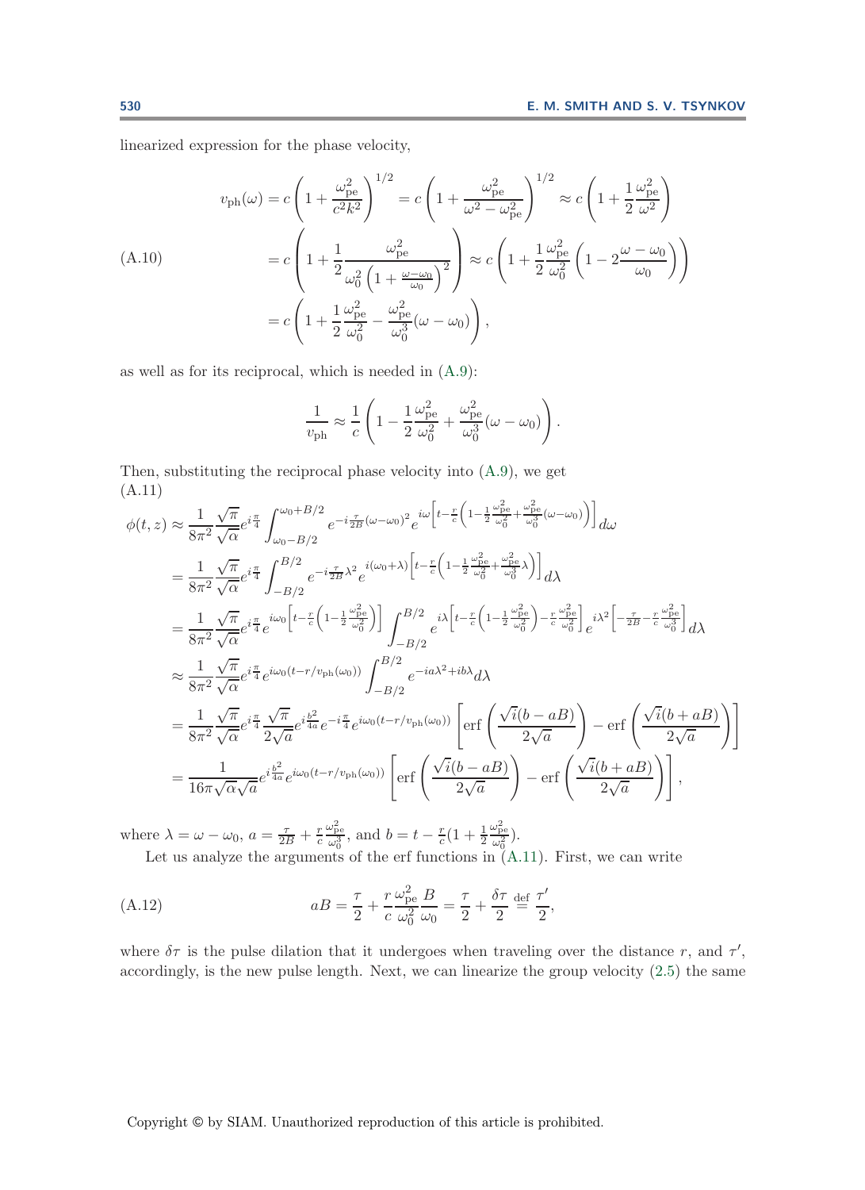linearized expression for the phase velocity,

$$
\begin{aligned}
v_{\rm ph}(\omega) &= c\left(1+\frac{\omega_{\rm pe}^2}{c^2k^2}\right)^{1/2} = c\left(1+\frac{\omega_{\rm pe}^2}{\omega^2-\omega_{\rm pe}^2}\right)^{1/2} \approx c\left(1+\frac{1}{2}\frac{\omega_{\rm pe}^2}{\omega^2}\right) \\
&= c\left(1+\frac{1}{2}\frac{\omega_{\rm pe}^2}{\omega_0^2\left(1+\frac{\omega-\omega_0}{\omega_0}\right)^2}\right) \approx c\left(1+\frac{1}{2}\frac{\omega_{\rm pe}^2}{\omega_0^2}\left(1-2\frac{\omega-\omega_0}{\omega_0}\right)\right) \\
&= c\left(1+\frac{1}{2}\frac{\omega_{\rm pe}^2}{\omega_0^2}-\frac{\omega_{\rm pe}^2}{\omega_0^3}(\omega-\omega_0)\right),
\end{aligned}
\tag{A.10}
$$

as well as for its reciprocal, which is needed in (A.9):

$$
\frac{1}{v_{\rm ph}} \approx \frac{1}{c}\left(1-\frac{1}{2}\frac{\omega_{\rm pe}^2}{\omega_0^2}+\frac{\omega_{\rm pe}^2}{\omega_0^3}(\omega-\omega_0)\right).
$$

Then, substituting the reciprocal phase velocity into (A.9), we get

$$
\begin{aligned}
\phi(t,z) &\approx \frac{1}{8\pi^2}\frac{\sqrt{\pi}}{\sqrt{\alpha}}e^{i\frac{\pi}{4}}\int_{\omega_0-B/2}^{\omega_0+B/2} e^{-i\frac{\tau}{2B}(\omega-\omega_0)^2} e^{i\omega\left[t-\frac{r}{c}\left(1-\frac{1}{2}\frac{\omega_{\rm pe}^2}{\omega_0^2}+\frac{\omega_{\rm pe}^2}{\omega_0^3}(\omega-\omega_0)\right)\right]}d\omega \\
&= \frac{1}{8\pi^2}\frac{\sqrt{\pi}}{\sqrt{\alpha}}e^{i\frac{\pi}{4}}\int_{-B/2}^{B/2} e^{-i\frac{\tau}{2B}\lambda^2} e^{i(\omega_0+\lambda)\left[t-\frac{r}{c}\left(1-\frac{1}{2}\frac{\omega_{\rm pe}^2}{\omega_0^2}+\frac{\omega_{\rm pe}^2}{\omega_0^3}\lambda\right)\right]}d\lambda \\
&= \frac{1}{8\pi^2}\frac{\sqrt{\pi}}{\sqrt{\alpha}}e^{i\frac{\pi}{4}} e^{i\omega_0\left[t-\frac{r}{c}\left(1-\frac{1}{2}\frac{\omega_{\rm pe}^2}{\omega_0^2}\right)\right]}\int_{-B/2}^{B/2} e^{i\lambda\left[t-\frac{r}{c}\left(1-\frac{1}{2}\frac{\omega_{\rm pe}^2}{\omega_0^2}\right)-\frac{r}{c}\frac{\omega_{\rm pe}^2}{\omega_0^2}\right]} e^{i\lambda^2\left[-\frac{\tau}{2B}-\frac{r}{c}\frac{\omega_{\rm pe}^2}{\omega_0^3}\right]}d\lambda \\
&\approx \frac{1}{8\pi^2}\frac{\sqrt{\pi}}{\sqrt{\alpha}}e^{i\frac{\pi}{4}} e^{i\omega_0(t-r/v_{\rm ph}(\omega_0))}\int_{-B/2}^{B/2} e^{-ia\lambda^2+ib\lambda}d\lambda \\
&= \frac{1}{8\pi^2}\frac{\sqrt{\pi}}{\sqrt{\alpha}}e^{i\frac{\pi}{4}}\frac{\sqrt{\pi}}{2\sqrt{a}}e^{i\frac{b^2}{4a}}e^{-i\frac{\pi}{4}}e^{i\omega_0(t-r/v_{\rm ph}(\omega_0))}\left[\operatorname{erf}\left(\frac{\sqrt{i}(b-aB)}{2\sqrt{a}}\right)-\operatorname{erf}\left(\frac{\sqrt{i}(b+aB)}{2\sqrt{a}}\right)\right] \\
&= \frac{1}{16\pi\sqrt{\alpha}\sqrt{a}}e^{i\frac{b^2}{4a}}e^{i\omega_0(t-r/v_{\rm ph}(\omega_0))}\left[\operatorname{erf}\left(\frac{\sqrt{i}(b-aB)}{2\sqrt{a}}\right)-\operatorname{erf}\left(\frac{\sqrt{i}(b+aB)}{2\sqrt{a}}\right)\right],
\end{aligned}
\tag{A.11}
$$

where $\lambda = \omega-\omega_0$, $a=\frac{\tau}{2B}+\frac{r}{c}\frac{\omega_{\rm pe}^2}{\omega_0^3}$, and $b=t-\frac{r}{c}(1+\frac{1}{2}\frac{\omega_{\rm pe}^2}{\omega_0^2})$.

Let us analyze the arguments of the erf functions in (A.11). First, we can write

$$
aB = \frac{\tau}{2}+\frac{r}{c}\frac{\omega_{\rm pe}^2}{\omega_0^2}\frac{B}{\omega_0} = \frac{\tau}{2}+\frac{\delta\tau}{2} \stackrel{\rm def}{=} \frac{\tau'}{2},
\tag{A.12}
$$

where $\delta\tau$ is the pulse dilation that it undergoes when traveling over the distance $r$, and $\tau'$, accordingly, is the new pulse length. Next, we can linearize the group velocity (2.5) the same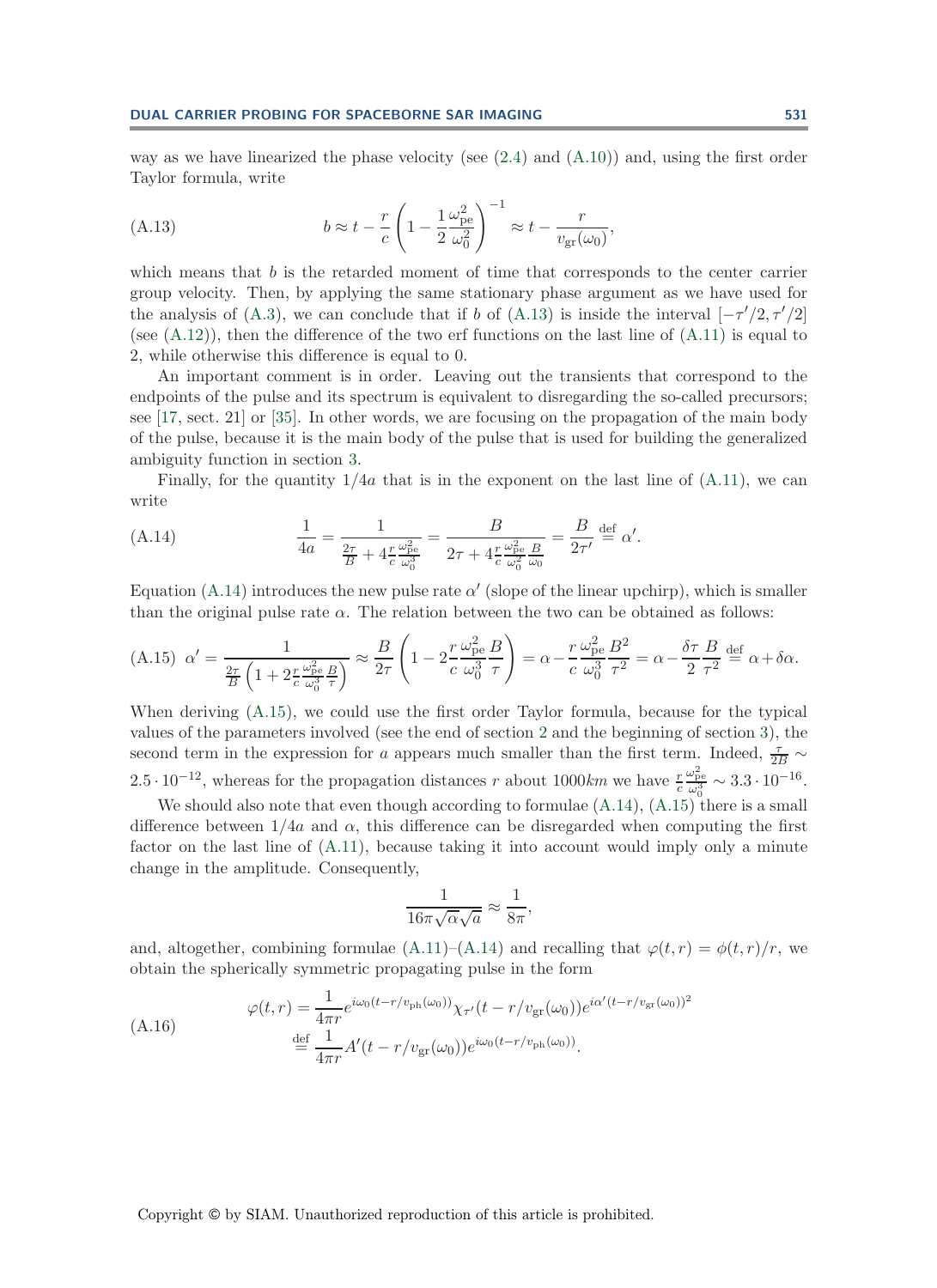way as we have linearized the phase velocity (see (2.4) and (A.10)) and, using the first order Taylor formula, write

$$b \approx t - \frac{r}{c}\left(1 - \frac{1}{2}\frac{\omega_{\rm pe}^2}{\omega_0^2}\right)^{-1} \approx t - \frac{r}{v_{\rm gr}(\omega_0)}, \tag{A.13}$$

which means that $b$ is the retarded moment of time that corresponds to the center carrier group velocity. Then, by applying the same stationary phase argument as we have used for the analysis of (A.3), we can conclude that if $b$ of (A.13) is inside the interval $[-\tau'/2, \tau'/2]$ (see (A.12)), then the difference of the two erf functions on the last line of (A.11) is equal to 2, while otherwise this difference is equal to 0.

An important comment is in order. Leaving out the transients that correspond to the endpoints of the pulse and its spectrum is equivalent to disregarding the so-called precursors; see [17, sect. 21] or [35]. In other words, we are focusing on the propagation of the main body of the pulse, because it is the main body of the pulse that is used for building the generalized ambiguity function in section 3.

Finally, for the quantity $1/4a$ that is in the exponent on the last line of (A.11), we can write

$$\frac{1}{4a} = \frac{1}{\frac{2\tau}{B} + 4\frac{r}{c}\frac{\omega_{\rm pe}^2}{\omega_0^3}} = \frac{B}{2\tau + 4\frac{r}{c}\frac{\omega_{\rm pe}^2}{\omega_0^2}\frac{B}{\omega_0}} = \frac{B}{2\tau'} \stackrel{\rm def}{=} \alpha'. \tag{A.14}$$

Equation (A.14) introduces the new pulse rate $\alpha'$ (slope of the linear upchirp), which is smaller than the original pulse rate $\alpha$. The relation between the two can be obtained as follows:

$$\alpha' = \frac{1}{\frac{2\tau}{B}\left(1 + 2\frac{r}{c}\frac{\omega_{\rm pe}^2}{\omega_0^3}\frac{B}{\tau}\right)} \approx \frac{B}{2\tau}\left(1 - 2\frac{r}{c}\frac{\omega_{\rm pe}^2}{\omega_0^3}\frac{B}{\tau}\right) = \alpha - \frac{r}{c}\frac{\omega_{\rm pe}^2}{\omega_0^3}\frac{B^2}{\tau^2} = \alpha - \frac{\delta\tau}{2}\frac{B}{\tau^2} \stackrel{\rm def}{=} \alpha + \delta\alpha. \tag{A.15}$$

When deriving (A.15), we could use the first order Taylor formula, because for the typical values of the parameters involved (see the end of section 2 and the beginning of section 3), the second term in the expression for $a$ appears much smaller than the first term. Indeed, $\frac{\tau}{2B} \sim 2.5 \cdot 10^{-12}$, whereas for the propagation distances $r$ about $1000km$ we have $\frac{r}{c}\frac{\omega_{\rm pe}^2}{\omega_0^3} \sim 3.3 \cdot 10^{-16}$.

We should also note that even though according to formulae (A.14), (A.15) there is a small difference between $1/4a$ and $\alpha$, this difference can be disregarded when computing the first factor on the last line of (A.11), because taking it into account would imply only a minute change in the amplitude. Consequently,

$$\frac{1}{16\pi\sqrt{\alpha}\sqrt{a}} \approx \frac{1}{8\pi},$$

and, altogether, combining formulae (A.11)–(A.14) and recalling that $\varphi(t,r) = \phi(t,r)/r$, we obtain the spherically symmetric propagating pulse in the form

$$\begin{aligned}
\varphi(t,r) &= \frac{1}{4\pi r} e^{i\omega_0(t - r/v_{\rm ph}(\omega_0))} \chi_{\tau'}(t - r/v_{\rm gr}(\omega_0)) e^{i\alpha'(t - r/v_{\rm gr}(\omega_0))^2} \\
&\stackrel{\rm def}{=} \frac{1}{4\pi r} A'(t - r/v_{\rm gr}(\omega_0)) e^{i\omega_0(t - r/v_{\rm ph}(\omega_0))}.
\end{aligned} \tag{A.16}$$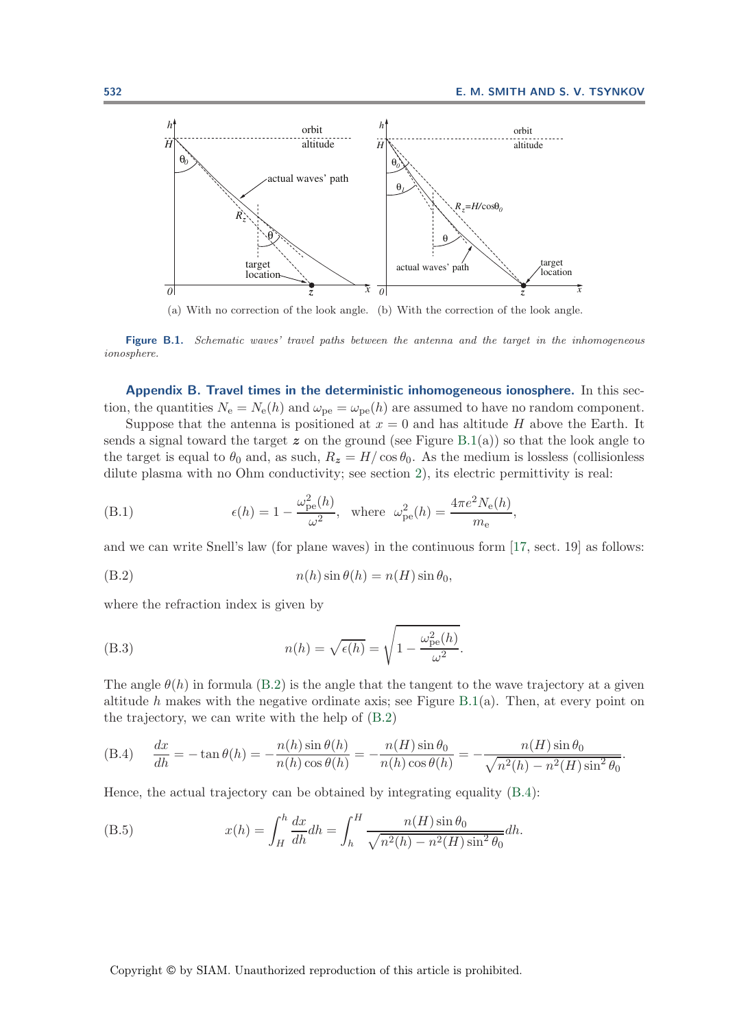(a) With no correction of the look angle. (b) With the correction of the look angle.

**Figure B.1.** *Schematic waves' travel paths between the antenna and the target in the inhomogeneous ionosphere.*

**Appendix B. Travel times in the deterministic inhomogeneous ionosphere.** In this section, the quantities $N_e = N_e(h)$ and $\omega_{pe} = \omega_{pe}(h)$ are assumed to have no random component.

Suppose that the antenna is positioned at $x = 0$ and has altitude $H$ above the Earth. It sends a signal toward the target $\boldsymbol{z}$ on the ground (see Figure B.1(a)) so that the look angle to the target is equal to $\theta_0$ and, as such, $R_{\boldsymbol{z}} = H/\cos\theta_0$. As the medium is lossless (collisionless dilute plasma with no Ohm conductivity; see section 2), its electric permittivity is real:

$$\epsilon(h) = 1 - \frac{\omega_{pe}^2(h)}{\omega^2}, \quad \text{where} \quad \omega_{pe}^2(h) = \frac{4\pi e^2 N_e(h)}{m_e}, \tag{B.1}$$

and we can write Snell's law (for plane waves) in the continuous form [17, sect. 19] as follows:

$$n(h)\sin\theta(h) = n(H)\sin\theta_0, \tag{B.2}$$

where the refraction index is given by

$$n(h) = \sqrt{\epsilon(h)} = \sqrt{1 - \frac{\omega_{pe}^2(h)}{\omega^2}}. \tag{B.3}$$

The angle $\theta(h)$ in formula (B.2) is the angle that the tangent to the wave trajectory at a given altitude $h$ makes with the negative ordinate axis; see Figure B.1(a). Then, at every point on the trajectory, we can write with the help of (B.2)

$$\frac{dx}{dh} = -\tan\theta(h) = -\frac{n(h)\sin\theta(h)}{n(h)\cos\theta(h)} = -\frac{n(H)\sin\theta_0}{n(h)\cos\theta(h)} = -\frac{n(H)\sin\theta_0}{\sqrt{n^2(h) - n^2(H)\sin^2\theta_0}}. \tag{B.4}$$

Hence, the actual trajectory can be obtained by integrating equality (B.4):

$$x(h) = \int_H^h \frac{dx}{dh}dh = \int_h^H \frac{n(H)\sin\theta_0}{\sqrt{n^2(h) - n^2(H)\sin^2\theta_0}}dh. \tag{B.5}$$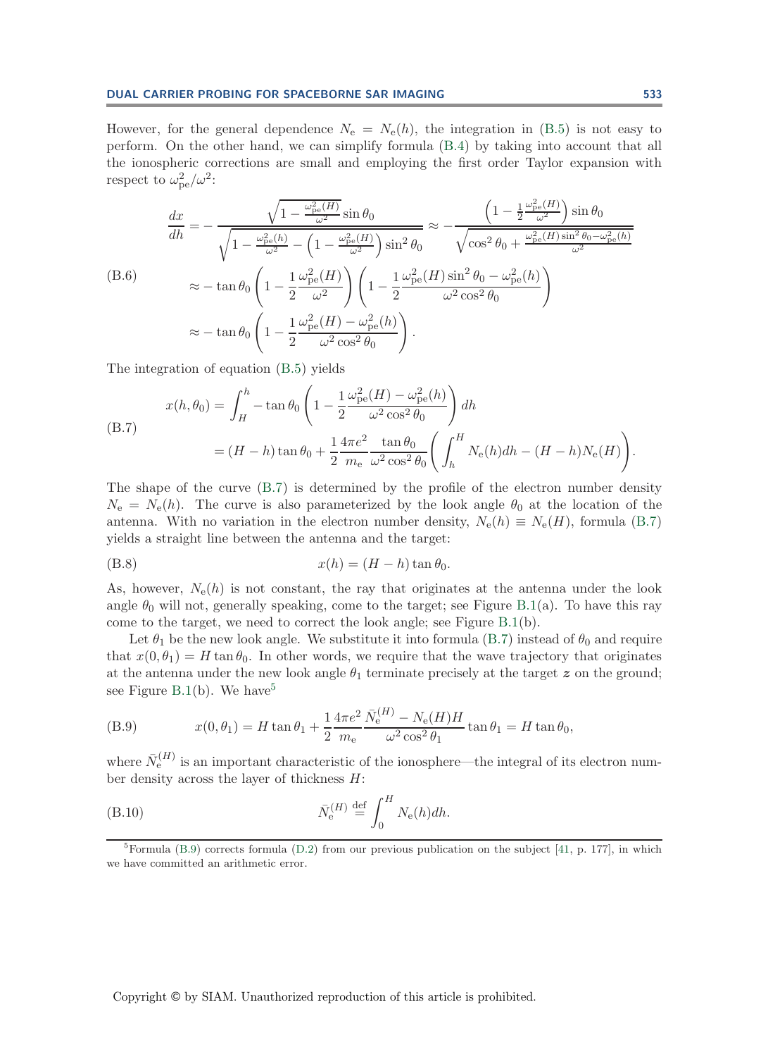However, for the general dependence $N_\mathrm{e} = N_\mathrm{e}(h)$, the integration in (B.5) is not easy to perform. On the other hand, we can simplify formula (B.4) by taking into account that all the ionospheric corrections are small and employing the first order Taylor expansion with respect to $\omega_\mathrm{pe}^2/\omega^2$:

$$
\tag{B.6}
\begin{aligned}
\frac{dx}{dh} &= -\frac{\sqrt{1-\frac{\omega_\mathrm{pe}^2(H)}{\omega^2}}\sin\theta_0}{\sqrt{1-\frac{\omega_\mathrm{pe}^2(h)}{\omega^2}-\left(1-\frac{\omega_\mathrm{pe}^2(H)}{\omega^2}\right)\sin^2\theta_0}} \approx -\frac{\left(1-\frac{1}{2}\frac{\omega_\mathrm{pe}^2(H)}{\omega^2}\right)\sin\theta_0}{\sqrt{\cos^2\theta_0+\frac{\omega_\mathrm{pe}^2(H)\sin^2\theta_0-\omega_\mathrm{pe}^2(h)}{\omega^2}}}\\
&\approx -\tan\theta_0\left(1-\frac{1}{2}\frac{\omega_\mathrm{pe}^2(H)}{\omega^2}\right)\left(1-\frac{1}{2}\frac{\omega_\mathrm{pe}^2(H)\sin^2\theta_0-\omega_\mathrm{pe}^2(h)}{\omega^2\cos^2\theta_0}\right)\\
&\approx -\tan\theta_0\left(1-\frac{1}{2}\frac{\omega_\mathrm{pe}^2(H)-\omega_\mathrm{pe}^2(h)}{\omega^2\cos^2\theta_0}\right).
\end{aligned}
$$

The integration of equation (B.5) yields

$$
\tag{B.7}
\begin{aligned}
x(h,\theta_0) &= \int_H^h -\tan\theta_0\left(1-\frac{1}{2}\frac{\omega_\mathrm{pe}^2(H)-\omega_\mathrm{pe}^2(h)}{\omega^2\cos^2\theta_0}\right)dh\\
&= (H-h)\tan\theta_0 + \frac{1}{2}\frac{4\pi e^2}{m_\mathrm{e}}\frac{\tan\theta_0}{\omega^2\cos^2\theta_0}\left(\int_h^H N_\mathrm{e}(h)dh-(H-h)N_\mathrm{e}(H)\right).
\end{aligned}
$$

The shape of the curve (B.7) is determined by the profile of the electron number density $N_\mathrm{e} = N_\mathrm{e}(h)$. The curve is also parameterized by the look angle $\theta_0$ at the location of the antenna. With no variation in the electron number density, $N_\mathrm{e}(h) \equiv N_\mathrm{e}(H)$, formula (B.7) yields a straight line between the antenna and the target:

$$
\tag{B.8}
x(h) = (H-h)\tan\theta_0.
$$

As, however, $N_\mathrm{e}(h)$ is not constant, the ray that originates at the antenna under the look angle $\theta_0$ will not, generally speaking, come to the target; see Figure B.1(a). To have this ray come to the target, we need to correct the look angle; see Figure B.1(b).

Let $\theta_1$ be the new look angle. We substitute it into formula (B.7) instead of $\theta_0$ and require that $x(0,\theta_1) = H\tan\theta_0$. In other words, we require that the wave trajectory that originates at the antenna under the new look angle $\theta_1$ terminate precisely at the target $\boldsymbol{z}$ on the ground; see Figure B.1(b). We have[5]

$$
\tag{B.9}
x(0,\theta_1) = H\tan\theta_1 + \frac{1}{2}\frac{4\pi e^2}{m_\mathrm{e}}\frac{\bar{N}_\mathrm{e}^{(H)}-N_\mathrm{e}(H)H}{\omega^2\cos^2\theta_1}\tan\theta_1 = H\tan\theta_0,
$$

where $\bar{N}_\mathrm{e}^{(H)}$ is an important characteristic of the ionosphere—the integral of its electron number density across the layer of thickness $H$:

$$
\tag{B.10}
\bar{N}_\mathrm{e}^{(H)} \stackrel{\mathrm{def}}{=} \int_0^H N_\mathrm{e}(h)dh.
$$

[5] Formula (B.9) corrects formula (D.2) from our previous publication on the subject [41, p. 177], in which we have committed an arithmetic error.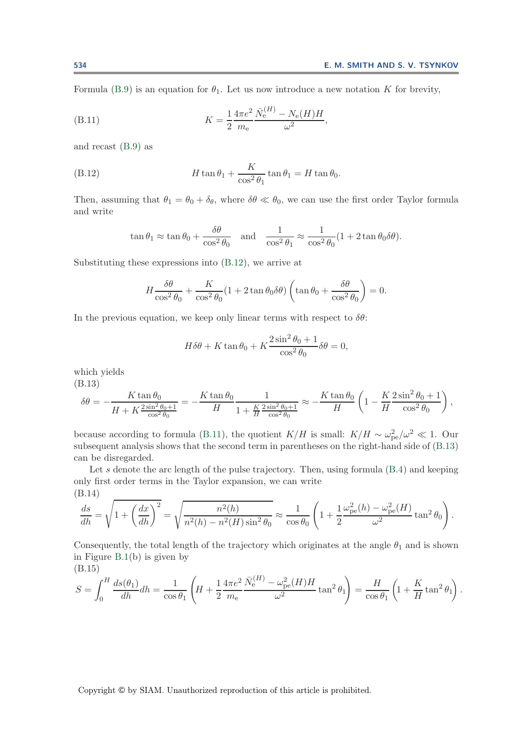Formula (B.9) is an equation for $\theta_1$. Let us now introduce a new notation $K$ for brevity,

$$K = \frac{1}{2}\frac{4\pi e^2}{m_e}\frac{\bar{N}_e^{(H)} - N_e(H)H}{\omega^2}, \tag{B.11}$$

and recast (B.9) as

$$H\tan\theta_1 + \frac{K}{\cos^2\theta_1}\tan\theta_1 = H\tan\theta_0. \tag{B.12}$$

Then, assuming that $\theta_1 = \theta_0 + \delta_\theta$, where $\delta\theta \ll \theta_0$, we can use the first order Taylor formula and write

$$\tan\theta_1 \approx \tan\theta_0 + \frac{\delta\theta}{\cos^2\theta_0} \quad \text{and} \quad \frac{1}{\cos^2\theta_1} \approx \frac{1}{\cos^2\theta_0}(1 + 2\tan\theta_0\delta\theta).$$

Substituting these expressions into (B.12), we arrive at

$$H\frac{\delta\theta}{\cos^2\theta_0} + \frac{K}{\cos^2\theta_0}(1 + 2\tan\theta_0\delta\theta)\left(\tan\theta_0 + \frac{\delta\theta}{\cos^2\theta_0}\right) = 0.$$

In the previous equation, we keep only linear terms with respect to $\delta\theta$:

$$H\delta\theta + K\tan\theta_0 + K\frac{2\sin^2\theta_0 + 1}{\cos^2\theta_0}\delta\theta = 0,$$

which yields

$$\delta\theta = -\frac{K\tan\theta_0}{H + K\frac{2\sin^2\theta_0+1}{\cos^2\theta_0}} = -\frac{K\tan\theta_0}{H}\frac{1}{1 + \frac{K}{H}\frac{2\sin^2\theta_0+1}{\cos^2\theta_0}} \approx -\frac{K\tan\theta_0}{H}\left(1 - \frac{K}{H}\frac{2\sin^2\theta_0 + 1}{\cos^2\theta_0}\right), \tag{B.13}$$

because according to formula (B.11), the quotient $K/H$ is small: $K/H \sim \omega_{pe}^2/\omega^2 \ll 1$. Our subsequent analysis shows that the second term in parentheses on the right-hand side of (B.13) can be disregarded.

Let $s$ denote the arc length of the pulse trajectory. Then, using formula (B.4) and keeping only first order terms in the Taylor expansion, we can write

$$\frac{ds}{dh} = \sqrt{1 + \left(\frac{dx}{dh}\right)^2} = \sqrt{\frac{n^2(h)}{n^2(h) - n^2(H)\sin^2\theta_0}} \approx \frac{1}{\cos\theta_0}\left(1 + \frac{1}{2}\frac{\omega_{pe}^2(h) - \omega_{pe}^2(H)}{\omega^2}\tan^2\theta_0\right). \tag{B.14}$$

Consequently, the total length of the trajectory which originates at the angle $\theta_1$ and is shown in Figure B.1(b) is given by

$$S = \int_0^H \frac{ds(\theta_1)}{dh}dh = \frac{1}{\cos\theta_1}\left(H + \frac{1}{2}\frac{4\pi e^2}{m_e}\frac{\bar{N}_e^{(H)} - \omega_{pe}^2(H)H}{\omega^2}\tan^2\theta_1\right) = \frac{H}{\cos\theta_1}\left(1 + \frac{K}{H}\tan^2\theta_1\right). \tag{B.15}$$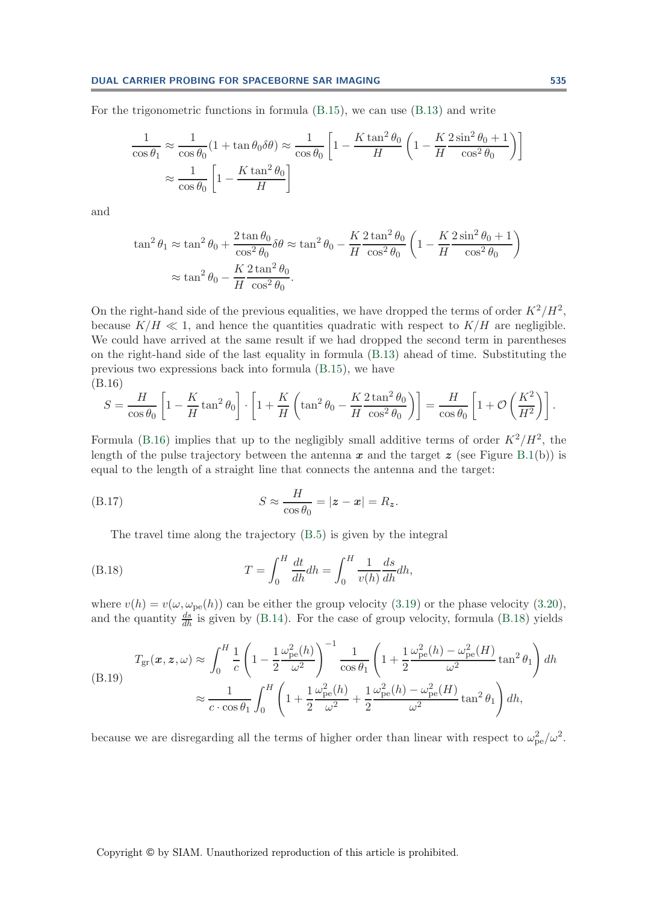For the trigonometric functions in formula (B.15), we can use (B.13) and write

$$\frac{1}{\cos\theta_1} \approx \frac{1}{\cos\theta_0}(1+\tan\theta_0\delta\theta) \approx \frac{1}{\cos\theta_0}\left[1 - \frac{K\tan^2\theta_0}{H}\left(1 - \frac{K}{H}\frac{2\sin^2\theta_0+1}{\cos^2\theta_0}\right)\right]$$
$$\approx \frac{1}{\cos\theta_0}\left[1 - \frac{K\tan^2\theta_0}{H}\right]$$

and

$$\tan^2\theta_1 \approx \tan^2\theta_0 + \frac{2\tan\theta_0}{\cos^2\theta_0}\delta\theta \approx \tan^2\theta_0 - \frac{K}{H}\frac{2\tan^2\theta_0}{\cos^2\theta_0}\left(1 - \frac{K}{H}\frac{2\sin^2\theta_0+1}{\cos^2\theta_0}\right)$$
$$\approx \tan^2\theta_0 - \frac{K}{H}\frac{2\tan^2\theta_0}{\cos^2\theta_0}.$$

On the right-hand side of the previous equalities, we have dropped the terms of order $K^2/H^2$, because $K/H \ll 1$, and hence the quantities quadratic with respect to $K/H$ are negligible. We could have arrived at the same result if we had dropped the second term in parentheses on the right-hand side of the last equality in formula (B.13) ahead of time. Substituting the previous two expressions back into formula (B.15), we have

(B.16)
$$S = \frac{H}{\cos\theta_0}\left[1 - \frac{K}{H}\tan^2\theta_0\right]\cdot\left[1 + \frac{K}{H}\left(\tan^2\theta_0 - \frac{K}{H}\frac{2\tan^2\theta_0}{\cos^2\theta_0}\right)\right] = \frac{H}{\cos\theta_0}\left[1 + \mathcal{O}\left(\frac{K^2}{H^2}\right)\right].$$

Formula (B.16) implies that up to the negligibly small additive terms of order $K^2/H^2$, the length of the pulse trajectory between the antenna $\boldsymbol{x}$ and the target $\boldsymbol{z}$ (see Figure B.1(b)) is equal to the length of a straight line that connects the antenna and the target:

$$S \approx \frac{H}{\cos\theta_0} = |\boldsymbol{z} - \boldsymbol{x}| = R_{\boldsymbol{z}}. \tag{B.17}$$

The travel time along the trajectory (B.5) is given by the integral

$$T = \int_0^H \frac{dt}{dh}dh = \int_0^H \frac{1}{v(h)}\frac{ds}{dh}dh, \tag{B.18}$$

where $v(h) = v(\omega, \omega_{\text{pe}}(h))$ can be either the group velocity (3.19) or the phase velocity (3.20), and the quantity $\frac{ds}{dh}$ is given by (B.14). For the case of group velocity, formula (B.18) yields

(B.19)
$$T_{\text{gr}}(\boldsymbol{x},\boldsymbol{z},\omega) \approx \int_0^H \frac{1}{c}\left(1 - \frac{1}{2}\frac{\omega_{\text{pe}}^2(h)}{\omega^2}\right)^{-1}\frac{1}{\cos\theta_1}\left(1 + \frac{1}{2}\frac{\omega_{\text{pe}}^2(h) - \omega_{\text{pe}}^2(H)}{\omega^2}\tan^2\theta_1\right)dh$$
$$\approx \frac{1}{c\cdot\cos\theta_1}\int_0^H\left(1 + \frac{1}{2}\frac{\omega_{\text{pe}}^2(h)}{\omega^2} + \frac{1}{2}\frac{\omega_{\text{pe}}^2(h) - \omega_{\text{pe}}^2(H)}{\omega^2}\tan^2\theta_1\right)dh,$$

because we are disregarding all the terms of higher order than linear with respect to $\omega_{\text{pe}}^2/\omega^2$.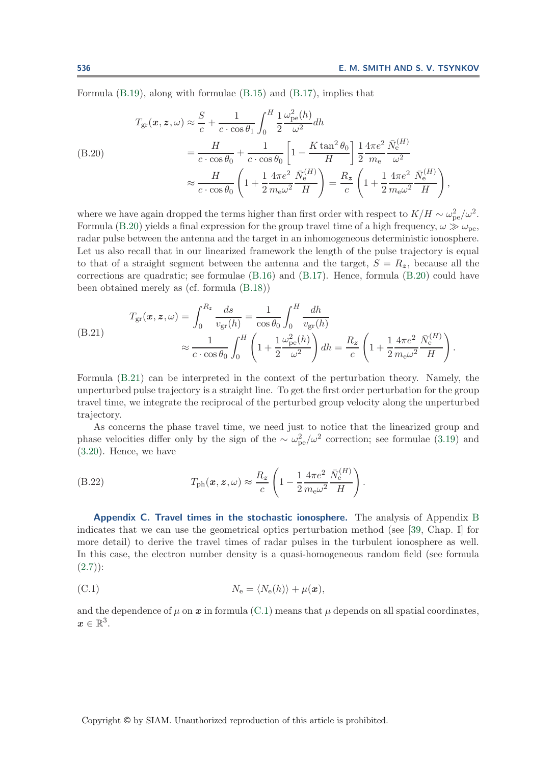Formula (B.19), along with formulae (B.15) and (B.17), implies that

$$
\begin{aligned}
T_{\mathrm{gr}}(\boldsymbol{x},\boldsymbol{z},\omega) &\approx \frac{S}{c} + \frac{1}{c\cdot\cos\theta_1}\int_0^H \frac{1}{2}\frac{\omega_{\mathrm{pe}}^2(h)}{\omega^2}dh \\
&= \frac{H}{c\cdot\cos\theta_0} + \frac{1}{c\cdot\cos\theta_0}\left[1-\frac{K\tan^2\theta_0}{H}\right]\frac{1}{2}\frac{4\pi e^2}{m_{\mathrm{e}}}\frac{\bar{N}_{\mathrm{e}}^{(H)}}{\omega^2} \\
&\approx \frac{H}{c\cdot\cos\theta_0}\left(1+\frac{1}{2}\frac{4\pi e^2}{m_{\mathrm{e}}\omega^2}\frac{\bar{N}_{\mathrm{e}}^{(H)}}{H}\right) = \frac{R_{\boldsymbol{z}}}{c}\left(1+\frac{1}{2}\frac{4\pi e^2}{m_{\mathrm{e}}\omega^2}\frac{\bar{N}_{\mathrm{e}}^{(H)}}{H}\right),
\end{aligned}
\tag{B.20}
$$

where we have again dropped the terms higher than first order with respect to $K/H \sim \omega_{\mathrm{pe}}^2/\omega^2$. Formula (B.20) yields a final expression for the group travel time of a high frequency, $\omega \gg \omega_{\mathrm{pe}}$, radar pulse between the antenna and the target in an inhomogeneous deterministic ionosphere. Let us also recall that in our linearized framework the length of the pulse trajectory is equal to that of a straight segment between the antenna and the target, $S = R_{\boldsymbol{z}}$, because all the corrections are quadratic; see formulae (B.16) and (B.17). Hence, formula (B.20) could have been obtained merely as (cf. formula (B.18))

$$
\begin{aligned}
T_{\mathrm{gr}}(\boldsymbol{x},\boldsymbol{z},\omega) &= \int_0^{R_{\boldsymbol{z}}}\frac{ds}{v_{\mathrm{gr}}(h)} = \frac{1}{\cos\theta_0}\int_0^H\frac{dh}{v_{\mathrm{gr}}(h)} \\
&\approx \frac{1}{c\cdot\cos\theta_0}\int_0^H\left(1+\frac{1}{2}\frac{\omega_{\mathrm{pe}}^2(h)}{\omega^2}\right)dh = \frac{R_{\boldsymbol{z}}}{c}\left(1+\frac{1}{2}\frac{4\pi e^2}{m_{\mathrm{e}}\omega^2}\frac{\bar{N}_{\mathrm{e}}^{(H)}}{H}\right).
\end{aligned}
\tag{B.21}
$$

Formula (B.21) can be interpreted in the context of the perturbation theory. Namely, the unperturbed pulse trajectory is a straight line. To get the first order perturbation for the group travel time, we integrate the reciprocal of the perturbed group velocity along the unperturbed trajectory.

As concerns the phase travel time, we need just to notice that the linearized group and phase velocities differ only by the sign of the $\sim \omega_{\mathrm{pe}}^2/\omega^2$ correction; see formulae (3.19) and (3.20). Hence, we have

$$
T_{\mathrm{ph}}(\boldsymbol{x},\boldsymbol{z},\omega) \approx \frac{R_{\boldsymbol{z}}}{c}\left(1-\frac{1}{2}\frac{4\pi e^2}{m_{\mathrm{e}}\omega^2}\frac{\bar{N}_{\mathrm{e}}^{(H)}}{H}\right).
\tag{B.22}
$$

## Appendix C. Travel times in the stochastic ionosphere.

The analysis of Appendix B indicates that we can use the geometrical optics perturbation method (see [39, Chap. I] for more detail) to derive the travel times of radar pulses in the turbulent ionosphere as well. In this case, the electron number density is a quasi-homogeneous random field (see formula (2.7)):

$$
N_{\mathrm{e}} = \langle N_{\mathrm{e}}(h)\rangle + \mu(\boldsymbol{x}),
\tag{C.1}
$$

and the dependence of $\mu$ on $\boldsymbol{x}$ in formula (C.1) means that $\mu$ depends on all spatial coordinates, $\boldsymbol{x} \in \mathbb{R}^3$.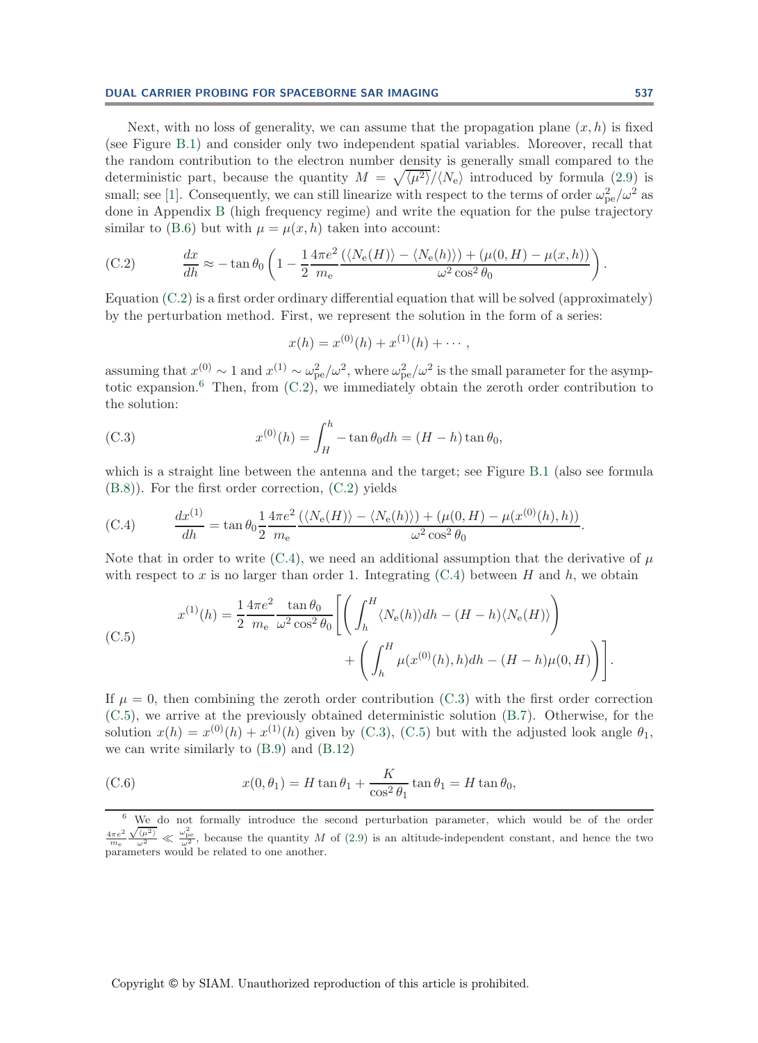Next, with no loss of generality, we can assume that the propagation plane $(x, h)$ is fixed (see Figure B.1) and consider only two independent spatial variables. Moreover, recall that the random contribution to the electron number density is generally small compared to the deterministic part, because the quantity $M = \sqrt{\langle \mu^2 \rangle}/\langle N_{\rm e} \rangle$ introduced by formula (2.9) is small; see [1]. Consequently, we can still linearize with respect to the terms of order $\omega_{\rm pe}^2/\omega^2$ as done in Appendix B (high frequency regime) and write the equation for the pulse trajectory similar to (B.6) but with $\mu = \mu(x, h)$ taken into account:

$$\text{(C.2)} \qquad \frac{dx}{dh} \approx -\tan\theta_0 \left( 1 - \frac{1}{2}\frac{4\pi e^2}{m_{\rm e}} \frac{(\langle N_{\rm e}(H)\rangle - \langle N_{\rm e}(h)\rangle) + (\mu(0, H) - \mu(x, h))}{\omega^2 \cos^2\theta_0} \right).$$

Equation (C.2) is a first order ordinary differential equation that will be solved (approximately) by the perturbation method. First, we represent the solution in the form of a series:

$$x(h) = x^{(0)}(h) + x^{(1)}(h) + \cdots,$$

assuming that $x^{(0)} \sim 1$ and $x^{(1)} \sim \omega_{\rm pe}^2/\omega^2$, where $\omega_{\rm pe}^2/\omega^2$ is the small parameter for the asymptotic expansion.[6] Then, from (C.2), we immediately obtain the zeroth order contribution to the solution:

$$\text{(C.3)} \qquad x^{(0)}(h) = \int_H^h -\tan\theta_0 dh = (H - h)\tan\theta_0,$$

which is a straight line between the antenna and the target; see Figure B.1 (also see formula (B.8)). For the first order correction, (C.2) yields

$$\text{(C.4)} \qquad \frac{dx^{(1)}}{dh} = \tan\theta_0 \frac{1}{2}\frac{4\pi e^2}{m_{\rm e}} \frac{(\langle N_{\rm e}(H)\rangle - \langle N_{\rm e}(h)\rangle) + (\mu(0, H) - \mu(x^{(0)}(h), h))}{\omega^2 \cos^2\theta_0}.$$

Note that in order to write (C.4), we need an additional assumption that the derivative of $\mu$ with respect to $x$ is no larger than order 1. Integrating (C.4) between $H$ and $h$, we obtain

$$\text{(C.5)} \qquad \begin{aligned} x^{(1)}(h) = \frac{1}{2}\frac{4\pi e^2}{m_{\rm e}} \frac{\tan\theta_0}{\omega^2\cos^2\theta_0} \Bigg[ \left( \int_h^H \langle N_{\rm e}(h)\rangle dh - (H - h)\langle N_{\rm e}(H)\rangle \right) \\ + \left( \int_h^H \mu(x^{(0)}(h), h) dh - (H - h)\mu(0, H) \right) \Bigg]. \end{aligned}$$

If $\mu = 0$, then combining the zeroth order contribution (C.3) with the first order correction (C.5), we arrive at the previously obtained deterministic solution (B.7). Otherwise, for the solution $x(h) = x^{(0)}(h) + x^{(1)}(h)$ given by (C.3), (C.5) but with the adjusted look angle $\theta_1$, we can write similarly to (B.9) and (B.12)

$$\text{(C.6)} \qquad x(0, \theta_1) = H\tan\theta_1 + \frac{K}{\cos^2\theta_1}\tan\theta_1 = H\tan\theta_0,$$

[6] We do not formally introduce the second perturbation parameter, which would be of the order $\frac{4\pi e^2}{m_{\rm e}} \frac{\sqrt{\langle \mu^2 \rangle}}{\omega^2} \ll \frac{\omega_{\rm pe}^2}{\omega^2}$, because the quantity $M$ of (2.9) is an altitude-independent constant, and hence the two parameters would be related to one another.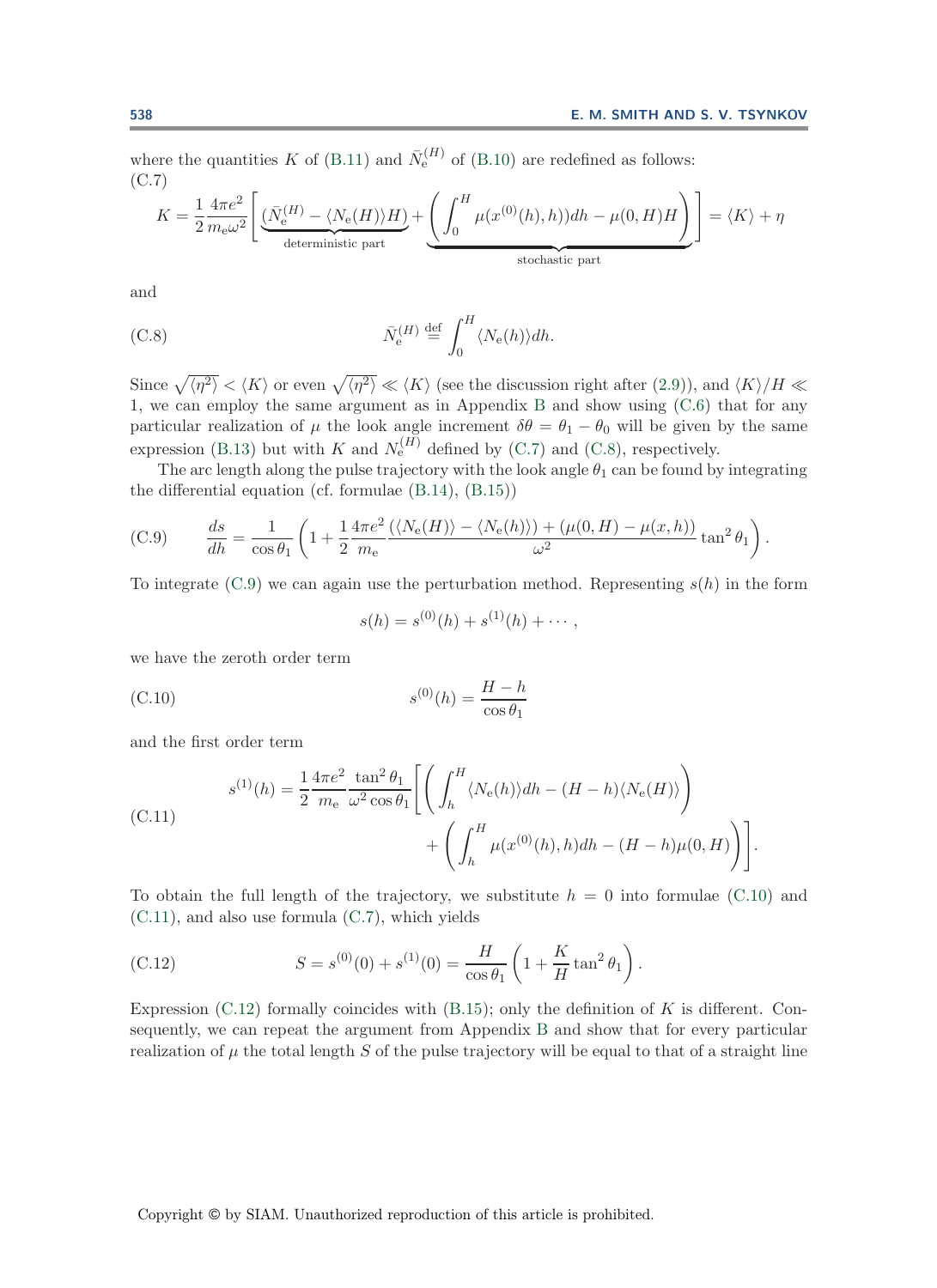where the quantities $K$ of (B.11) and $\bar{N}_{\rm e}^{(H)}$ of (B.10) are redefined as follows:
(C.7)

$$K = \frac{1}{2}\frac{4\pi e^2}{m_{\rm e}\omega^2}\Bigg[\underbrace{(\bar{N}_{\rm e}^{(H)} - \langle N_{\rm e}(H)\rangle H)}_{\text{deterministic part}} + \underbrace{\left(\int_0^H \mu(x^{(0)}(h),h))dh - \mu(0,H)H\right)}_{\text{stochastic part}}\Bigg] = \langle K\rangle + \eta$$

and

$$\bar{N}_{\rm e}^{(H)} \stackrel{\rm def}{=} \int_0^H \langle N_{\rm e}(h)\rangle dh. \tag{C.8}$$

Since $\sqrt{\langle\eta^2\rangle} < \langle K\rangle$ or even $\sqrt{\langle\eta^2\rangle} \ll \langle K\rangle$ (see the discussion right after (2.9)), and $\langle K\rangle/H \ll 1$, we can employ the same argument as in Appendix B and show using (C.6) that for any particular realization of $\mu$ the look angle increment $\delta\theta = \theta_1 - \theta_0$ will be given by the same expression (B.13) but with $K$ and $N_{\rm e}^{(H)}$ defined by (C.7) and (C.8), respectively.

The arc length along the pulse trajectory with the look angle $\theta_1$ can be found by integrating the differential equation (cf. formulae (B.14), (B.15))

$$\frac{ds}{dh} = \frac{1}{\cos\theta_1}\left(1 + \frac{1}{2}\frac{4\pi e^2}{m_{\rm e}}\frac{(\langle N_{\rm e}(H)\rangle - \langle N_{\rm e}(h)\rangle) + (\mu(0,H) - \mu(x,h))}{\omega^2}\tan^2\theta_1\right). \tag{C.9}$$

To integrate (C.9) we can again use the perturbation method. Representing $s(h)$ in the form

$$s(h) = s^{(0)}(h) + s^{(1)}(h) + \cdots,$$

we have the zeroth order term

$$s^{(0)}(h) = \frac{H-h}{\cos\theta_1} \tag{C.10}$$

and the first order term

$$\begin{aligned} s^{(1)}(h) = \frac{1}{2}\frac{4\pi e^2}{m_{\rm e}}\frac{\tan^2\theta_1}{\omega^2\cos\theta_1}\Bigg[&\left(\int_h^H \langle N_{\rm e}(h)\rangle dh - (H-h)\langle N_{\rm e}(H)\rangle\right) \\ &+ \left(\int_h^H \mu(x^{(0)}(h),h)dh - (H-h)\mu(0,H)\right)\Bigg]. \end{aligned} \tag{C.11}$$

To obtain the full length of the trajectory, we substitute $h = 0$ into formulae (C.10) and (C.11), and also use formula (C.7), which yields

$$S = s^{(0)}(0) + s^{(1)}(0) = \frac{H}{\cos\theta_1}\left(1 + \frac{K}{H}\tan^2\theta_1\right). \tag{C.12}$$

Expression (C.12) formally coincides with (B.15); only the definition of $K$ is different. Consequently, we can repeat the argument from Appendix B and show that for every particular realization of $\mu$ the total length $S$ of the pulse trajectory will be equal to that of a straight line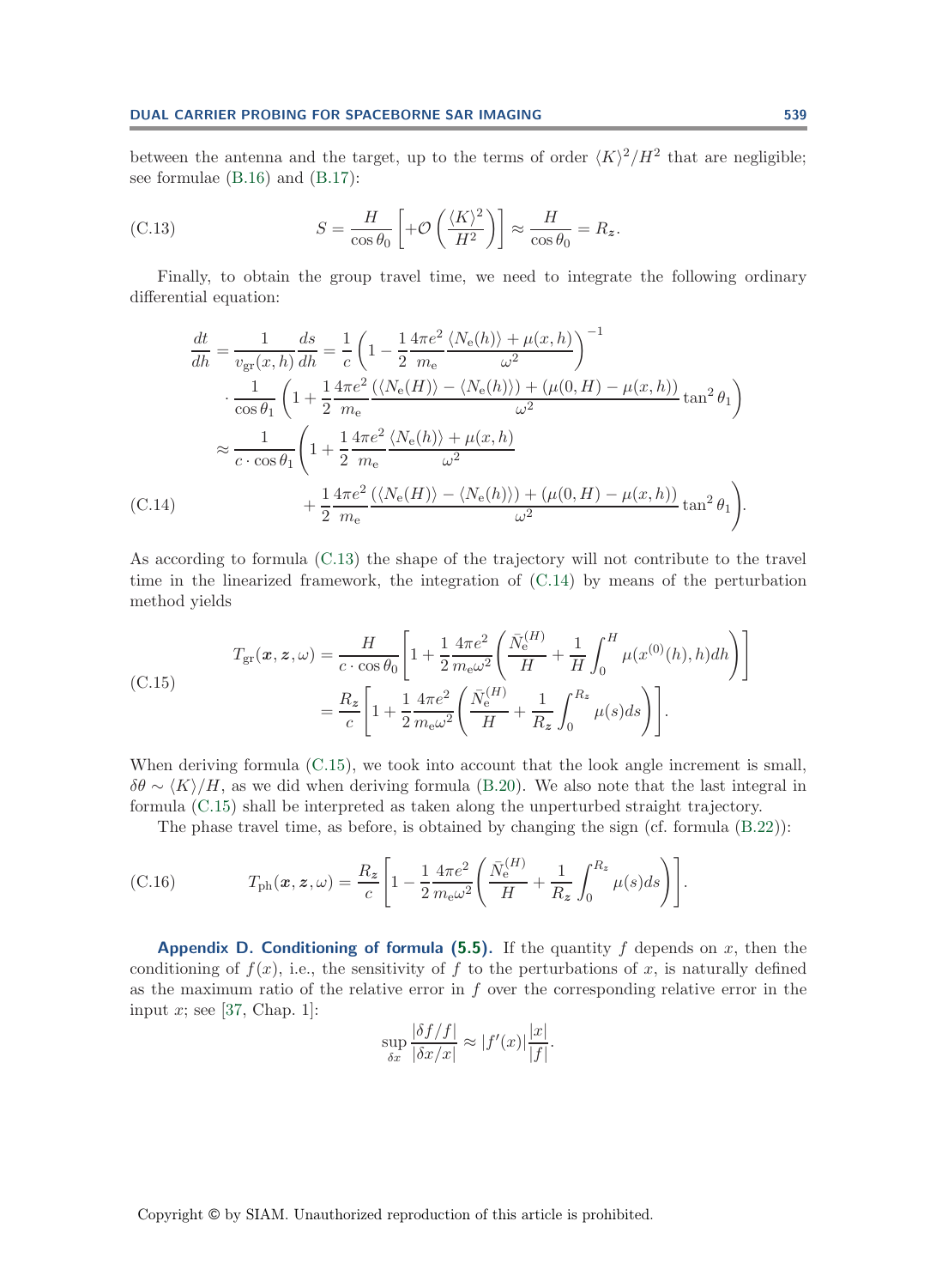between the antenna and the target, up to the terms of order $\langle K\rangle^2/H^2$ that are negligible; see formulae (B.16) and (B.17):

$$S = \frac{H}{\cos\theta_0}\left[+\mathcal{O}\left(\frac{\langle K\rangle^2}{H^2}\right)\right] \approx \frac{H}{\cos\theta_0} = R_{\boldsymbol{z}}. \tag{C.13}$$

Finally, to obtain the group travel time, we need to integrate the following ordinary differential equation:

$$\begin{aligned}
\frac{dt}{dh} = \frac{1}{v_{\mathrm{gr}}(x,h)}\frac{ds}{dh} &= \frac{1}{c}\left(1 - \frac{1}{2}\frac{4\pi e^2}{m_{\mathrm{e}}}\frac{\langle N_{\mathrm{e}}(h)\rangle + \mu(x,h)}{\omega^2}\right)^{-1} \\
&\cdot \frac{1}{\cos\theta_1}\left(1 + \frac{1}{2}\frac{4\pi e^2}{m_{\mathrm{e}}}\frac{(\langle N_{\mathrm{e}}(H)\rangle - \langle N_{\mathrm{e}}(h)\rangle) + (\mu(0,H) - \mu(x,h))}{\omega^2}\tan^2\theta_1\right) \\
&\approx \frac{1}{c\cdot\cos\theta_1}\Bigg(1 + \frac{1}{2}\frac{4\pi e^2}{m_{\mathrm{e}}}\frac{\langle N_{\mathrm{e}}(h)\rangle + \mu(x,h)}{\omega^2} \\
&\qquad + \frac{1}{2}\frac{4\pi e^2}{m_{\mathrm{e}}}\frac{(\langle N_{\mathrm{e}}(H)\rangle - \langle N_{\mathrm{e}}(h)\rangle) + (\mu(0,H) - \mu(x,h))}{\omega^2}\tan^2\theta_1\Bigg).
\end{aligned} \tag{C.14}$$

As according to formula (C.13) the shape of the trajectory will not contribute to the travel time in the linearized framework, the integration of (C.14) by means of the perturbation method yields

$$\begin{aligned}
T_{\mathrm{gr}}(\boldsymbol{x},\boldsymbol{z},\omega) &= \frac{H}{c\cdot\cos\theta_0}\left[1 + \frac{1}{2}\frac{4\pi e^2}{m_{\mathrm{e}}\omega^2}\left(\frac{\bar{N}_{\mathrm{e}}^{(H)}}{H} + \frac{1}{H}\int_0^H \mu(x^{(0)}(h),h)dh\right)\right] \\
&= \frac{R_{\boldsymbol{z}}}{c}\left[1 + \frac{1}{2}\frac{4\pi e^2}{m_{\mathrm{e}}\omega^2}\left(\frac{\bar{N}_{\mathrm{e}}^{(H)}}{H} + \frac{1}{R_{\boldsymbol{z}}}\int_0^{R_{\boldsymbol{z}}}\mu(s)ds\right)\right].
\end{aligned} \tag{C.15}$$

When deriving formula (C.15), we took into account that the look angle increment is small, $\delta\theta \sim \langle K\rangle/H$, as we did when deriving formula (B.20). We also note that the last integral in formula (C.15) shall be interpreted as taken along the unperturbed straight trajectory.

The phase travel time, as before, is obtained by changing the sign (cf. formula (B.22)):

$$T_{\mathrm{ph}}(\boldsymbol{x},\boldsymbol{z},\omega) = \frac{R_{\boldsymbol{z}}}{c}\left[1 - \frac{1}{2}\frac{4\pi e^2}{m_{\mathrm{e}}\omega^2}\left(\frac{\bar{N}_{\mathrm{e}}^{(H)}}{H} + \frac{1}{R_{\boldsymbol{z}}}\int_0^{R_{\boldsymbol{z}}}\mu(s)ds\right)\right]. \tag{C.16}$$

**Appendix D. Conditioning of formula (5.5).** If the quantity $f$ depends on $x$, then the conditioning of $f(x)$, i.e., the sensitivity of $f$ to the perturbations of $x$, is naturally defined as the maximum ratio of the relative error in $f$ over the corresponding relative error in the input $x$; see [37, Chap. 1]:

$$\sup_{\delta x}\frac{|\delta f/f|}{|\delta x/x|} \approx |f'(x)|\frac{|x|}{|f|}.$$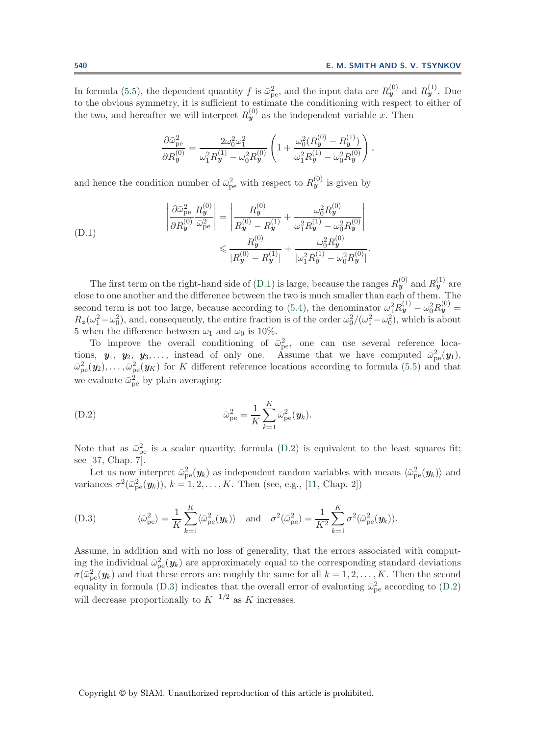In formula (5.5), the dependent quantity $f$ is $\bar{\omega}_{\text{pe}}^2$, and the input data are $R_{\boldsymbol{y}}^{(0)}$ and $R_{\boldsymbol{y}}^{(1)}$. Due to the obvious symmetry, it is sufficient to estimate the conditioning with respect to either of the two, and hereafter we will interpret $R_{\boldsymbol{y}}^{(0)}$ as the independent variable $x$. Then

$$
\frac{\partial \bar{\omega}_{\text{pe}}^2}{\partial R_{\boldsymbol{y}}^{(0)}} = \frac{2\omega_0^2\omega_1^2}{\omega_1^2 R_{\boldsymbol{y}}^{(1)} - \omega_0^2 R_{\boldsymbol{y}}^{(0)}} \left( 1 + \frac{\omega_0^2 (R_{\boldsymbol{y}}^{(0)} - R_{\boldsymbol{y}}^{(1)})}{\omega_1^2 R_{\boldsymbol{y}}^{(1)} - \omega_0^2 R_{\boldsymbol{y}}^{(0)}} \right),
$$

and hence the condition number of $\bar{\omega}_{\text{pe}}^2$ with respect to $R_{\boldsymbol{y}}^{(0)}$ is given by

$$
\begin{aligned}
\left| \frac{\partial \bar{\omega}_{\text{pe}}^2}{\partial R_{\boldsymbol{y}}^{(0)}} \frac{R_{\boldsymbol{y}}^{(0)}}{\bar{\omega}_{\text{pe}}^2} \right| &= \left| \frac{R_{\boldsymbol{y}}^{(0)}}{R_{\boldsymbol{y}}^{(0)} - R_{\boldsymbol{y}}^{(1)}} + \frac{\omega_0^2 R_{\boldsymbol{y}}^{(0)}}{\omega_1^2 R_{\boldsymbol{y}}^{(1)} - \omega_0^2 R_{\boldsymbol{y}}^{(0)}} \right| \\
&\leqslant \frac{R_{\boldsymbol{y}}^{(0)}}{|R_{\boldsymbol{y}}^{(0)} - R_{\boldsymbol{y}}^{(1)}|} + \frac{\omega_0^2 R_{\boldsymbol{y}}^{(0)}}{|\omega_1^2 R_{\boldsymbol{y}}^{(1)} - \omega_0^2 R_{\boldsymbol{y}}^{(0)}|}.
\end{aligned} \tag{D.1}
$$

The first term on the right-hand side of (D.1) is large, because the ranges $R_{\boldsymbol{y}}^{(0)}$ and $R_{\boldsymbol{y}}^{(1)}$ are close to one another and the difference between the two is much smaller than each of them. The second term is not too large, because according to (5.4), the denominator $\omega_1^2 R_{\boldsymbol{y}}^{(1)} - \omega_0^2 R_{\boldsymbol{y}}^{(0)} = R_{\boldsymbol{z}}(\omega_1^2 - \omega_0^2)$, and, consequently, the entire fraction is of the order $\omega_0^2/(\omega_1^2 - \omega_0^2)$, which is about 5 when the difference between $\omega_1$ and $\omega_0$ is 10%.

To improve the overall conditioning of $\bar{\omega}_{\text{pe}}^2$, one can use several reference locations, $\boldsymbol{y}_1$, $\boldsymbol{y}_2$, $\boldsymbol{y}_3, \ldots$, instead of only one. Assume that we have computed $\bar{\omega}_{\text{pe}}^2(\boldsymbol{y}_1)$, $\bar{\omega}_{\text{pe}}^2(\boldsymbol{y}_2), \ldots, \bar{\omega}_{\text{pe}}^2(\boldsymbol{y}_K)$ for $K$ different reference locations according to formula (5.5) and that we evaluate $\bar{\omega}_{\text{pe}}^2$ by plain averaging:

$$
\bar{\omega}_{\text{pe}}^2 = \frac{1}{K} \sum_{k=1}^{K} \bar{\omega}_{\text{pe}}^2(\boldsymbol{y}_k). \tag{D.2}
$$

Note that as $\bar{\omega}_{\text{pe}}^2$ is a scalar quantity, formula (D.2) is equivalent to the least squares fit; see [37, Chap. 7].

Let us now interpret $\bar{\omega}_{\text{pe}}^2(\boldsymbol{y}_k)$ as independent random variables with means $\langle \bar{\omega}_{\text{pe}}^2(\boldsymbol{y}_k) \rangle$ and variances $\sigma^2(\bar{\omega}_{\text{pe}}^2(\boldsymbol{y}_k))$, $k = 1, 2, \ldots, K$. Then (see, e.g., [11, Chap. 2])

$$
\langle \bar{\omega}_{\text{pe}}^2 \rangle = \frac{1}{K} \sum_{k=1}^{K} \langle \bar{\omega}_{\text{pe}}^2(\boldsymbol{y}_k) \rangle \quad \text{and} \quad \sigma^2(\bar{\omega}_{\text{pe}}^2) = \frac{1}{K^2} \sum_{k=1}^{K} \sigma^2(\bar{\omega}_{\text{pe}}^2(\boldsymbol{y}_k)). \tag{D.3}
$$

Assume, in addition and with no loss of generality, that the errors associated with computing the individual $\bar{\omega}_{\text{pe}}^2(\boldsymbol{y}_k)$ are approximately equal to the corresponding standard deviations $\sigma(\bar{\omega}_{\text{pe}}^2(\boldsymbol{y}_k)$ and that these errors are roughly the same for all $k = 1, 2, \ldots, K$. Then the second equality in formula (D.3) indicates that the overall error of evaluating $\bar{\omega}_{\text{pe}}^2$ according to (D.2) will decrease proportionally to $K^{-1/2}$ as $K$ increases.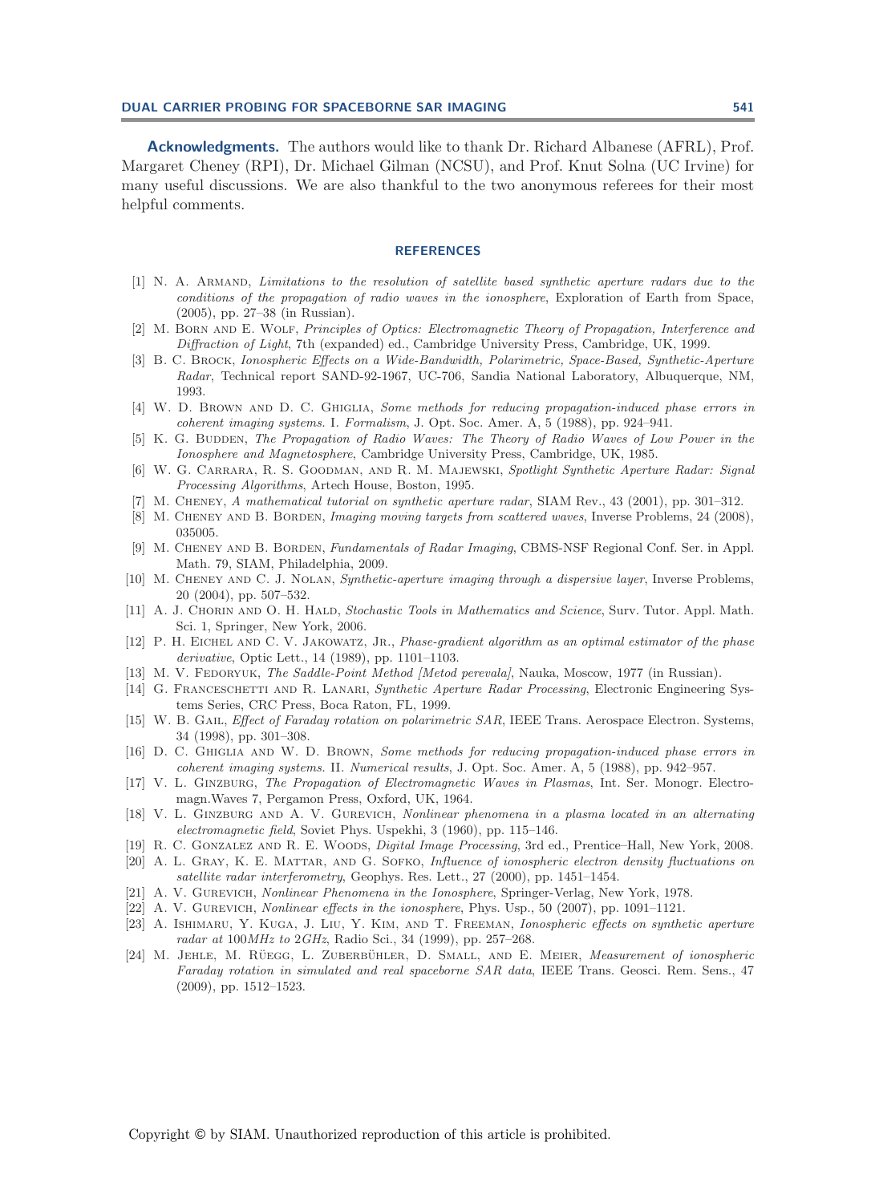**Acknowledgments.** The authors would like to thank Dr. Richard Albanese (AFRL), Prof. Margaret Cheney (RPI), Dr. Michael Gilman (NCSU), and Prof. Knut Solna (UC Irvine) for many useful discussions. We are also thankful to the two anonymous referees for their most helpful comments.

## REFERENCES

[1] N. A. Armand, *Limitations to the resolution of satellite based synthetic aperture radars due to the conditions of the propagation of radio waves in the ionosphere*, Exploration of Earth from Space, (2005), pp. 27–38 (in Russian).

[2] M. Born and E. Wolf, *Principles of Optics: Electromagnetic Theory of Propagation, Interference and Diffraction of Light*, 7th (expanded) ed., Cambridge University Press, Cambridge, UK, 1999.

[3] B. C. Brock, *Ionospheric Effects on a Wide-Bandwidth, Polarimetric, Space-Based, Synthetic-Aperture Radar*, Technical report SAND-92-1967, UC-706, Sandia National Laboratory, Albuquerque, NM, 1993.

[4] W. D. Brown and D. C. Ghiglia, *Some methods for reducing propagation-induced phase errors in coherent imaging systems.* I. *Formalism*, J. Opt. Soc. Amer. A, 5 (1988), pp. 924–941.

[5] K. G. Budden, *The Propagation of Radio Waves: The Theory of Radio Waves of Low Power in the Ionosphere and Magnetosphere*, Cambridge University Press, Cambridge, UK, 1985.

[6] W. G. Carrara, R. S. Goodman, and R. M. Majewski, *Spotlight Synthetic Aperture Radar: Signal Processing Algorithms*, Artech House, Boston, 1995.

[7] M. Cheney, *A mathematical tutorial on synthetic aperture radar*, SIAM Rev., 43 (2001), pp. 301–312.

[8] M. Cheney and B. Borden, *Imaging moving targets from scattered waves*, Inverse Problems, 24 (2008), 035005.

[9] M. Cheney and B. Borden, *Fundamentals of Radar Imaging*, CBMS-NSF Regional Conf. Ser. in Appl. Math. 79, SIAM, Philadelphia, 2009.

[10] M. Cheney and C. J. Nolan, *Synthetic-aperture imaging through a dispersive layer*, Inverse Problems, 20 (2004), pp. 507–532.

[11] A. J. Chorin and O. H. Hald, *Stochastic Tools in Mathematics and Science*, Surv. Tutor. Appl. Math. Sci. 1, Springer, New York, 2006.

[12] P. H. Eichel and C. V. Jakowatz, Jr., *Phase-gradient algorithm as an optimal estimator of the phase derivative*, Optic Lett., 14 (1989), pp. 1101–1103.

[13] M. V. Fedoryuk, *The Saddle-Point Method [Metod perevala]*, Nauka, Moscow, 1977 (in Russian).

[14] G. Franceschetti and R. Lanari, *Synthetic Aperture Radar Processing*, Electronic Engineering Systems Series, CRC Press, Boca Raton, FL, 1999.

[15] W. B. Gail, *Effect of Faraday rotation on polarimetric SAR*, IEEE Trans. Aerospace Electron. Systems, 34 (1998), pp. 301–308.

[16] D. C. Ghiglia and W. D. Brown, *Some methods for reducing propagation-induced phase errors in coherent imaging systems.* II. *Numerical results*, J. Opt. Soc. Amer. A, 5 (1988), pp. 942–957.

[17] V. L. Ginzburg, *The Propagation of Electromagnetic Waves in Plasmas*, Int. Ser. Monogr. Electromagn.Waves 7, Pergamon Press, Oxford, UK, 1964.

[18] V. L. Ginzburg and A. V. Gurevich, *Nonlinear phenomena in a plasma located in an alternating electromagnetic field*, Soviet Phys. Uspekhi, 3 (1960), pp. 115–146.

[19] R. C. Gonzalez and R. E. Woods, *Digital Image Processing*, 3rd ed., Prentice–Hall, New York, 2008.

[20] A. L. Gray, K. E. Mattar, and G. Sofko, *Influence of ionospheric electron density fluctuations on satellite radar interferometry*, Geophys. Res. Lett., 27 (2000), pp. 1451–1454.

[21] A. V. Gurevich, *Nonlinear Phenomena in the Ionosphere*, Springer-Verlag, New York, 1978.

[22] A. V. Gurevich, *Nonlinear effects in the ionosphere*, Phys. Usp., 50 (2007), pp. 1091–1121.

[23] A. Ishimaru, Y. Kuga, J. Liu, Y. Kim, and T. Freeman, *Ionospheric effects on synthetic aperture radar at* 100*MHz to* 2*GHz*, Radio Sci., 34 (1999), pp. 257–268.

[24] M. Jehle, M. Rüegg, L. Zuberbühler, D. Small, and E. Meier, *Measurement of ionospheric Faraday rotation in simulated and real spaceborne SAR data*, IEEE Trans. Geosci. Rem. Sens., 47 (2009), pp. 1512–1523.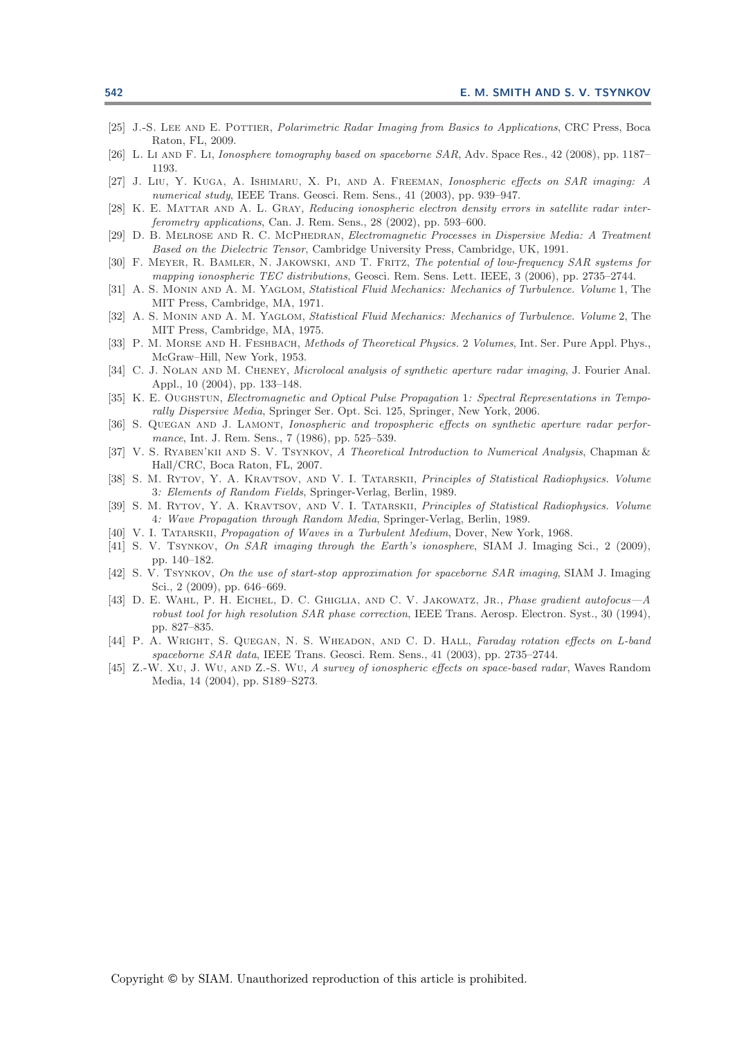[25] J.-S. Lee and E. Pottier, *Polarimetric Radar Imaging from Basics to Applications*, CRC Press, Boca Raton, FL, 2009.

[26] L. Li and F. Li, *Ionosphere tomography based on spaceborne SAR*, Adv. Space Res., 42 (2008), pp. 1187–1193.

[27] J. Liu, Y. Kuga, A. Ishimaru, X. Pi, and A. Freeman, *Ionospheric effects on SAR imaging: A numerical study*, IEEE Trans. Geosci. Rem. Sens., 41 (2003), pp. 939–947.

[28] K. E. Mattar and A. L. Gray, *Reducing ionospheric electron density errors in satellite radar interferometry applications*, Can. J. Rem. Sens., 28 (2002), pp. 593–600.

[29] D. B. Melrose and R. C. McPhedran, *Electromagnetic Processes in Dispersive Media: A Treatment Based on the Dielectric Tensor*, Cambridge University Press, Cambridge, UK, 1991.

[30] F. Meyer, R. Bamler, N. Jakowski, and T. Fritz, *The potential of low-frequency SAR systems for mapping ionospheric TEC distributions*, Geosci. Rem. Sens. Lett. IEEE, 3 (2006), pp. 2735–2744.

[31] A. S. Monin and A. M. Yaglom, *Statistical Fluid Mechanics: Mechanics of Turbulence. Volume* 1, The MIT Press, Cambridge, MA, 1971.

[32] A. S. Monin and A. M. Yaglom, *Statistical Fluid Mechanics: Mechanics of Turbulence. Volume* 2, The MIT Press, Cambridge, MA, 1975.

[33] P. M. Morse and H. Feshbach, *Methods of Theoretical Physics.* 2 *Volumes*, Int. Ser. Pure Appl. Phys., McGraw–Hill, New York, 1953.

[34] C. J. Nolan and M. Cheney, *Microlocal analysis of synthetic aperture radar imaging*, J. Fourier Anal. Appl., 10 (2004), pp. 133–148.

[35] K. E. Oughstun, *Electromagnetic and Optical Pulse Propagation* 1*: Spectral Representations in Temporally Dispersive Media*, Springer Ser. Opt. Sci. 125, Springer, New York, 2006.

[36] S. Quegan and J. Lamont, *Ionospheric and tropospheric effects on synthetic aperture radar performance*, Int. J. Rem. Sens., 7 (1986), pp. 525–539.

[37] V. S. Ryaben'kii and S. V. Tsynkov, *A Theoretical Introduction to Numerical Analysis*, Chapman & Hall/CRC, Boca Raton, FL, 2007.

[38] S. M. Rytov, Y. A. Kravtsov, and V. I. Tatarskii, *Principles of Statistical Radiophysics. Volume* 3*: Elements of Random Fields*, Springer-Verlag, Berlin, 1989.

[39] S. M. Rytov, Y. A. Kravtsov, and V. I. Tatarskii, *Principles of Statistical Radiophysics. Volume* 4*: Wave Propagation through Random Media*, Springer-Verlag, Berlin, 1989.

[40] V. I. Tatarskii, *Propagation of Waves in a Turbulent Medium*, Dover, New York, 1968.

[41] S. V. Tsynkov, *On SAR imaging through the Earth's ionosphere*, SIAM J. Imaging Sci., 2 (2009), pp. 140–182.

[42] S. V. Tsynkov, *On the use of start-stop approximation for spaceborne SAR imaging*, SIAM J. Imaging Sci., 2 (2009), pp. 646–669.

[43] D. E. Wahl, P. H. Eichel, D. C. Ghiglia, and C. V. Jakowatz, Jr., *Phase gradient autofocus—A robust tool for high resolution SAR phase correction*, IEEE Trans. Aerosp. Electron. Syst., 30 (1994), pp. 827–835.

[44] P. A. Wright, S. Quegan, N. S. Wheadon, and C. D. Hall, *Faraday rotation effects on L-band spaceborne SAR data*, IEEE Trans. Geosci. Rem. Sens., 41 (2003), pp. 2735–2744.

[45] Z.-W. Xu, J. Wu, and Z.-S. Wu, *A survey of ionospheric effects on space-based radar*, Waves Random Media, 14 (2004), pp. S189–S273.